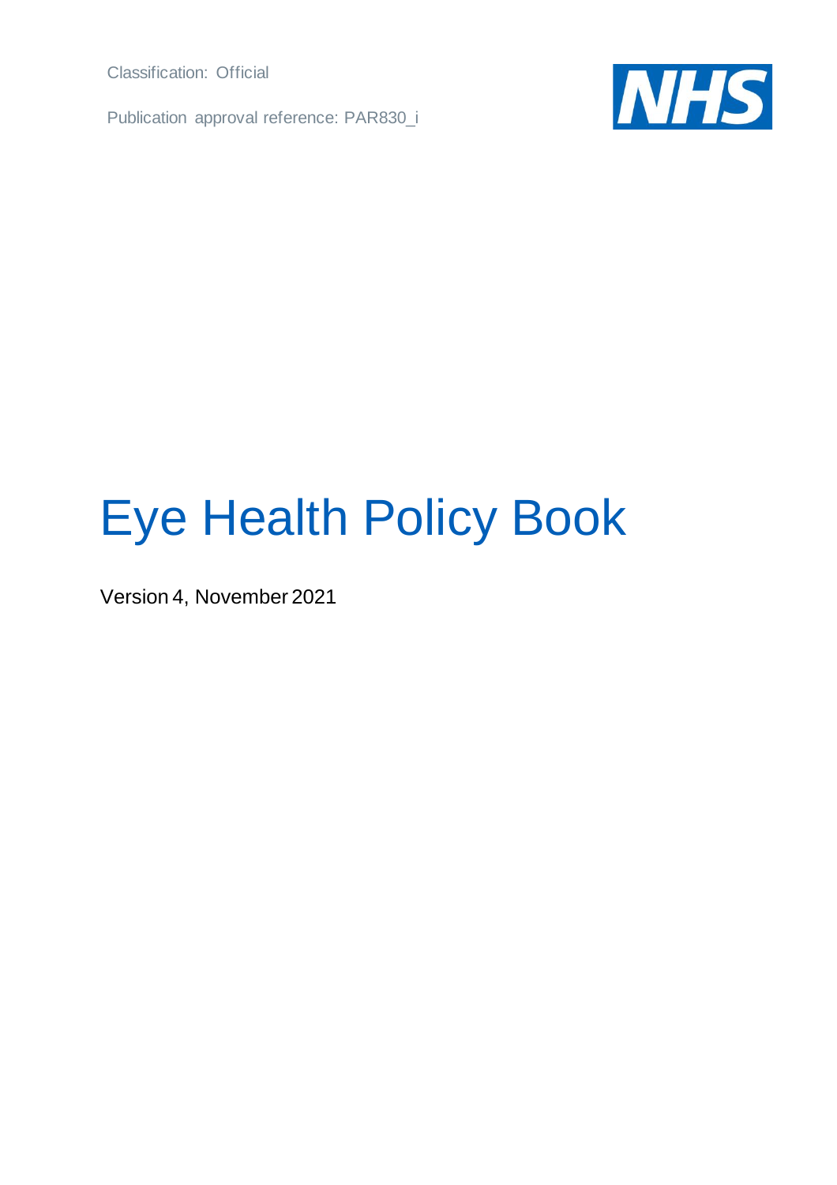Classification: Official

Publication approval reference: PAR830_i

# Eye Health Policy Book

Version 4, November 2021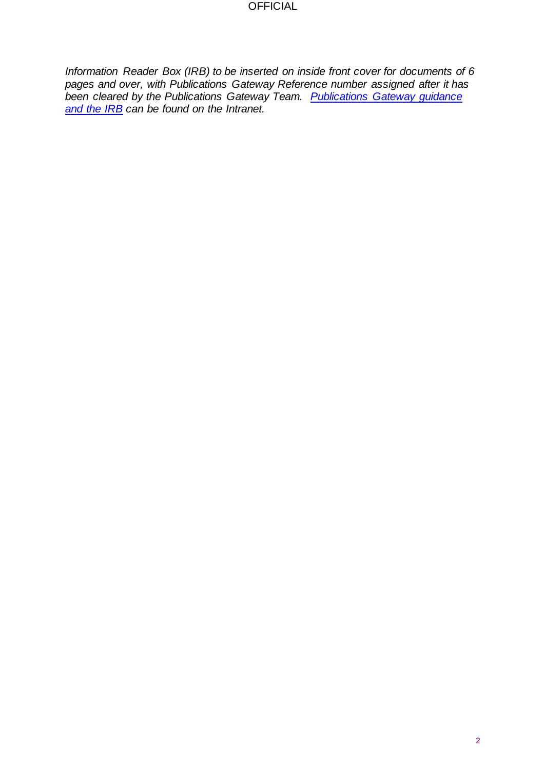*Information Reader Box (IRB) to be inserted on inside front cover for documents of 6 pages and over, with Publications Gateway Reference number assigned after it has been cleared by the Publications Gateway Team. [Publications Gateway guidance and the IRB] can be found on the Intranet.*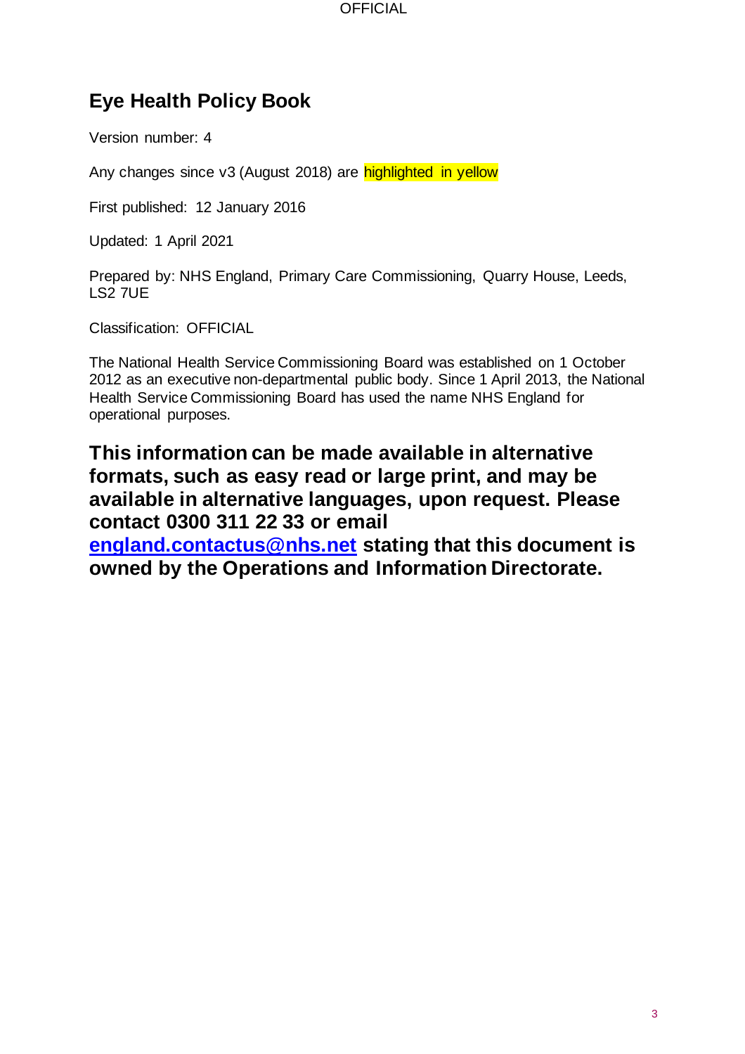# Eye Health Policy Book

Version number: 4

Any changes since v3 (August 2018) are highlighted in yellow

First published: 12 January 2016

Updated: 1 April 2021

Prepared by: NHS England, Primary Care Commissioning, Quarry House, Leeds, LS2 7UE

Classification: OFFICIAL

The National Health Service Commissioning Board was established on 1 October 2012 as an executive non-departmental public body. Since 1 April 2013, the National Health Service Commissioning Board has used the name NHS England for operational purposes.

**This information can be made available in alternative formats, such as easy read or large print, and may be available in alternative languages, upon request. Please contact 0300 311 22 33 or email england.contactus@nhs.net stating that this document is owned by the Operations and Information Directorate.**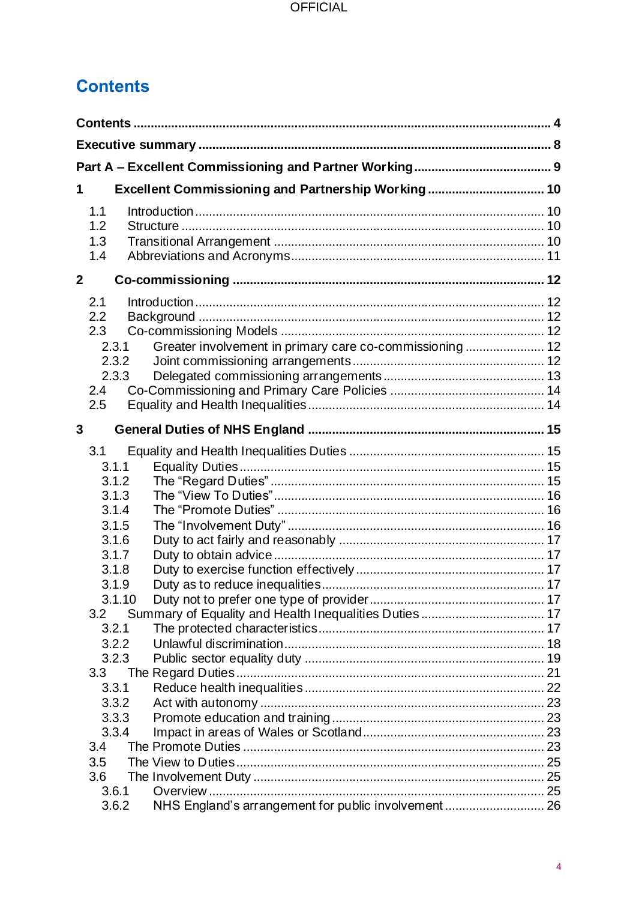# Contents

**Contents** ........................................................................................................... **4**

**Executive summary** ........................................................................................... **8**

**Part A – Excellent Commissioning and Partner Working** ........................................ **9**

**1 Excellent Commissioning and Partnership Working** ........................................ **10**

- 1.1 Introduction ........................................................................................... 10
- 1.2 Structure ................................................................................................ 10
- 1.3 Transitional Arrangement ......................................................................... 10
- 1.4 Abbreviations and Acronyms ..................................................................... 11

**2 Co-commissioning** .................................................................................... **12**

- 2.1 Introduction ........................................................................................... 12
- 2.2 Background ........................................................................................... 12
- 2.3 Co-commissioning Models ......................................................................... 12
  - 2.3.1 Greater involvement in primary care co-commissioning ........................ 12
  - 2.3.2 Joint commissioning arrangements ...................................................... 12
  - 2.3.3 Delegated commissioning arrangements .............................................. 13
- 2.4 Co-Commissioning and Primary Care Policies ............................................. 14
- 2.5 Equality and Health Inequalities ................................................................ 14

**3 General Duties of NHS England** ................................................................. **15**

- 3.1 Equality and Health Inequalities Duties ...................................................... 15
  - 3.1.1 Equality Duties ..................................................................................... 15
  - 3.1.2 The "Regard Duties" ............................................................................ 15
  - 3.1.3 The "View To Duties" ............................................................................ 16
  - 3.1.4 The "Promote Duties" ........................................................................... 16
  - 3.1.5 The "Involvement Duty" ........................................................................ 16
  - 3.1.6 Duty to act fairly and reasonably ........................................................... 17
  - 3.1.7 Duty to obtain advice ............................................................................ 17
  - 3.1.8 Duty to exercise function effectively ..................................................... 17
  - 3.1.9 Duty as to reduce inequalities ................................................................ 17
  - 3.1.10 Duty not to prefer one type of provider .................................................. 17
- 3.2 Summary of Equality and Health Inequalities Duties .................................... 17
  - 3.2.1 The protected characteristics ................................................................ 17
  - 3.2.2 Unlawful discrimination ......................................................................... 18
  - 3.2.3 Public sector equality duty .................................................................... 19
- 3.3 The Regard Duties ................................................................................... 21
  - 3.3.1 Reduce health inequalities .................................................................... 22
  - 3.3.2 Act with autonomy ................................................................................ 23
  - 3.3.3 Promote education and training ............................................................ 23
  - 3.3.4 Impact in areas of Wales or Scotland ..................................................... 23
- 3.4 The Promote Duties ................................................................................. 23
- 3.5 The View to Duties ................................................................................... 25
- 3.6 The Involvement Duty .............................................................................. 25
  - 3.6.1 Overview ............................................................................................. 25
  - 3.6.2 NHS England's arrangement for public involvement ............................... 26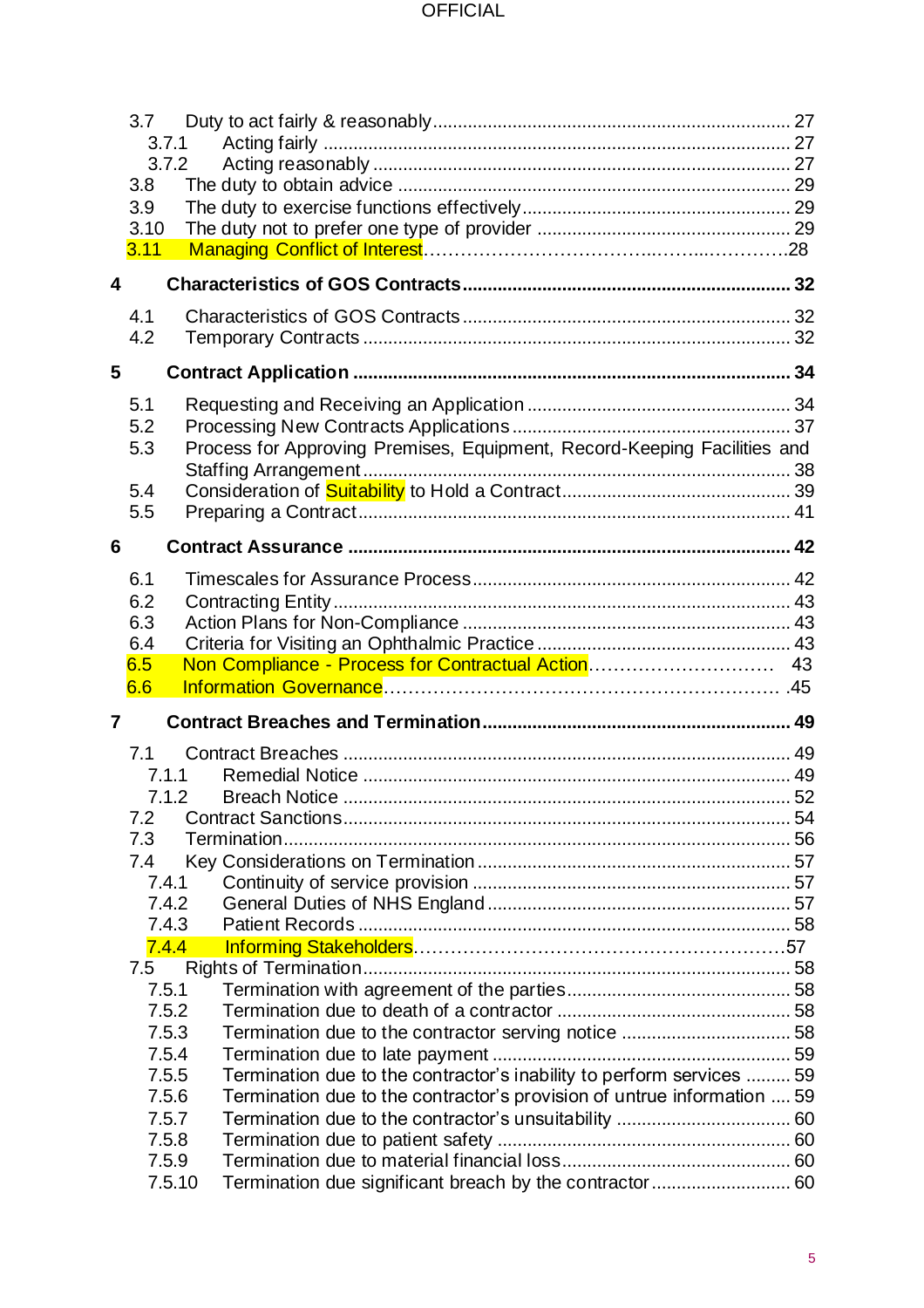3.7 Duty to act fairly & reasonably ........................................................................ 27
  3.7.1 Acting fairly ............................................................................................. 27
  3.7.2 Acting reasonably ................................................................................... 27
3.8 The duty to obtain advice ............................................................................... 29
3.9 The duty to exercise functions effectively ..................................................... 29
3.10 The duty not to prefer one type of provider .................................................. 29
3.11 Managing Conflict of Interest……………………………..……..…………..28

**4 Characteristics of GOS Contracts ................................................................. 32**

4.1 Characteristics of GOS Contracts .................................................................. 32
4.2 Temporary Contracts ..................................................................................... 32

**5 Contract Application ...................................................................................... 34**

5.1 Requesting and Receiving an Application ..................................................... 34
5.2 Processing New Contracts Applications ........................................................ 37
5.3 Process for Approving Premises, Equipment, Record-Keeping Facilities and Staffing Arrangement ..................................................................................... 38
5.4 Consideration of Suitability to Hold a Contract .............................................. 39
5.5 Preparing a Contract ...................................................................................... 41

**6 Contract Assurance ....................................................................................... 42**

6.1 Timescales for Assurance Process ................................................................ 42
6.2 Contracting Entity ........................................................................................... 43
6.3 Action Plans for Non-Compliance .................................................................. 43
6.4 Criteria for Visiting an Ophthalmic Practice ................................................... 43
6.5 Non Compliance - Process for Contractual Action………………………… 43
6.6 Information Governance………………………………………………………….45

**7 Contract Breaches and Termination ............................................................. 49**

7.1 Contract Breaches ......................................................................................... 49
  7.1.1 Remedial Notice ..................................................................................... 49
  7.1.2 Breach Notice ......................................................................................... 52
7.2 Contract Sanctions ......................................................................................... 54
7.3 Termination ..................................................................................................... 56
7.4 Key Considerations on Termination ............................................................... 57
  7.4.1 Continuity of service provision ............................................................... 57
  7.4.2 General Duties of NHS England ............................................................. 57
  7.4.3 Patient Records ...................................................................................... 58
  7.4.4 Informing Stakeholders……………………………………………………57
7.5 Rights of Termination ..................................................................................... 58
  7.5.1 Termination with agreement of the parties ............................................. 58
  7.5.2 Termination due to death of a contractor ............................................... 58
  7.5.3 Termination due to the contractor serving notice .................................. 58
  7.5.4 Termination due to late payment ............................................................ 59
  7.5.5 Termination due to the contractor's inability to perform services ......... 59
  7.5.6 Termination due to the contractor's provision of untrue information .... 59
  7.5.7 Termination due to the contractor's unsuitability .................................. 60
  7.5.8 Termination due to patient safety .......................................................... 60
  7.5.9 Termination due to material financial loss ............................................. 60
  7.5.10 Termination due significant breach by the contractor ........................... 60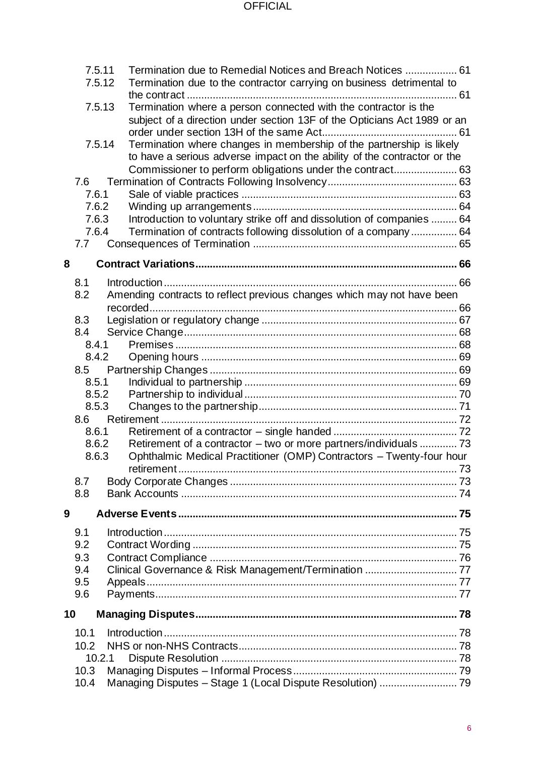7.5.11 Termination due to Remedial Notices and Breach Notices .................. 61
7.5.12 Termination due to the contractor carrying on business detrimental to the contract .............................................................................................. 61
7.5.13 Termination where a person connected with the contractor is the subject of a direction under section 13F of the Opticians Act 1989 or an order under section 13H of the same Act............................................... 61
7.5.14 Termination where changes in membership of the partnership is likely to have a serious adverse impact on the ability of the contractor or the Commissioner to perform obligations under the contract...................... 63
7.6 Termination of Contracts Following Insolvency............................................ 63
7.6.1 Sale of viable practices ........................................................................... 63
7.6.2 Winding up arrangements....................................................................... 64
7.6.3 Introduction to voluntary strike off and dissolution of companies ......... 64
7.6.4 Termination of contracts following dissolution of a company................ 64
7.7 Consequences of Termination ....................................................................... 65

**8 Contract Variations........................................................................................... 66**

8.1 Introduction...................................................................................................... 66
8.2 Amending contracts to reflect previous changes which may not have been recorded........................................................................................................... 66
8.3 Legislation or regulatory change .................................................................... 67
8.4 Service Change................................................................................................ 68
8.4.1 Premises .................................................................................................. 68
8.4.2 Opening hours ......................................................................................... 69
8.5 Partnership Changes ...................................................................................... 69
8.5.1 Individual to partnership .......................................................................... 69
8.5.2 Partnership to individual.......................................................................... 70
8.5.3 Changes to the partnership..................................................................... 71
8.6 Retirement ....................................................................................................... 72
8.6.1 Retirement of a contractor – single handed ........................................... 72
8.6.2 Retirement of a contractor – two or more partners/individuals ............. 73
8.6.3 Ophthalmic Medical Practitioner (OMP) Contractors – Twenty-four hour retirement................................................................................................. 73
8.7 Body Corporate Changes ............................................................................... 73
8.8 Bank Accounts ................................................................................................ 74

**9 Adverse Events................................................................................................. 75**

9.1 Introduction...................................................................................................... 75
9.2 Contract Wording ............................................................................................ 75
9.3 Contract Compliance ...................................................................................... 76
9.4 Clinical Governance & Risk Management/Termination ................................ 77
9.5 Appeals............................................................................................................ 77
9.6 Payments......................................................................................................... 77

**10 Managing Disputes.......................................................................................... 78**

10.1 Introduction...................................................................................................... 78
10.2 NHS or non-NHS Contracts............................................................................ 78
10.2.1 Dispute Resolution .................................................................................. 78
10.3 Managing Disputes – Informal Process......................................................... 79
10.4 Managing Disputes – Stage 1 (Local Dispute Resolution) ........................... 79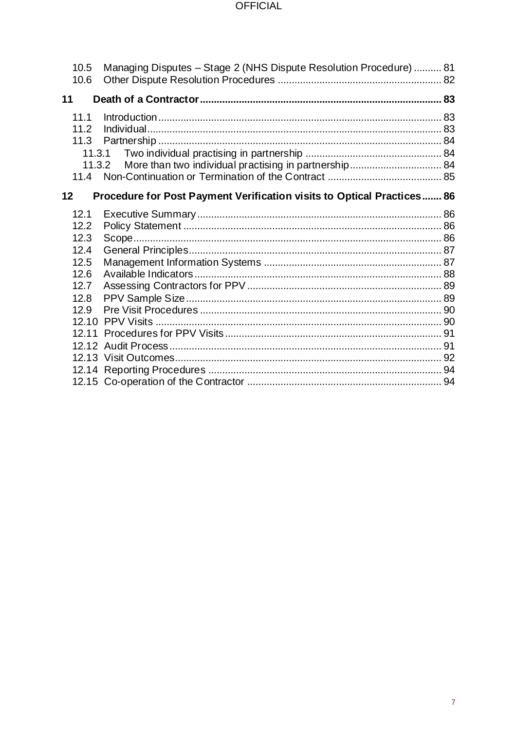10.5 Managing Disputes – Stage 2 (NHS Dispute Resolution Procedure) .......... 81
10.6 Other Dispute Resolution Procedures .......................................................... 82

**11 Death of a Contractor ....................................................................................... 83**

11.1 Introduction ..................................................................................................... 83
11.2 Individual ......................................................................................................... 83
11.3 Partnership ..................................................................................................... 84
11.3.1 Two individual practising in partnership ................................................. 84
11.3.2 More than two individual practising in partnership ................................. 84
11.4 Non-Continuation or Termination of the Contract ......................................... 85

**12 Procedure for Post Payment Verification visits to Optical Practices ....... 86**

12.1 Executive Summary ....................................................................................... 86
12.2 Policy Statement ............................................................................................ 86
12.3 Scope ............................................................................................................. 86
12.4 General Principles .......................................................................................... 87
12.5 Management Information Systems ............................................................... 87
12.6 Available Indicators ........................................................................................ 88
12.7 Assessing Contractors for PPV ..................................................................... 89
12.8 PPV Sample Size ........................................................................................... 89
12.9 Pre Visit Procedures ...................................................................................... 90
12.10 PPV Visits ...................................................................................................... 90
12.11 Procedures for PPV Visits ............................................................................. 91
12.12 Audit Process ................................................................................................. 91
12.13 Visit Outcomes ............................................................................................... 92
12.14 Reporting Procedures .................................................................................... 94
12.15 Co-operation of the Contractor ..................................................................... 94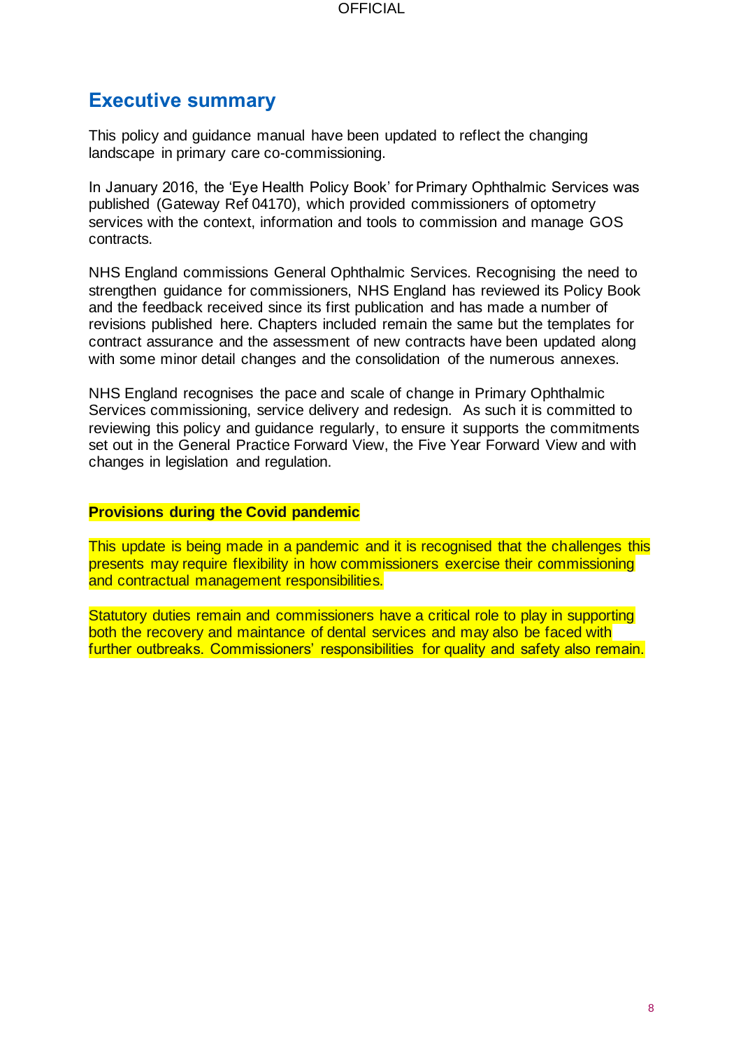# Executive summary

This policy and guidance manual have been updated to reflect the changing landscape in primary care co-commissioning.

In January 2016, the 'Eye Health Policy Book' for Primary Ophthalmic Services was published (Gateway Ref 04170), which provided commissioners of optometry services with the context, information and tools to commission and manage GOS contracts.

NHS England commissions General Ophthalmic Services. Recognising the need to strengthen guidance for commissioners, NHS England has reviewed its Policy Book and the feedback received since its first publication and has made a number of revisions published here. Chapters included remain the same but the templates for contract assurance and the assessment of new contracts have been updated along with some minor detail changes and the consolidation of the numerous annexes.

NHS England recognises the pace and scale of change in Primary Ophthalmic Services commissioning, service delivery and redesign. As such it is committed to reviewing this policy and guidance regularly, to ensure it supports the commitments set out in the General Practice Forward View, the Five Year Forward View and with changes in legislation and regulation.

**Provisions during the Covid pandemic**

This update is being made in a pandemic and it is recognised that the challenges this presents may require flexibility in how commissioners exercise their commissioning and contractual management responsibilities.

Statutory duties remain and commissioners have a critical role to play in supporting both the recovery and maintance of dental services and may also be faced with further outbreaks. Commissioners' responsibilities for quality and safety also remain.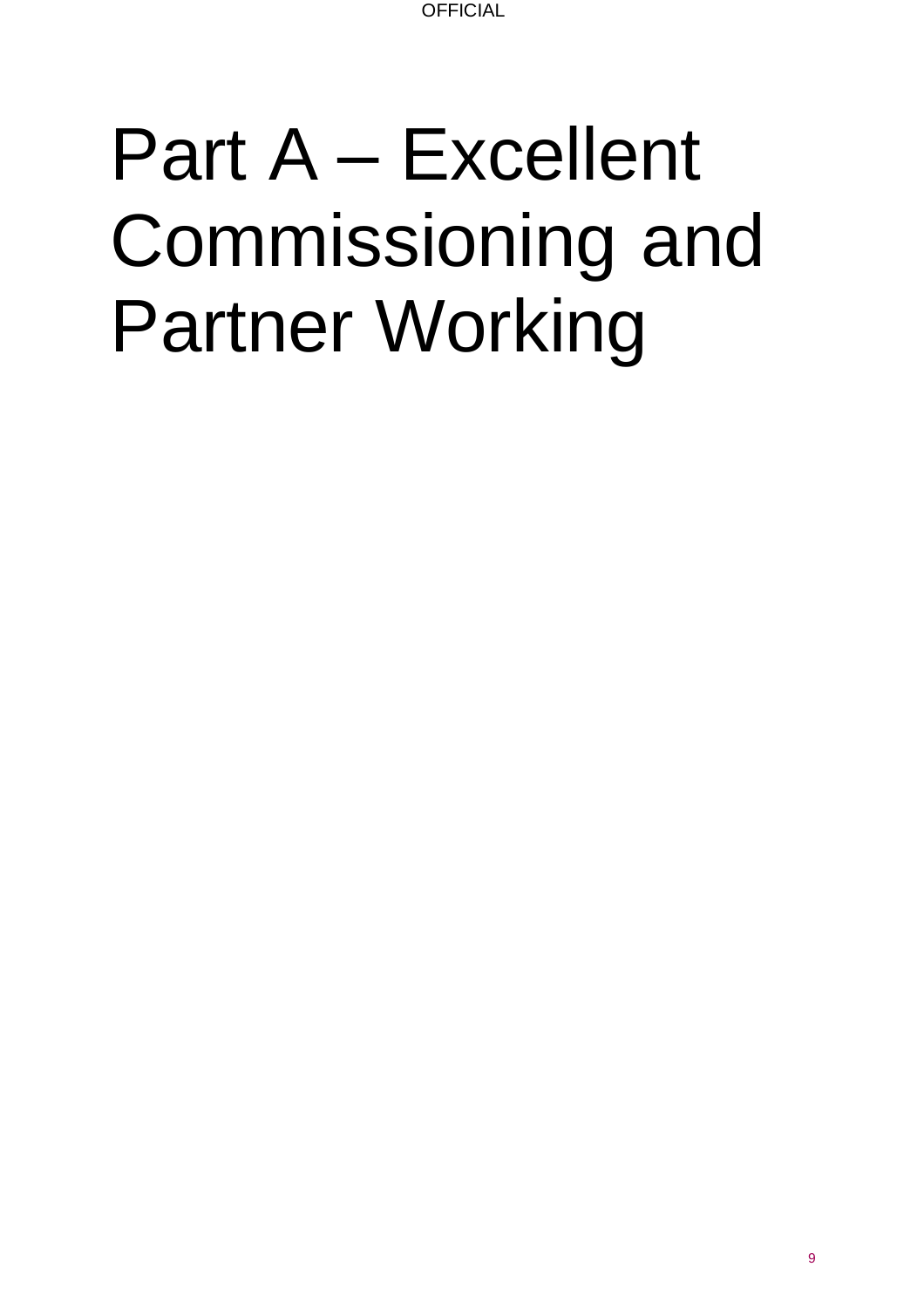# Part A – Excellent Commissioning and Partner Working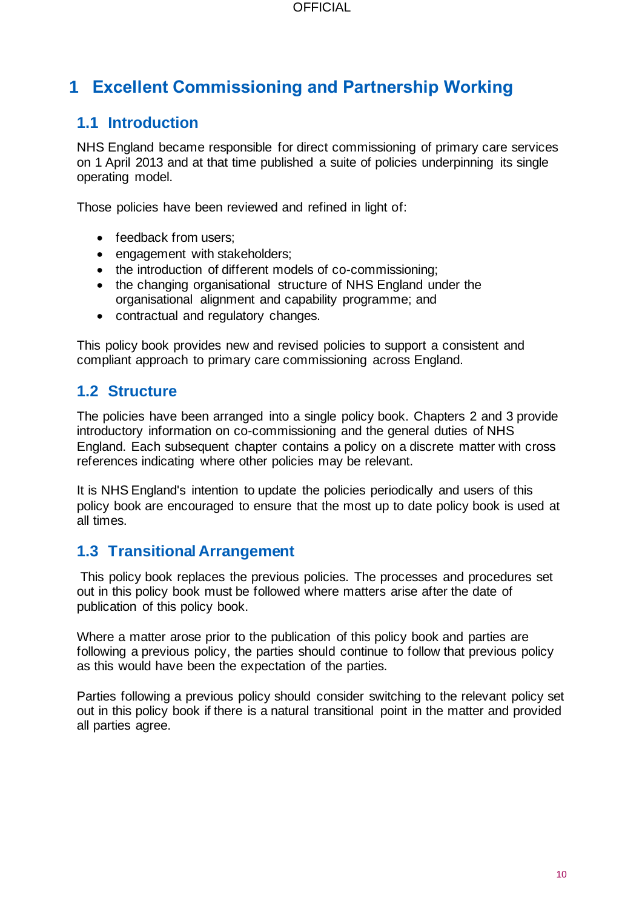# 1 Excellent Commissioning and Partnership Working

## 1.1 Introduction

NHS England became responsible for direct commissioning of primary care services on 1 April 2013 and at that time published a suite of policies underpinning its single operating model.

Those policies have been reviewed and refined in light of:

- feedback from users;
- engagement with stakeholders;
- the introduction of different models of co-commissioning;
- the changing organisational structure of NHS England under the organisational alignment and capability programme; and
- contractual and regulatory changes.

This policy book provides new and revised policies to support a consistent and compliant approach to primary care commissioning across England.

## 1.2 Structure

The policies have been arranged into a single policy book. Chapters 2 and 3 provide introductory information on co-commissioning and the general duties of NHS England. Each subsequent chapter contains a policy on a discrete matter with cross references indicating where other policies may be relevant.

It is NHS England's intention to update the policies periodically and users of this policy book are encouraged to ensure that the most up to date policy book is used at all times.

## 1.3 Transitional Arrangement

This policy book replaces the previous policies. The processes and procedures set out in this policy book must be followed where matters arise after the date of publication of this policy book.

Where a matter arose prior to the publication of this policy book and parties are following a previous policy, the parties should continue to follow that previous policy as this would have been the expectation of the parties.

Parties following a previous policy should consider switching to the relevant policy set out in this policy book if there is a natural transitional point in the matter and provided all parties agree.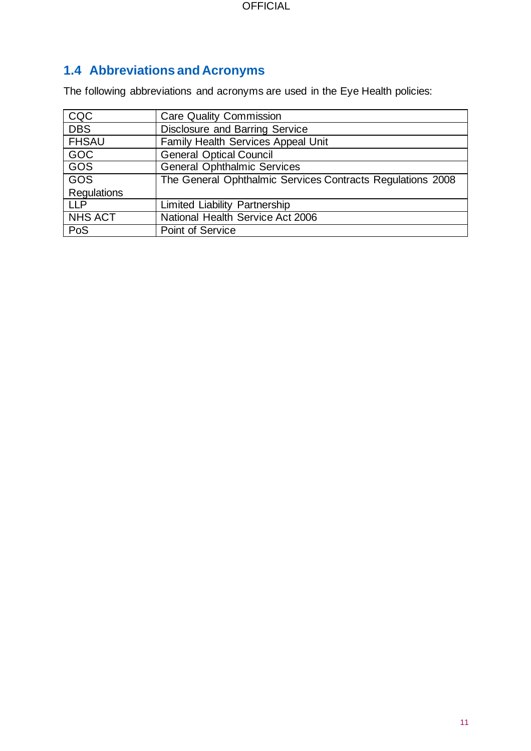## 1.4 Abbreviations and Acronyms

The following abbreviations and acronyms are used in the Eye Health policies:

| | |
|---|---|
| CQC | Care Quality Commission |
| DBS | Disclosure and Barring Service |
| FHSAU | Family Health Services Appeal Unit |
| GOC | General Optical Council |
| GOS | General Ophthalmic Services |
| GOS Regulations | The General Ophthalmic Services Contracts Regulations 2008 |
| LLP | Limited Liability Partnership |
| NHS ACT | National Health Service Act 2006 |
| PoS | Point of Service |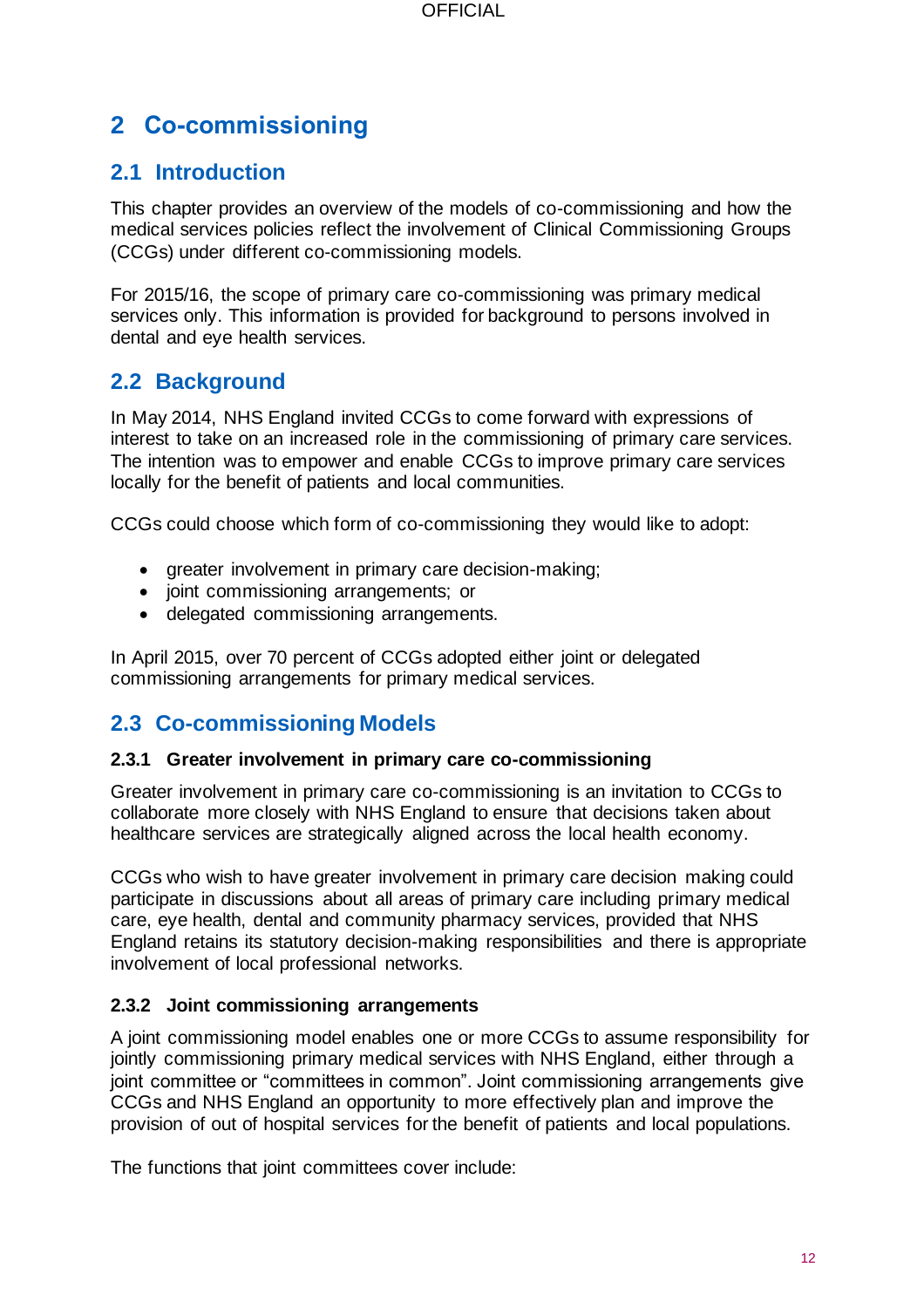# 2 Co-commissioning

## 2.1 Introduction

This chapter provides an overview of the models of co-commissioning and how the medical services policies reflect the involvement of Clinical Commissioning Groups (CCGs) under different co-commissioning models.

For 2015/16, the scope of primary care co-commissioning was primary medical services only. This information is provided for background to persons involved in dental and eye health services.

## 2.2 Background

In May 2014, NHS England invited CCGs to come forward with expressions of interest to take on an increased role in the commissioning of primary care services. The intention was to empower and enable CCGs to improve primary care services locally for the benefit of patients and local communities.

CCGs could choose which form of co-commissioning they would like to adopt:

- greater involvement in primary care decision-making;
- joint commissioning arrangements; or
- delegated commissioning arrangements.

In April 2015, over 70 percent of CCGs adopted either joint or delegated commissioning arrangements for primary medical services.

## 2.3 Co-commissioning Models

### 2.3.1 Greater involvement in primary care co-commissioning

Greater involvement in primary care co-commissioning is an invitation to CCGs to collaborate more closely with NHS England to ensure that decisions taken about healthcare services are strategically aligned across the local health economy.

CCGs who wish to have greater involvement in primary care decision making could participate in discussions about all areas of primary care including primary medical care, eye health, dental and community pharmacy services, provided that NHS England retains its statutory decision-making responsibilities and there is appropriate involvement of local professional networks.

### 2.3.2 Joint commissioning arrangements

A joint commissioning model enables one or more CCGs to assume responsibility for jointly commissioning primary medical services with NHS England, either through a joint committee or "committees in common". Joint commissioning arrangements give CCGs and NHS England an opportunity to more effectively plan and improve the provision of out of hospital services for the benefit of patients and local populations.

The functions that joint committees cover include: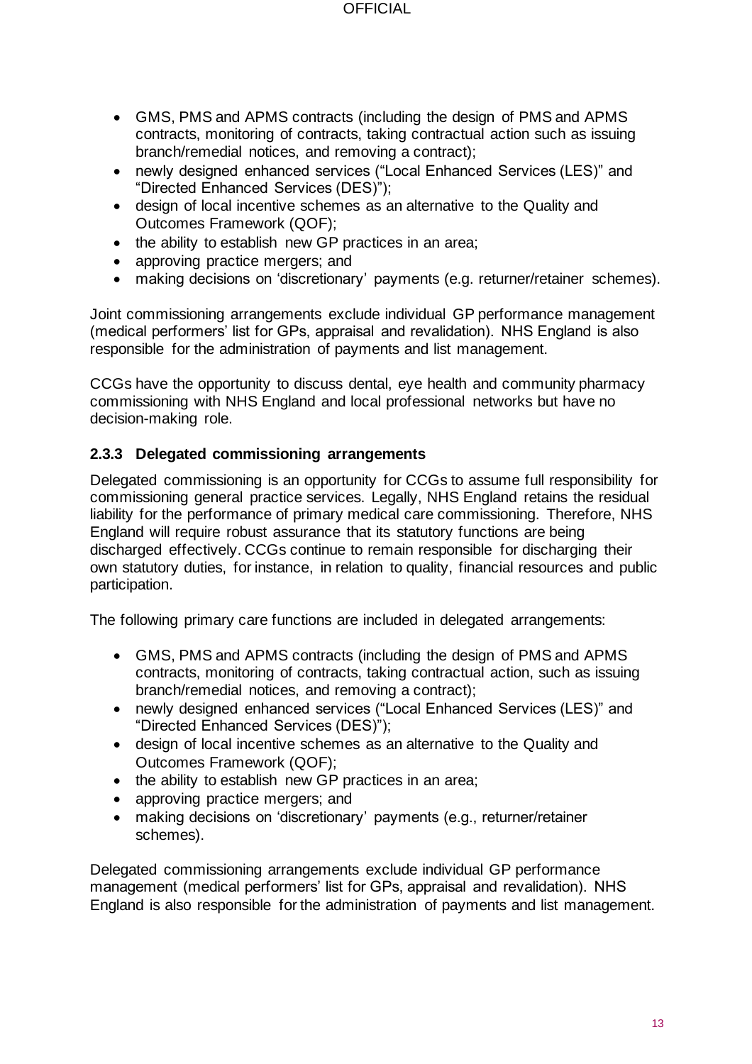- GMS, PMS and APMS contracts (including the design of PMS and APMS contracts, monitoring of contracts, taking contractual action such as issuing branch/remedial notices, and removing a contract);
- newly designed enhanced services ("Local Enhanced Services (LES)" and "Directed Enhanced Services (DES)");
- design of local incentive schemes as an alternative to the Quality and Outcomes Framework (QOF);
- the ability to establish new GP practices in an area;
- approving practice mergers; and
- making decisions on 'discretionary' payments (e.g. returner/retainer schemes).

Joint commissioning arrangements exclude individual GP performance management (medical performers' list for GPs, appraisal and revalidation). NHS England is also responsible for the administration of payments and list management.

CCGs have the opportunity to discuss dental, eye health and community pharmacy commissioning with NHS England and local professional networks but have no decision-making role.

### 2.3.3 Delegated commissioning arrangements

Delegated commissioning is an opportunity for CCGs to assume full responsibility for commissioning general practice services. Legally, NHS England retains the residual liability for the performance of primary medical care commissioning. Therefore, NHS England will require robust assurance that its statutory functions are being discharged effectively. CCGs continue to remain responsible for discharging their own statutory duties, for instance, in relation to quality, financial resources and public participation.

The following primary care functions are included in delegated arrangements:

- GMS, PMS and APMS contracts (including the design of PMS and APMS contracts, monitoring of contracts, taking contractual action, such as issuing branch/remedial notices, and removing a contract);
- newly designed enhanced services ("Local Enhanced Services (LES)" and "Directed Enhanced Services (DES)");
- design of local incentive schemes as an alternative to the Quality and Outcomes Framework (QOF);
- the ability to establish new GP practices in an area;
- approving practice mergers; and
- making decisions on 'discretionary' payments (e.g., returner/retainer schemes).

Delegated commissioning arrangements exclude individual GP performance management (medical performers' list for GPs, appraisal and revalidation). NHS England is also responsible for the administration of payments and list management.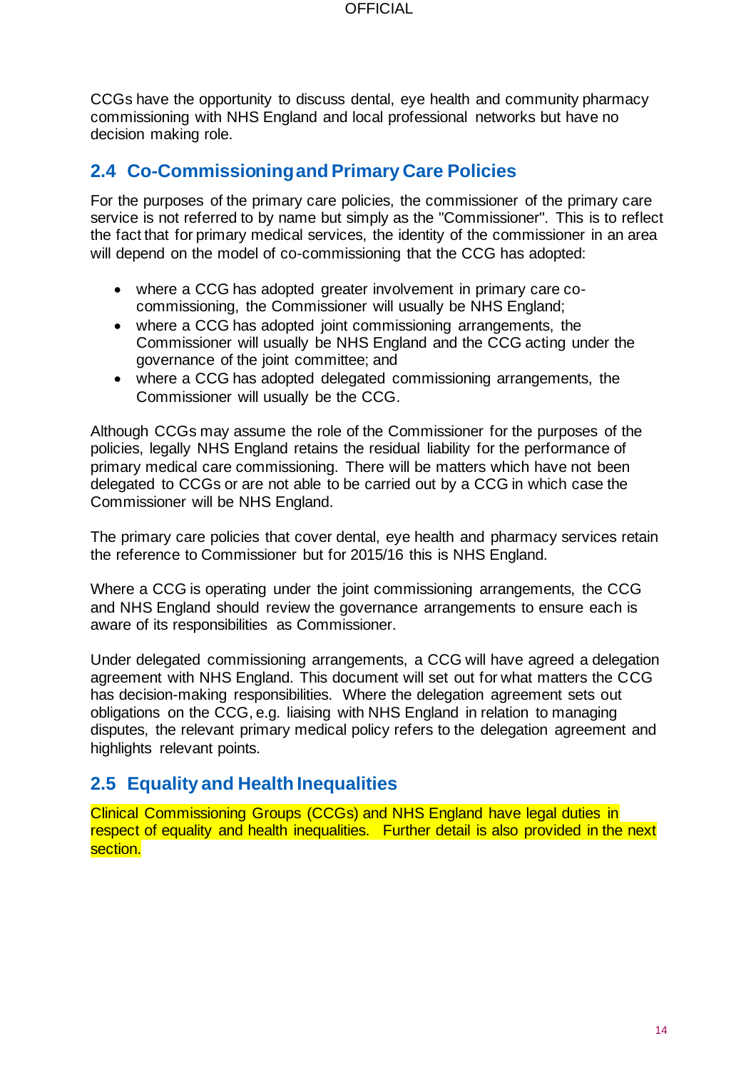CCGs have the opportunity to discuss dental, eye health and community pharmacy commissioning with NHS England and local professional networks but have no decision making role.

## 2.4 Co-Commissioning and Primary Care Policies

For the purposes of the primary care policies, the commissioner of the primary care service is not referred to by name but simply as the "Commissioner". This is to reflect the fact that for primary medical services, the identity of the commissioner in an area will depend on the model of co-commissioning that the CCG has adopted:

- where a CCG has adopted greater involvement in primary care co-commissioning, the Commissioner will usually be NHS England;
- where a CCG has adopted joint commissioning arrangements, the Commissioner will usually be NHS England and the CCG acting under the governance of the joint committee; and
- where a CCG has adopted delegated commissioning arrangements, the Commissioner will usually be the CCG.

Although CCGs may assume the role of the Commissioner for the purposes of the policies, legally NHS England retains the residual liability for the performance of primary medical care commissioning. There will be matters which have not been delegated to CCGs or are not able to be carried out by a CCG in which case the Commissioner will be NHS England.

The primary care policies that cover dental, eye health and pharmacy services retain the reference to Commissioner but for 2015/16 this is NHS England.

Where a CCG is operating under the joint commissioning arrangements, the CCG and NHS England should review the governance arrangements to ensure each is aware of its responsibilities as Commissioner.

Under delegated commissioning arrangements, a CCG will have agreed a delegation agreement with NHS England. This document will set out for what matters the CCG has decision-making responsibilities. Where the delegation agreement sets out obligations on the CCG, e.g. liaising with NHS England in relation to managing disputes, the relevant primary medical policy refers to the delegation agreement and highlights relevant points.

## 2.5 Equality and Health Inequalities

Clinical Commissioning Groups (CCGs) and NHS England have legal duties in respect of equality and health inequalities. Further detail is also provided in the next section.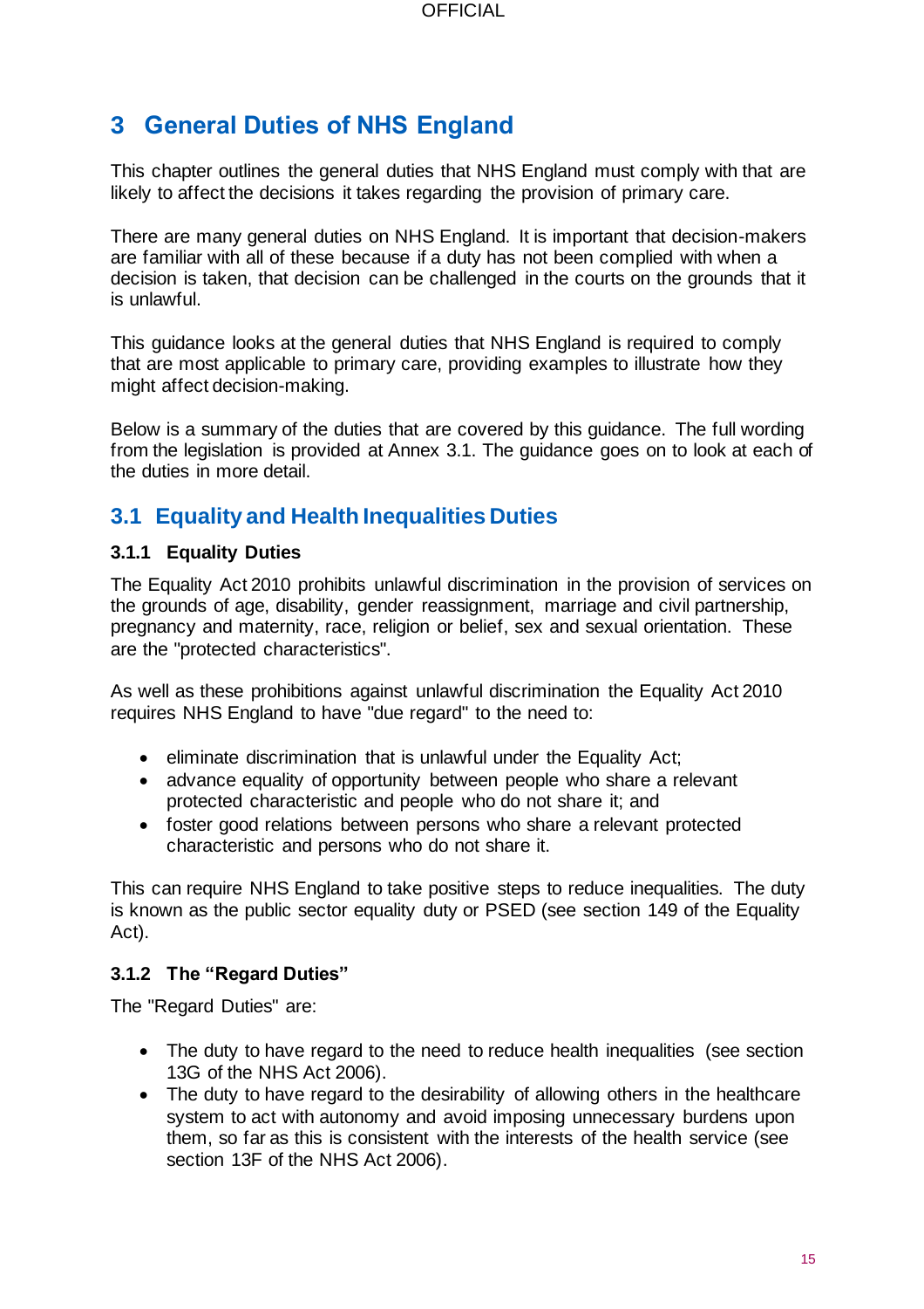# 3 General Duties of NHS England

This chapter outlines the general duties that NHS England must comply with that are likely to affect the decisions it takes regarding the provision of primary care.

There are many general duties on NHS England. It is important that decision-makers are familiar with all of these because if a duty has not been complied with when a decision is taken, that decision can be challenged in the courts on the grounds that it is unlawful.

This guidance looks at the general duties that NHS England is required to comply that are most applicable to primary care, providing examples to illustrate how they might affect decision-making.

Below is a summary of the duties that are covered by this guidance. The full wording from the legislation is provided at Annex 3.1. The guidance goes on to look at each of the duties in more detail.

## 3.1 Equality and Health Inequalities Duties

### 3.1.1 Equality Duties

The Equality Act 2010 prohibits unlawful discrimination in the provision of services on the grounds of age, disability, gender reassignment, marriage and civil partnership, pregnancy and maternity, race, religion or belief, sex and sexual orientation. These are the "protected characteristics".

As well as these prohibitions against unlawful discrimination the Equality Act 2010 requires NHS England to have "due regard" to the need to:

- eliminate discrimination that is unlawful under the Equality Act;
- advance equality of opportunity between people who share a relevant protected characteristic and people who do not share it; and
- foster good relations between persons who share a relevant protected characteristic and persons who do not share it.

This can require NHS England to take positive steps to reduce inequalities. The duty is known as the public sector equality duty or PSED (see section 149 of the Equality Act).

### 3.1.2 The "Regard Duties"

The "Regard Duties" are:

- The duty to have regard to the need to reduce health inequalities (see section 13G of the NHS Act 2006).
- The duty to have regard to the desirability of allowing others in the healthcare system to act with autonomy and avoid imposing unnecessary burdens upon them, so far as this is consistent with the interests of the health service (see section 13F of the NHS Act 2006).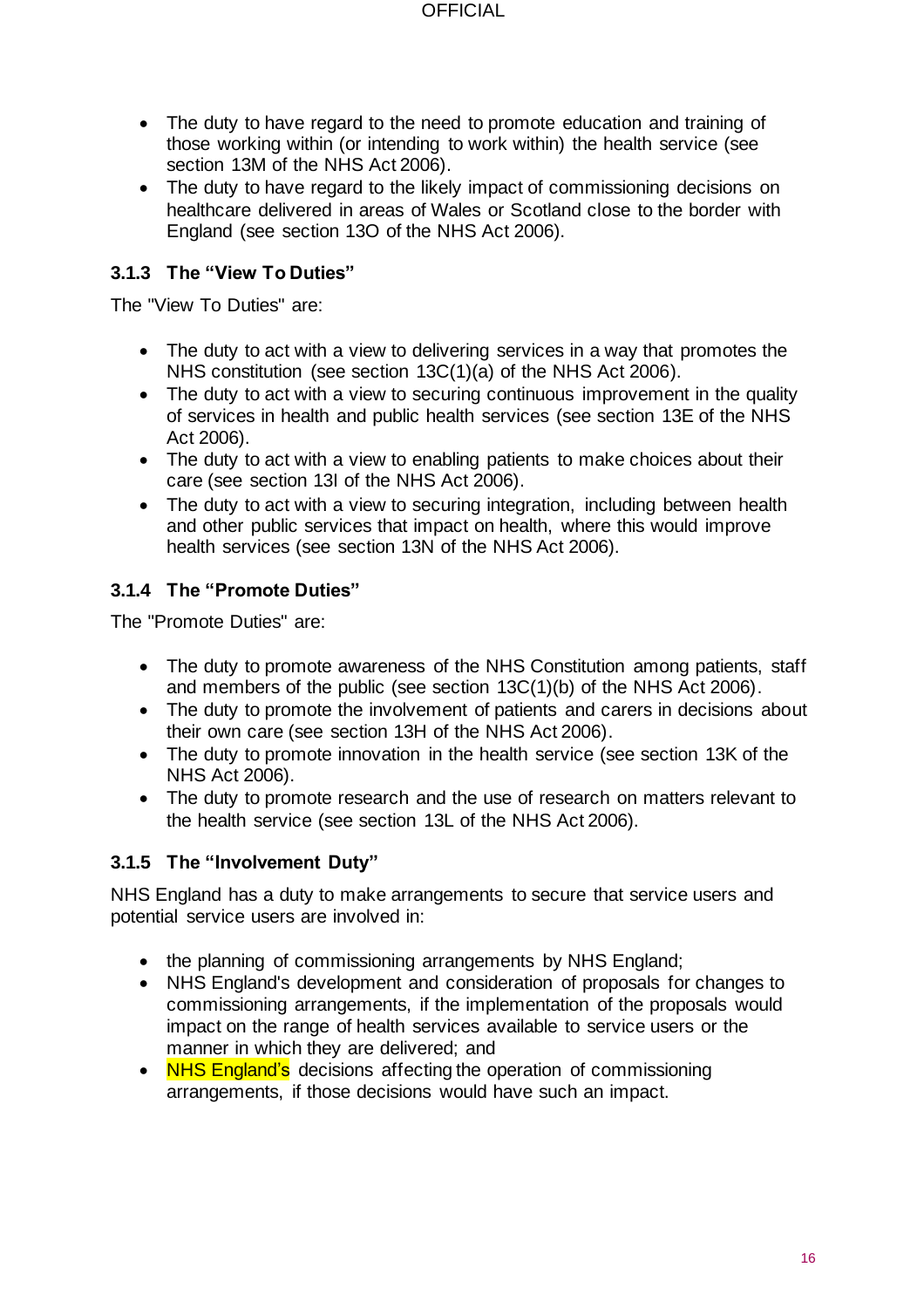- The duty to have regard to the need to promote education and training of those working within (or intending to work within) the health service (see section 13M of the NHS Act 2006).
- The duty to have regard to the likely impact of commissioning decisions on healthcare delivered in areas of Wales or Scotland close to the border with England (see section 13O of the NHS Act 2006).

### 3.1.3 The "View To Duties"

The "View To Duties" are:

- The duty to act with a view to delivering services in a way that promotes the NHS constitution (see section 13C(1)(a) of the NHS Act 2006).
- The duty to act with a view to securing continuous improvement in the quality of services in health and public health services (see section 13E of the NHS Act 2006).
- The duty to act with a view to enabling patients to make choices about their care (see section 13I of the NHS Act 2006).
- The duty to act with a view to securing integration, including between health and other public services that impact on health, where this would improve health services (see section 13N of the NHS Act 2006).

### 3.1.4 The "Promote Duties"

The "Promote Duties" are:

- The duty to promote awareness of the NHS Constitution among patients, staff and members of the public (see section 13C(1)(b) of the NHS Act 2006).
- The duty to promote the involvement of patients and carers in decisions about their own care (see section 13H of the NHS Act 2006).
- The duty to promote innovation in the health service (see section 13K of the NHS Act 2006).
- The duty to promote research and the use of research on matters relevant to the health service (see section 13L of the NHS Act 2006).

### 3.1.5 The "Involvement Duty"

NHS England has a duty to make arrangements to secure that service users and potential service users are involved in:

- the planning of commissioning arrangements by NHS England;
- NHS England's development and consideration of proposals for changes to commissioning arrangements, if the implementation of the proposals would impact on the range of health services available to service users or the manner in which they are delivered; and
- NHS England's decisions affecting the operation of commissioning arrangements, if those decisions would have such an impact.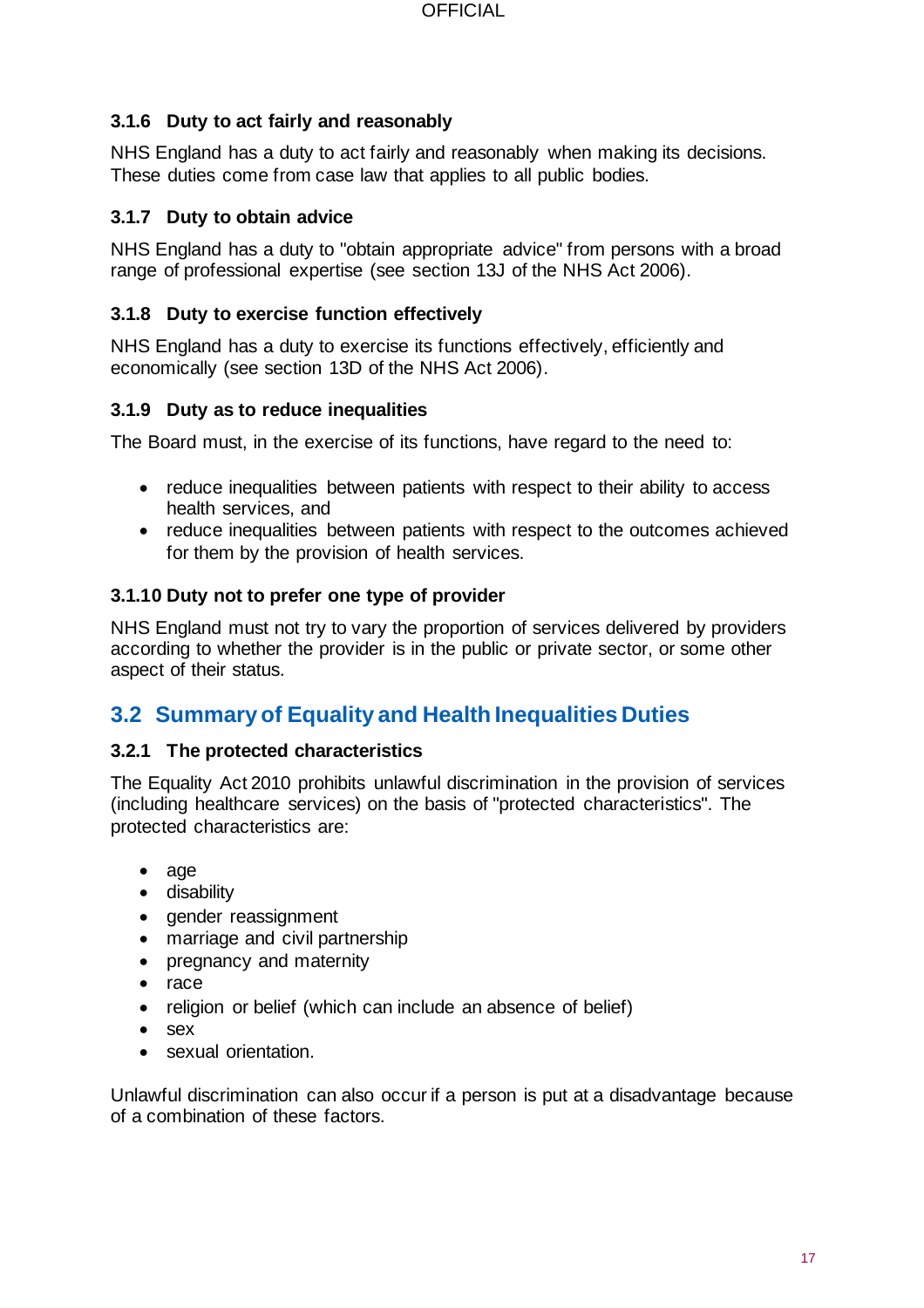### 3.1.6 Duty to act fairly and reasonably

NHS England has a duty to act fairly and reasonably when making its decisions. These duties come from case law that applies to all public bodies.

### 3.1.7 Duty to obtain advice

NHS England has a duty to "obtain appropriate advice" from persons with a broad range of professional expertise (see section 13J of the NHS Act 2006).

### 3.1.8 Duty to exercise function effectively

NHS England has a duty to exercise its functions effectively, efficiently and economically (see section 13D of the NHS Act 2006).

### 3.1.9 Duty as to reduce inequalities

The Board must, in the exercise of its functions, have regard to the need to:

- reduce inequalities between patients with respect to their ability to access health services, and
- reduce inequalities between patients with respect to the outcomes achieved for them by the provision of health services.

### 3.1.10 Duty not to prefer one type of provider

NHS England must not try to vary the proportion of services delivered by providers according to whether the provider is in the public or private sector, or some other aspect of their status.

## 3.2 Summary of Equality and Health Inequalities Duties

### 3.2.1 The protected characteristics

The Equality Act 2010 prohibits unlawful discrimination in the provision of services (including healthcare services) on the basis of "protected characteristics". The protected characteristics are:

- age
- disability
- gender reassignment
- marriage and civil partnership
- pregnancy and maternity
- race
- religion or belief (which can include an absence of belief)
- sex
- sexual orientation.

Unlawful discrimination can also occur if a person is put at a disadvantage because of a combination of these factors.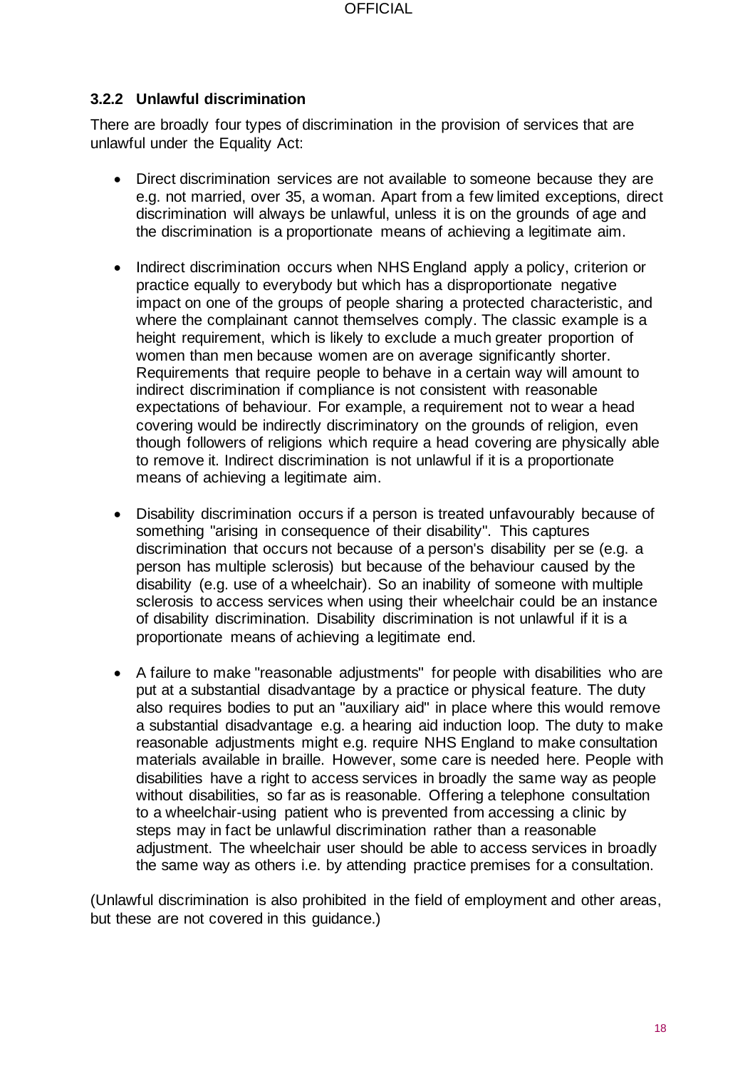### 3.2.2 Unlawful discrimination

There are broadly four types of discrimination in the provision of services that are unlawful under the Equality Act:

- Direct discrimination services are not available to someone because they are e.g. not married, over 35, a woman. Apart from a few limited exceptions, direct discrimination will always be unlawful, unless it is on the grounds of age and the discrimination is a proportionate means of achieving a legitimate aim.

- Indirect discrimination occurs when NHS England apply a policy, criterion or practice equally to everybody but which has a disproportionate negative impact on one of the groups of people sharing a protected characteristic, and where the complainant cannot themselves comply. The classic example is a height requirement, which is likely to exclude a much greater proportion of women than men because women are on average significantly shorter. Requirements that require people to behave in a certain way will amount to indirect discrimination if compliance is not consistent with reasonable expectations of behaviour. For example, a requirement not to wear a head covering would be indirectly discriminatory on the grounds of religion, even though followers of religions which require a head covering are physically able to remove it. Indirect discrimination is not unlawful if it is a proportionate means of achieving a legitimate aim.

- Disability discrimination occurs if a person is treated unfavourably because of something "arising in consequence of their disability". This captures discrimination that occurs not because of a person's disability per se (e.g. a person has multiple sclerosis) but because of the behaviour caused by the disability (e.g. use of a wheelchair). So an inability of someone with multiple sclerosis to access services when using their wheelchair could be an instance of disability discrimination. Disability discrimination is not unlawful if it is a proportionate means of achieving a legitimate end.

- A failure to make "reasonable adjustments" for people with disabilities who are put at a substantial disadvantage by a practice or physical feature. The duty also requires bodies to put an "auxiliary aid" in place where this would remove a substantial disadvantage e.g. a hearing aid induction loop. The duty to make reasonable adjustments might e.g. require NHS England to make consultation materials available in braille. However, some care is needed here. People with disabilities have a right to access services in broadly the same way as people without disabilities, so far as is reasonable. Offering a telephone consultation to a wheelchair-using patient who is prevented from accessing a clinic by steps may in fact be unlawful discrimination rather than a reasonable adjustment. The wheelchair user should be able to access services in broadly the same way as others i.e. by attending practice premises for a consultation.

(Unlawful discrimination is also prohibited in the field of employment and other areas, but these are not covered in this guidance.)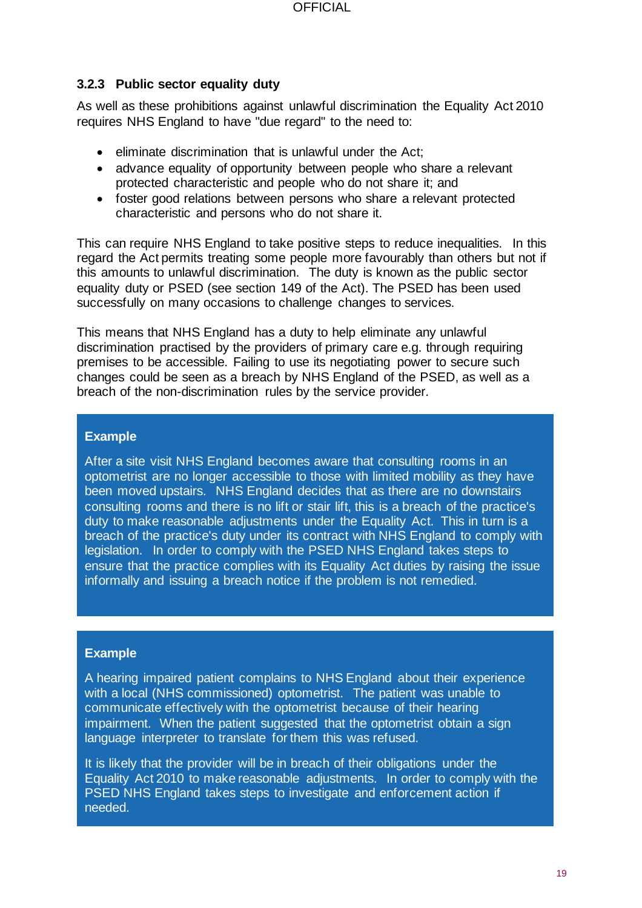### 3.2.3 Public sector equality duty

As well as these prohibitions against unlawful discrimination the Equality Act 2010 requires NHS England to have "due regard" to the need to:

- eliminate discrimination that is unlawful under the Act;
- advance equality of opportunity between people who share a relevant protected characteristic and people who do not share it; and
- foster good relations between persons who share a relevant protected characteristic and persons who do not share it.

This can require NHS England to take positive steps to reduce inequalities. In this regard the Act permits treating some people more favourably than others but not if this amounts to unlawful discrimination. The duty is known as the public sector equality duty or PSED (see section 149 of the Act). The PSED has been used successfully on many occasions to challenge changes to services.

This means that NHS England has a duty to help eliminate any unlawful discrimination practised by the providers of primary care e.g. through requiring premises to be accessible. Failing to use its negotiating power to secure such changes could be seen as a breach by NHS England of the PSED, as well as a breach of the non-discrimination rules by the service provider.

**Example**

After a site visit NHS England becomes aware that consulting rooms in an optometrist are no longer accessible to those with limited mobility as they have been moved upstairs. NHS England decides that as there are no downstairs consulting rooms and there is no lift or stair lift, this is a breach of the practice's duty to make reasonable adjustments under the Equality Act. This in turn is a breach of the practice's duty under its contract with NHS England to comply with legislation. In order to comply with the PSED NHS England takes steps to ensure that the practice complies with its Equality Act duties by raising the issue informally and issuing a breach notice if the problem is not remedied.

**Example**

A hearing impaired patient complains to NHS England about their experience with a local (NHS commissioned) optometrist. The patient was unable to communicate effectively with the optometrist because of their hearing impairment. When the patient suggested that the optometrist obtain a sign language interpreter to translate for them this was refused.

It is likely that the provider will be in breach of their obligations under the Equality Act 2010 to make reasonable adjustments. In order to comply with the PSED NHS England takes steps to investigate and enforcement action if needed.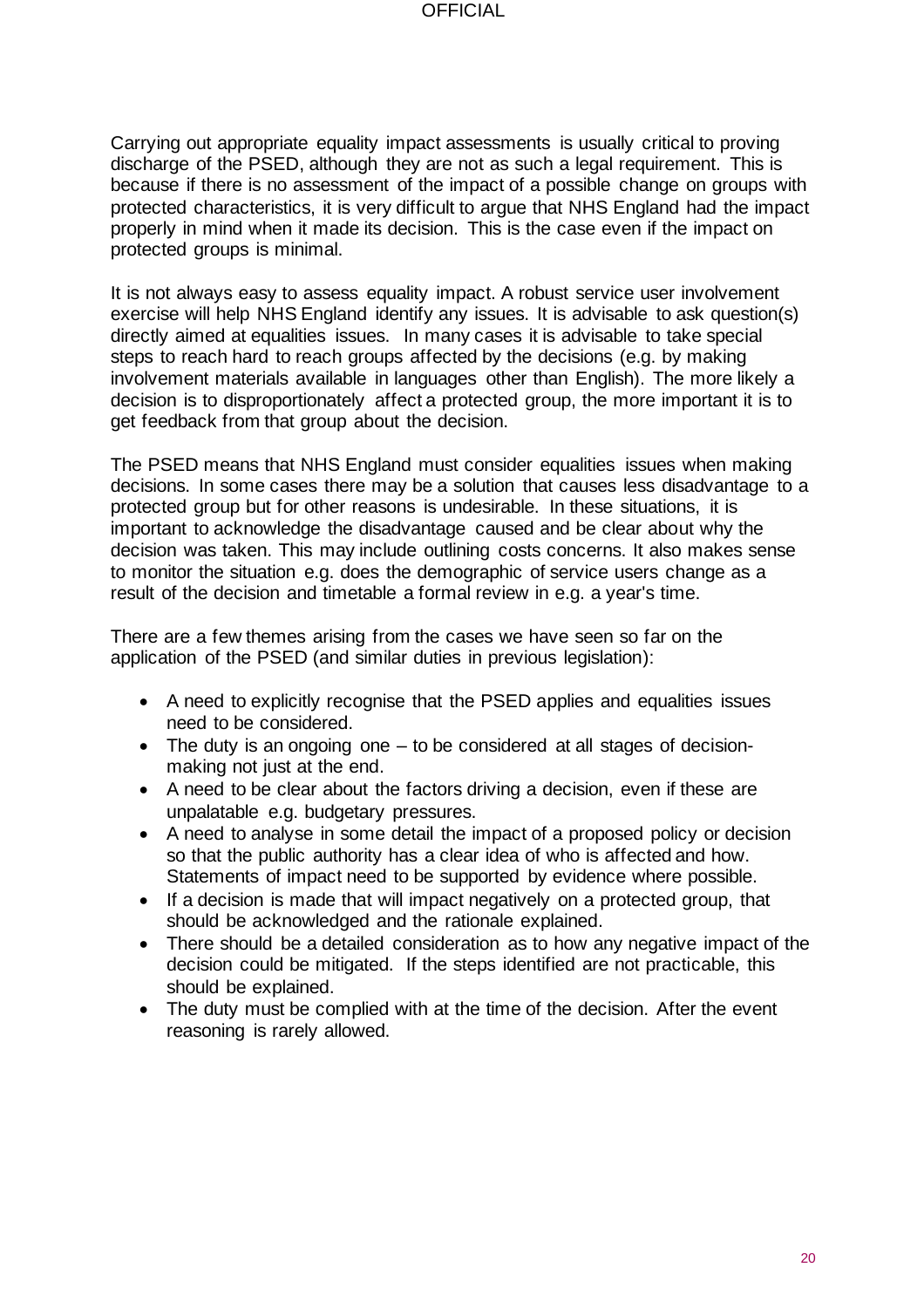Carrying out appropriate equality impact assessments is usually critical to proving discharge of the PSED, although they are not as such a legal requirement. This is because if there is no assessment of the impact of a possible change on groups with protected characteristics, it is very difficult to argue that NHS England had the impact properly in mind when it made its decision. This is the case even if the impact on protected groups is minimal.

It is not always easy to assess equality impact. A robust service user involvement exercise will help NHS England identify any issues. It is advisable to ask question(s) directly aimed at equalities issues. In many cases it is advisable to take special steps to reach hard to reach groups affected by the decisions (e.g. by making involvement materials available in languages other than English). The more likely a decision is to disproportionately affect a protected group, the more important it is to get feedback from that group about the decision.

The PSED means that NHS England must consider equalities issues when making decisions. In some cases there may be a solution that causes less disadvantage to a protected group but for other reasons is undesirable. In these situations, it is important to acknowledge the disadvantage caused and be clear about why the decision was taken. This may include outlining costs concerns. It also makes sense to monitor the situation e.g. does the demographic of service users change as a result of the decision and timetable a formal review in e.g. a year's time.

There are a few themes arising from the cases we have seen so far on the application of the PSED (and similar duties in previous legislation):

- A need to explicitly recognise that the PSED applies and equalities issues need to be considered.
- The duty is an ongoing one – to be considered at all stages of decision-making not just at the end.
- A need to be clear about the factors driving a decision, even if these are unpalatable e.g. budgetary pressures.
- A need to analyse in some detail the impact of a proposed policy or decision so that the public authority has a clear idea of who is affected and how. Statements of impact need to be supported by evidence where possible.
- If a decision is made that will impact negatively on a protected group, that should be acknowledged and the rationale explained.
- There should be a detailed consideration as to how any negative impact of the decision could be mitigated. If the steps identified are not practicable, this should be explained.
- The duty must be complied with at the time of the decision. After the event reasoning is rarely allowed.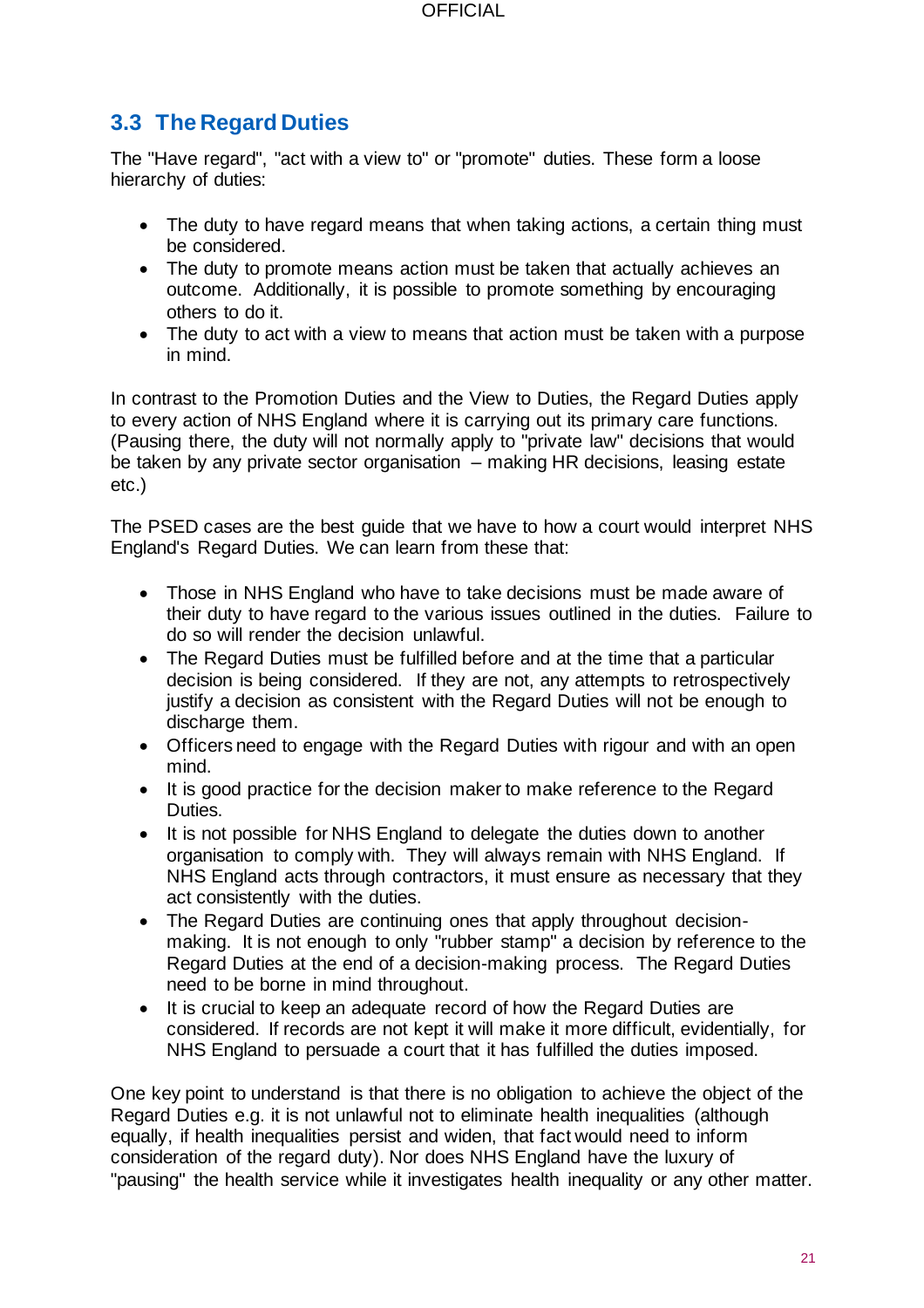## 3.3 The Regard Duties

The "Have regard", "act with a view to" or "promote" duties. These form a loose hierarchy of duties:

- The duty to have regard means that when taking actions, a certain thing must be considered.
- The duty to promote means action must be taken that actually achieves an outcome. Additionally, it is possible to promote something by encouraging others to do it.
- The duty to act with a view to means that action must be taken with a purpose in mind.

In contrast to the Promotion Duties and the View to Duties, the Regard Duties apply to every action of NHS England where it is carrying out its primary care functions. (Pausing there, the duty will not normally apply to "private law" decisions that would be taken by any private sector organisation – making HR decisions, leasing estate etc.)

The PSED cases are the best guide that we have to how a court would interpret NHS England's Regard Duties. We can learn from these that:

- Those in NHS England who have to take decisions must be made aware of their duty to have regard to the various issues outlined in the duties. Failure to do so will render the decision unlawful.
- The Regard Duties must be fulfilled before and at the time that a particular decision is being considered. If they are not, any attempts to retrospectively justify a decision as consistent with the Regard Duties will not be enough to discharge them.
- Officers need to engage with the Regard Duties with rigour and with an open mind.
- It is good practice for the decision maker to make reference to the Regard Duties.
- It is not possible for NHS England to delegate the duties down to another organisation to comply with. They will always remain with NHS England. If NHS England acts through contractors, it must ensure as necessary that they act consistently with the duties.
- The Regard Duties are continuing ones that apply throughout decision-making. It is not enough to only "rubber stamp" a decision by reference to the Regard Duties at the end of a decision-making process. The Regard Duties need to be borne in mind throughout.
- It is crucial to keep an adequate record of how the Regard Duties are considered. If records are not kept it will make it more difficult, evidentially, for NHS England to persuade a court that it has fulfilled the duties imposed.

One key point to understand is that there is no obligation to achieve the object of the Regard Duties e.g. it is not unlawful not to eliminate health inequalities (although equally, if health inequalities persist and widen, that fact would need to inform consideration of the regard duty). Nor does NHS England have the luxury of "pausing" the health service while it investigates health inequality or any other matter.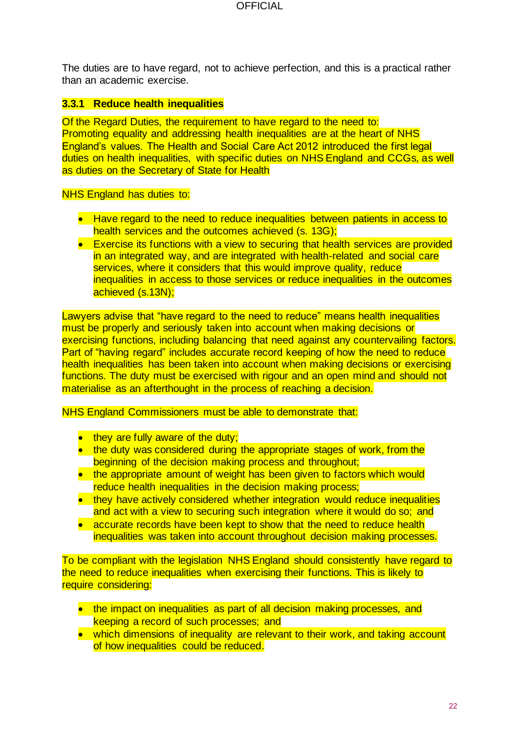The duties are to have regard, not to achieve perfection, and this is a practical rather than an academic exercise.

### 3.3.1 Reduce health inequalities

Of the Regard Duties, the requirement to have regard to the need to: Promoting equality and addressing health inequalities are at the heart of NHS England's values. The Health and Social Care Act 2012 introduced the first legal duties on health inequalities, with specific duties on NHS England and CCGs, as well as duties on the Secretary of State for Health

NHS England has duties to:

- Have regard to the need to reduce inequalities between patients in access to health services and the outcomes achieved (s. 13G);
- Exercise its functions with a view to securing that health services are provided in an integrated way, and are integrated with health-related and social care services, where it considers that this would improve quality, reduce inequalities in access to those services or reduce inequalities in the outcomes achieved (s.13N);

Lawyers advise that "have regard to the need to reduce" means health inequalities must be properly and seriously taken into account when making decisions or exercising functions, including balancing that need against any countervailing factors. Part of "having regard" includes accurate record keeping of how the need to reduce health inequalities has been taken into account when making decisions or exercising functions. The duty must be exercised with rigour and an open mind and should not materialise as an afterthought in the process of reaching a decision.

NHS England Commissioners must be able to demonstrate that:

- they are fully aware of the duty;
- the duty was considered during the appropriate stages of work, from the beginning of the decision making process and throughout;
- the appropriate amount of weight has been given to factors which would reduce health inequalities in the decision making process;
- they have actively considered whether integration would reduce inequalities and act with a view to securing such integration where it would do so; and
- accurate records have been kept to show that the need to reduce health inequalities was taken into account throughout decision making processes.

To be compliant with the legislation NHS England should consistently have regard to the need to reduce inequalities when exercising their functions. This is likely to require considering:

- the impact on inequalities as part of all decision making processes, and keeping a record of such processes; and
- which dimensions of inequality are relevant to their work, and taking account of how inequalities could be reduced.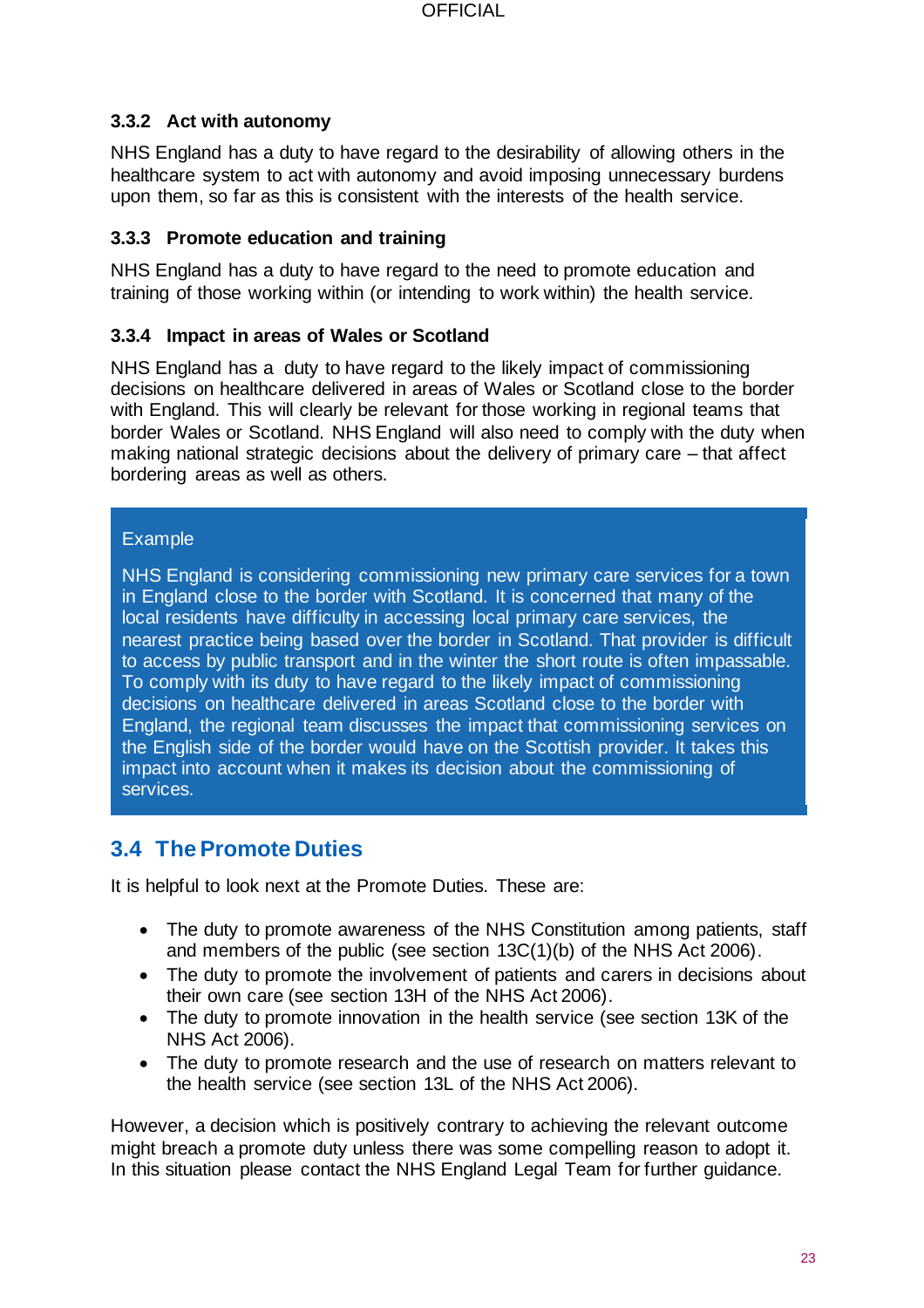### 3.3.2 Act with autonomy

NHS England has a duty to have regard to the desirability of allowing others in the healthcare system to act with autonomy and avoid imposing unnecessary burdens upon them, so far as this is consistent with the interests of the health service.

### 3.3.3 Promote education and training

NHS England has a duty to have regard to the need to promote education and training of those working within (or intending to work within) the health service.

### 3.3.4 Impact in areas of Wales or Scotland

NHS England has a duty to have regard to the likely impact of commissioning decisions on healthcare delivered in areas of Wales or Scotland close to the border with England. This will clearly be relevant for those working in regional teams that border Wales or Scotland. NHS England will also need to comply with the duty when making national strategic decisions about the delivery of primary care – that affect bordering areas as well as others.

> Example
>
> NHS England is considering commissioning new primary care services for a town in England close to the border with Scotland. It is concerned that many of the local residents have difficulty in accessing local primary care services, the nearest practice being based over the border in Scotland. That provider is difficult to access by public transport and in the winter the short route is often impassable. To comply with its duty to have regard to the likely impact of commissioning decisions on healthcare delivered in areas Scotland close to the border with England, the regional team discusses the impact that commissioning services on the English side of the border would have on the Scottish provider. It takes this impact into account when it makes its decision about the commissioning of services.

## 3.4 The Promote Duties

It is helpful to look next at the Promote Duties. These are:

- The duty to promote awareness of the NHS Constitution among patients, staff and members of the public (see section 13C(1)(b) of the NHS Act 2006).
- The duty to promote the involvement of patients and carers in decisions about their own care (see section 13H of the NHS Act 2006).
- The duty to promote innovation in the health service (see section 13K of the NHS Act 2006).
- The duty to promote research and the use of research on matters relevant to the health service (see section 13L of the NHS Act 2006).

However, a decision which is positively contrary to achieving the relevant outcome might breach a promote duty unless there was some compelling reason to adopt it. In this situation please contact the NHS England Legal Team for further guidance.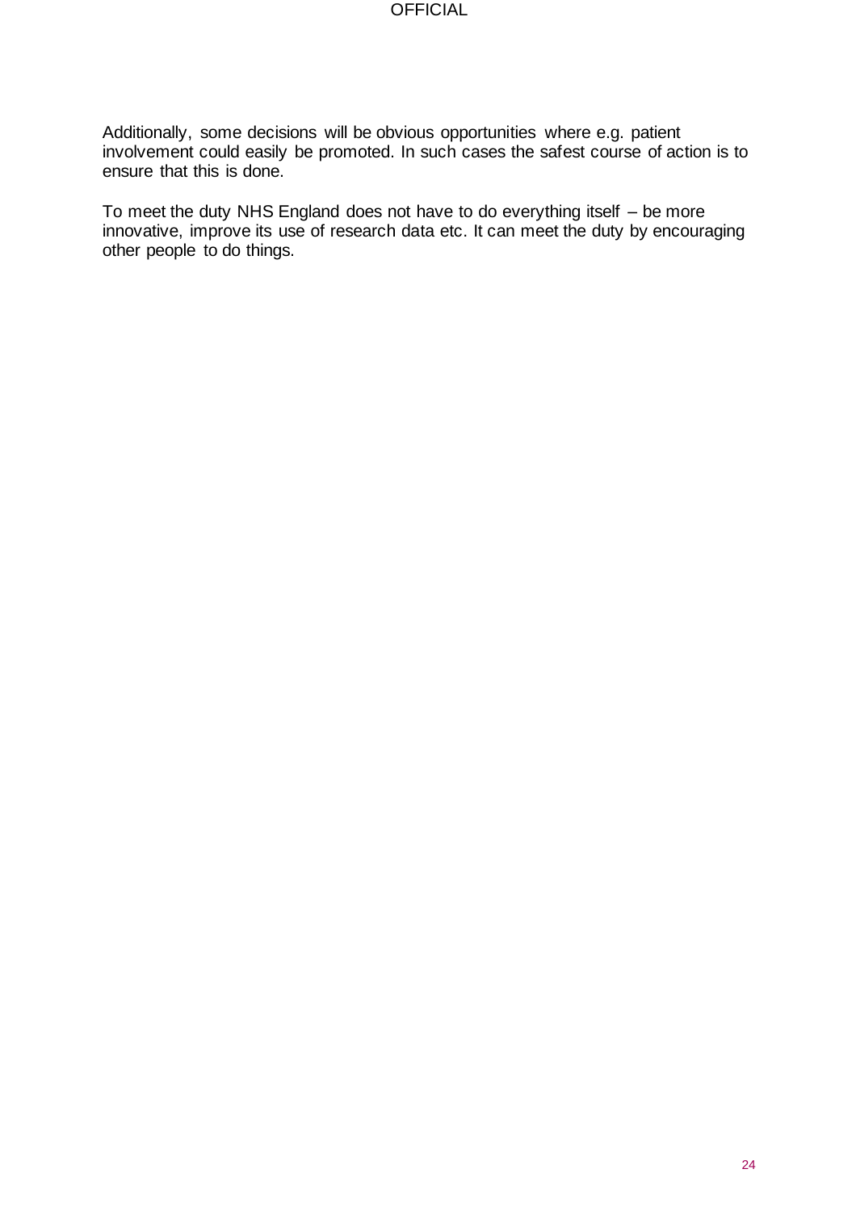Additionally, some decisions will be obvious opportunities where e.g. patient involvement could easily be promoted. In such cases the safest course of action is to ensure that this is done.

To meet the duty NHS England does not have to do everything itself – be more innovative, improve its use of research data etc. It can meet the duty by encouraging other people to do things.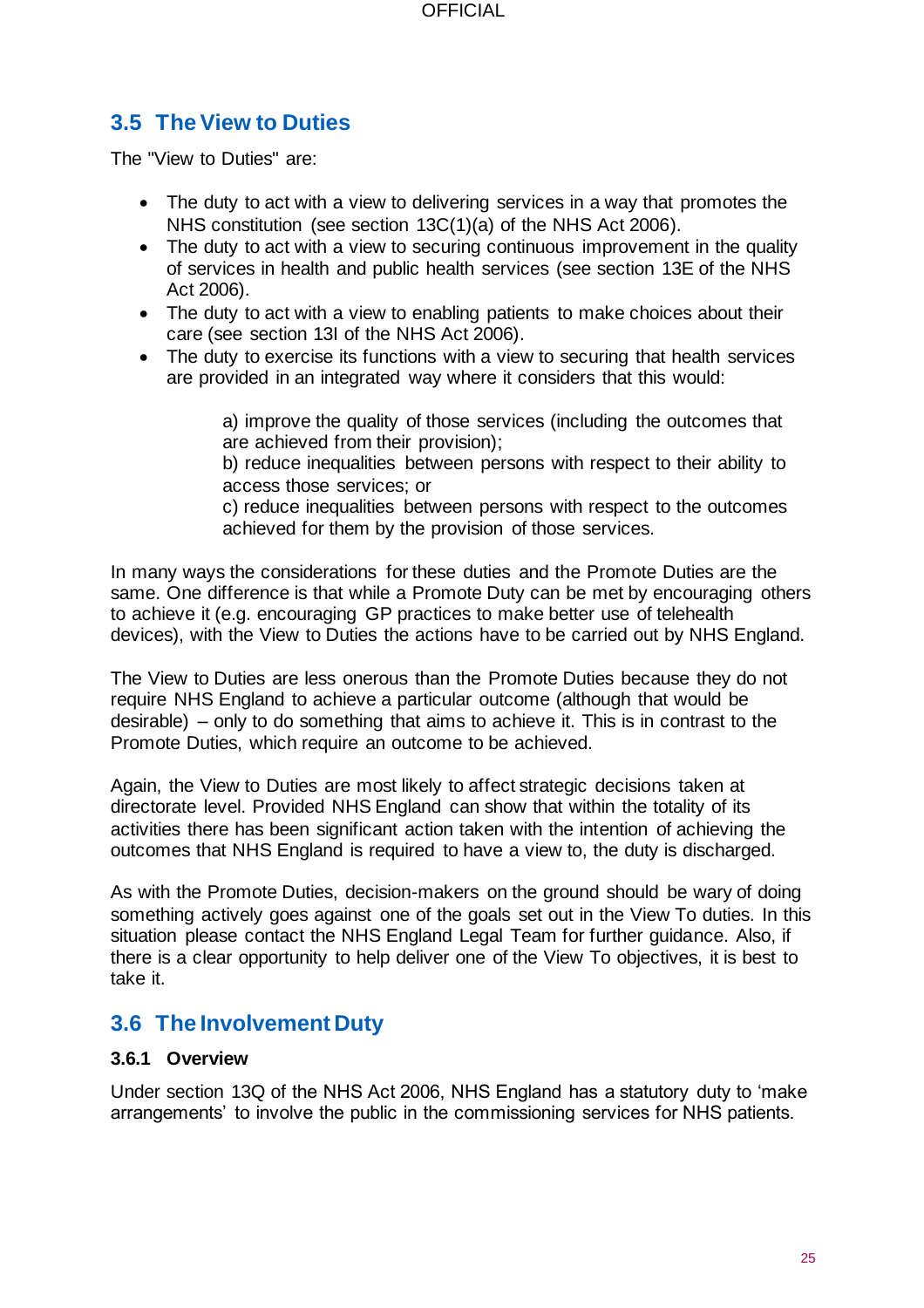## 3.5 The View to Duties

The "View to Duties" are:

- The duty to act with a view to delivering services in a way that promotes the NHS constitution (see section 13C(1)(a) of the NHS Act 2006).
- The duty to act with a view to securing continuous improvement in the quality of services in health and public health services (see section 13E of the NHS Act 2006).
- The duty to act with a view to enabling patients to make choices about their care (see section 13I of the NHS Act 2006).
- The duty to exercise its functions with a view to securing that health services are provided in an integrated way where it considers that this would:

  a) improve the quality of those services (including the outcomes that are achieved from their provision);
  b) reduce inequalities between persons with respect to their ability to access those services; or
  c) reduce inequalities between persons with respect to the outcomes achieved for them by the provision of those services.

In many ways the considerations for these duties and the Promote Duties are the same. One difference is that while a Promote Duty can be met by encouraging others to achieve it (e.g. encouraging GP practices to make better use of telehealth devices), with the View to Duties the actions have to be carried out by NHS England.

The View to Duties are less onerous than the Promote Duties because they do not require NHS England to achieve a particular outcome (although that would be desirable) – only to do something that aims to achieve it. This is in contrast to the Promote Duties, which require an outcome to be achieved.

Again, the View to Duties are most likely to affect strategic decisions taken at directorate level. Provided NHS England can show that within the totality of its activities there has been significant action taken with the intention of achieving the outcomes that NHS England is required to have a view to, the duty is discharged.

As with the Promote Duties, decision-makers on the ground should be wary of doing something actively goes against one of the goals set out in the View To duties. In this situation please contact the NHS England Legal Team for further guidance. Also, if there is a clear opportunity to help deliver one of the View To objectives, it is best to take it.

## 3.6 The Involvement Duty

### 3.6.1 Overview

Under section 13Q of the NHS Act 2006, NHS England has a statutory duty to 'make arrangements' to involve the public in the commissioning services for NHS patients.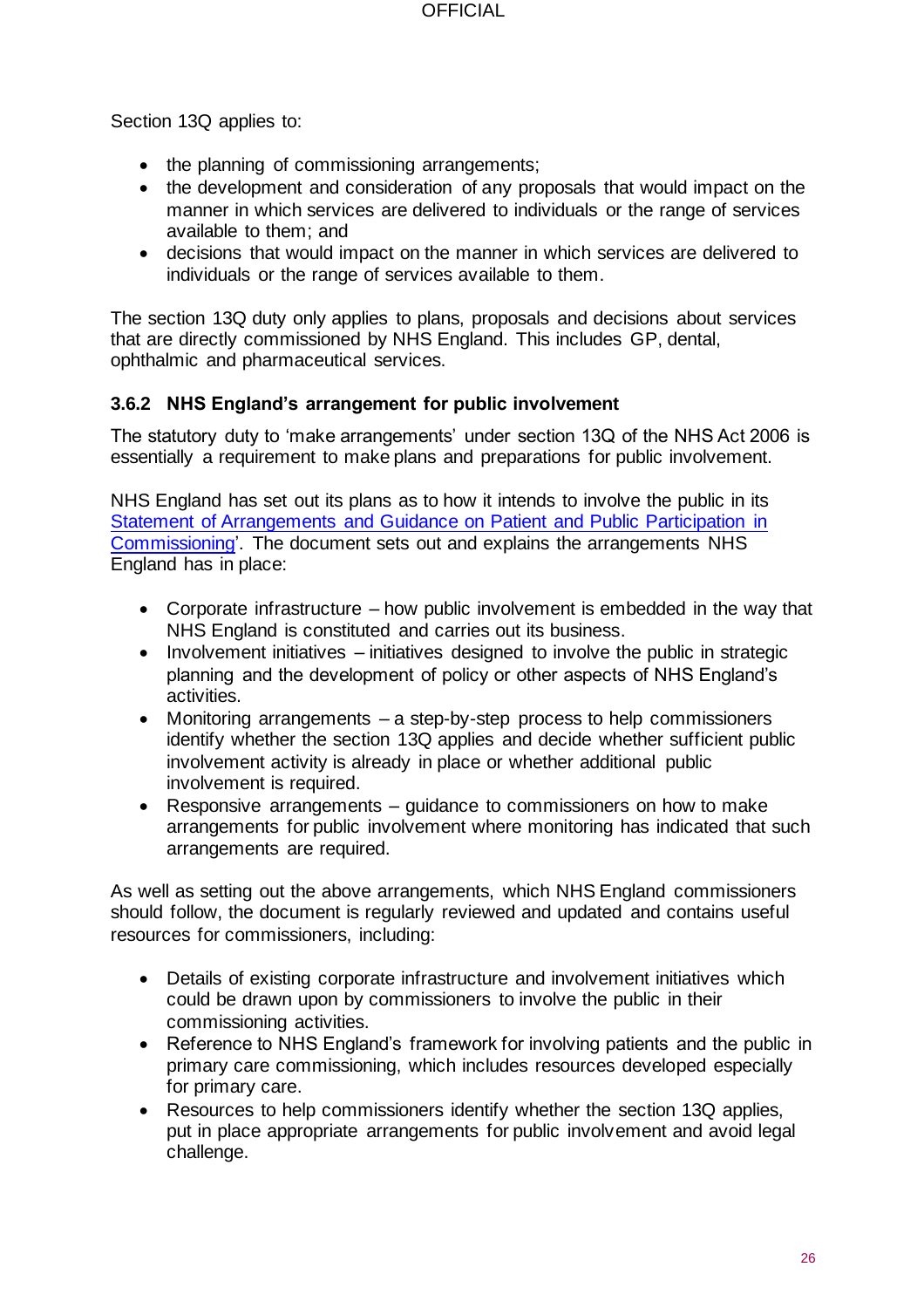Section 13Q applies to:

- the planning of commissioning arrangements;
- the development and consideration of any proposals that would impact on the manner in which services are delivered to individuals or the range of services available to them; and
- decisions that would impact on the manner in which services are delivered to individuals or the range of services available to them.

The section 13Q duty only applies to plans, proposals and decisions about services that are directly commissioned by NHS England. This includes GP, dental, ophthalmic and pharmaceutical services.

### 3.6.2 NHS England's arrangement for public involvement

The statutory duty to 'make arrangements' under section 13Q of the NHS Act 2006 is essentially a requirement to make plans and preparations for public involvement.

NHS England has set out its plans as to how it intends to involve the public in its Statement of Arrangements and Guidance on Patient and Public Participation in Commissioning'. The document sets out and explains the arrangements NHS England has in place:

- Corporate infrastructure – how public involvement is embedded in the way that NHS England is constituted and carries out its business.
- Involvement initiatives – initiatives designed to involve the public in strategic planning and the development of policy or other aspects of NHS England's activities.
- Monitoring arrangements – a step-by-step process to help commissioners identify whether the section 13Q applies and decide whether sufficient public involvement activity is already in place or whether additional public involvement is required.
- Responsive arrangements – guidance to commissioners on how to make arrangements for public involvement where monitoring has indicated that such arrangements are required.

As well as setting out the above arrangements, which NHS England commissioners should follow, the document is regularly reviewed and updated and contains useful resources for commissioners, including:

- Details of existing corporate infrastructure and involvement initiatives which could be drawn upon by commissioners to involve the public in their commissioning activities.
- Reference to NHS England's framework for involving patients and the public in primary care commissioning, which includes resources developed especially for primary care.
- Resources to help commissioners identify whether the section 13Q applies, put in place appropriate arrangements for public involvement and avoid legal challenge.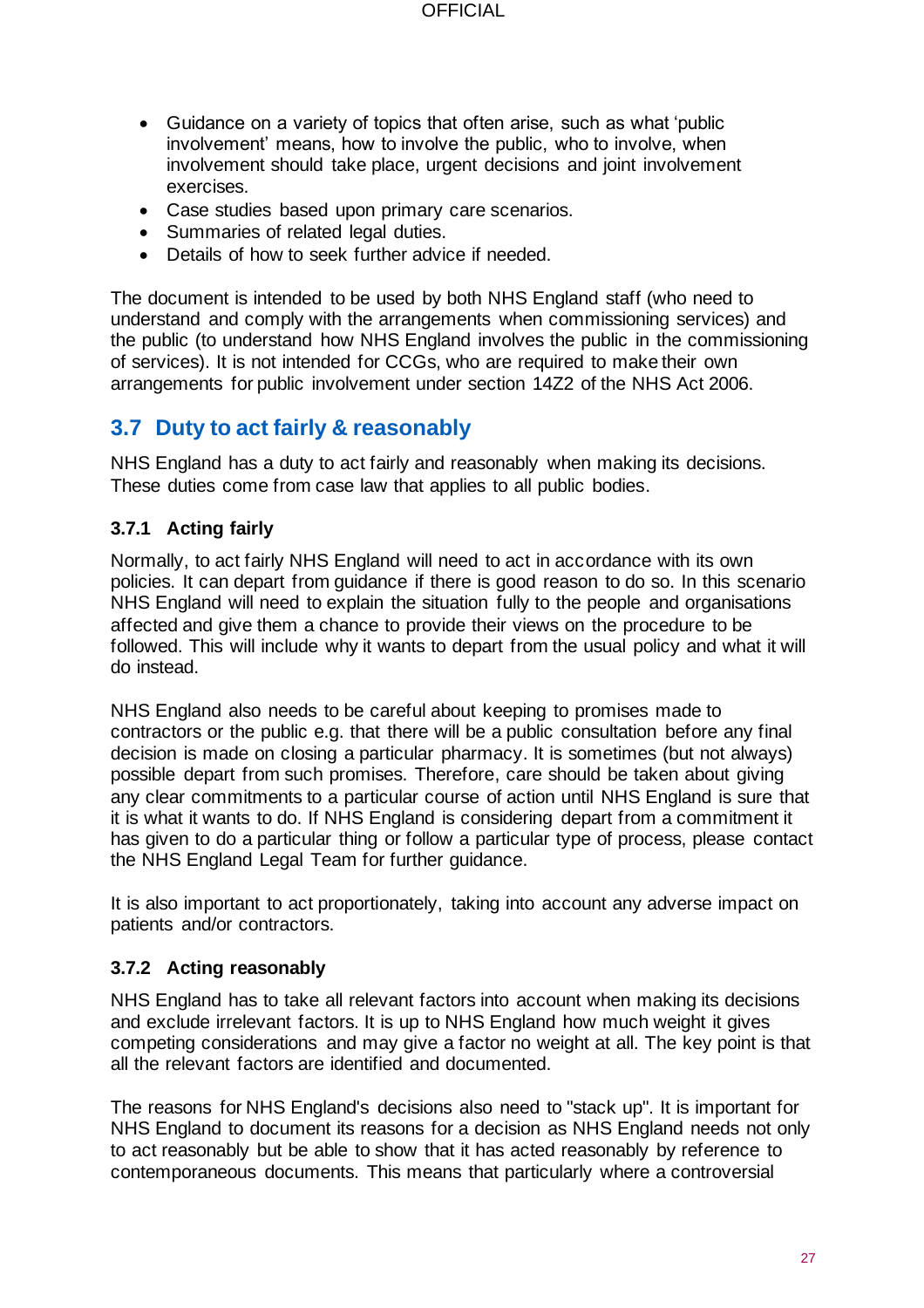- Guidance on a variety of topics that often arise, such as what 'public involvement' means, how to involve the public, who to involve, when involvement should take place, urgent decisions and joint involvement exercises.
- Case studies based upon primary care scenarios.
- Summaries of related legal duties.
- Details of how to seek further advice if needed.

The document is intended to be used by both NHS England staff (who need to understand and comply with the arrangements when commissioning services) and the public (to understand how NHS England involves the public in the commissioning of services). It is not intended for CCGs, who are required to make their own arrangements for public involvement under section 14Z2 of the NHS Act 2006.

## 3.7 Duty to act fairly & reasonably

NHS England has a duty to act fairly and reasonably when making its decisions. These duties come from case law that applies to all public bodies.

### 3.7.1 Acting fairly

Normally, to act fairly NHS England will need to act in accordance with its own policies. It can depart from guidance if there is good reason to do so. In this scenario NHS England will need to explain the situation fully to the people and organisations affected and give them a chance to provide their views on the procedure to be followed. This will include why it wants to depart from the usual policy and what it will do instead.

NHS England also needs to be careful about keeping to promises made to contractors or the public e.g. that there will be a public consultation before any final decision is made on closing a particular pharmacy. It is sometimes (but not always) possible depart from such promises. Therefore, care should be taken about giving any clear commitments to a particular course of action until NHS England is sure that it is what it wants to do. If NHS England is considering depart from a commitment it has given to do a particular thing or follow a particular type of process, please contact the NHS England Legal Team for further guidance.

It is also important to act proportionately, taking into account any adverse impact on patients and/or contractors.

### 3.7.2 Acting reasonably

NHS England has to take all relevant factors into account when making its decisions and exclude irrelevant factors. It is up to NHS England how much weight it gives competing considerations and may give a factor no weight at all. The key point is that all the relevant factors are identified and documented.

The reasons for NHS England's decisions also need to "stack up". It is important for NHS England to document its reasons for a decision as NHS England needs not only to act reasonably but be able to show that it has acted reasonably by reference to contemporaneous documents. This means that particularly where a controversial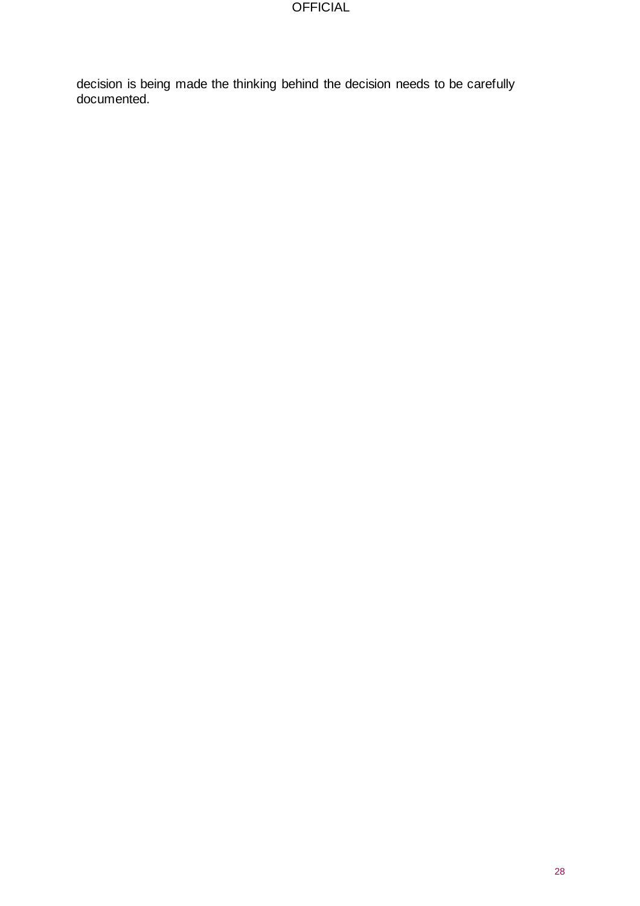decision is being made the thinking behind the decision needs to be carefully documented.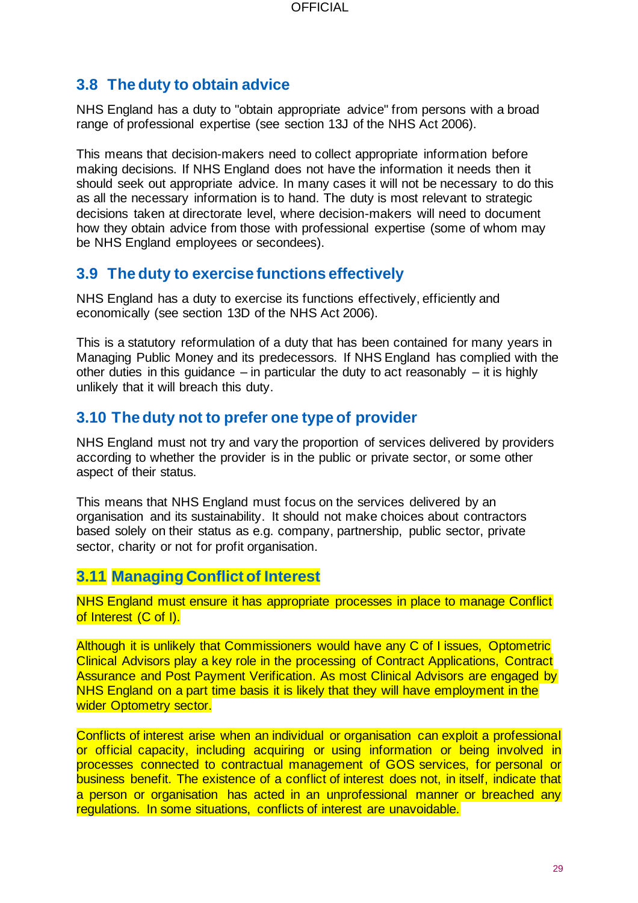## 3.8 The duty to obtain advice

NHS England has a duty to "obtain appropriate advice" from persons with a broad range of professional expertise (see section 13J of the NHS Act 2006).

This means that decision-makers need to collect appropriate information before making decisions. If NHS England does not have the information it needs then it should seek out appropriate advice. In many cases it will not be necessary to do this as all the necessary information is to hand. The duty is most relevant to strategic decisions taken at directorate level, where decision-makers will need to document how they obtain advice from those with professional expertise (some of whom may be NHS England employees or secondees).

## 3.9 The duty to exercise functions effectively

NHS England has a duty to exercise its functions effectively, efficiently and economically (see section 13D of the NHS Act 2006).

This is a statutory reformulation of a duty that has been contained for many years in Managing Public Money and its predecessors. If NHS England has complied with the other duties in this guidance – in particular the duty to act reasonably – it is highly unlikely that it will breach this duty.

## 3.10 The duty not to prefer one type of provider

NHS England must not try and vary the proportion of services delivered by providers according to whether the provider is in the public or private sector, or some other aspect of their status.

This means that NHS England must focus on the services delivered by an organisation and its sustainability. It should not make choices about contractors based solely on their status as e.g. company, partnership, public sector, private sector, charity or not for profit organisation.

## 3.11 Managing Conflict of Interest

NHS England must ensure it has appropriate processes in place to manage Conflict of Interest (C of I).

Although it is unlikely that Commissioners would have any C of I issues, Optometric Clinical Advisors play a key role in the processing of Contract Applications, Contract Assurance and Post Payment Verification. As most Clinical Advisors are engaged by NHS England on a part time basis it is likely that they will have employment in the wider Optometry sector.

Conflicts of interest arise when an individual or organisation can exploit a professional or official capacity, including acquiring or using information or being involved in processes connected to contractual management of GOS services, for personal or business benefit. The existence of a conflict of interest does not, in itself, indicate that a person or organisation has acted in an unprofessional manner or breached any regulations. In some situations, conflicts of interest are unavoidable.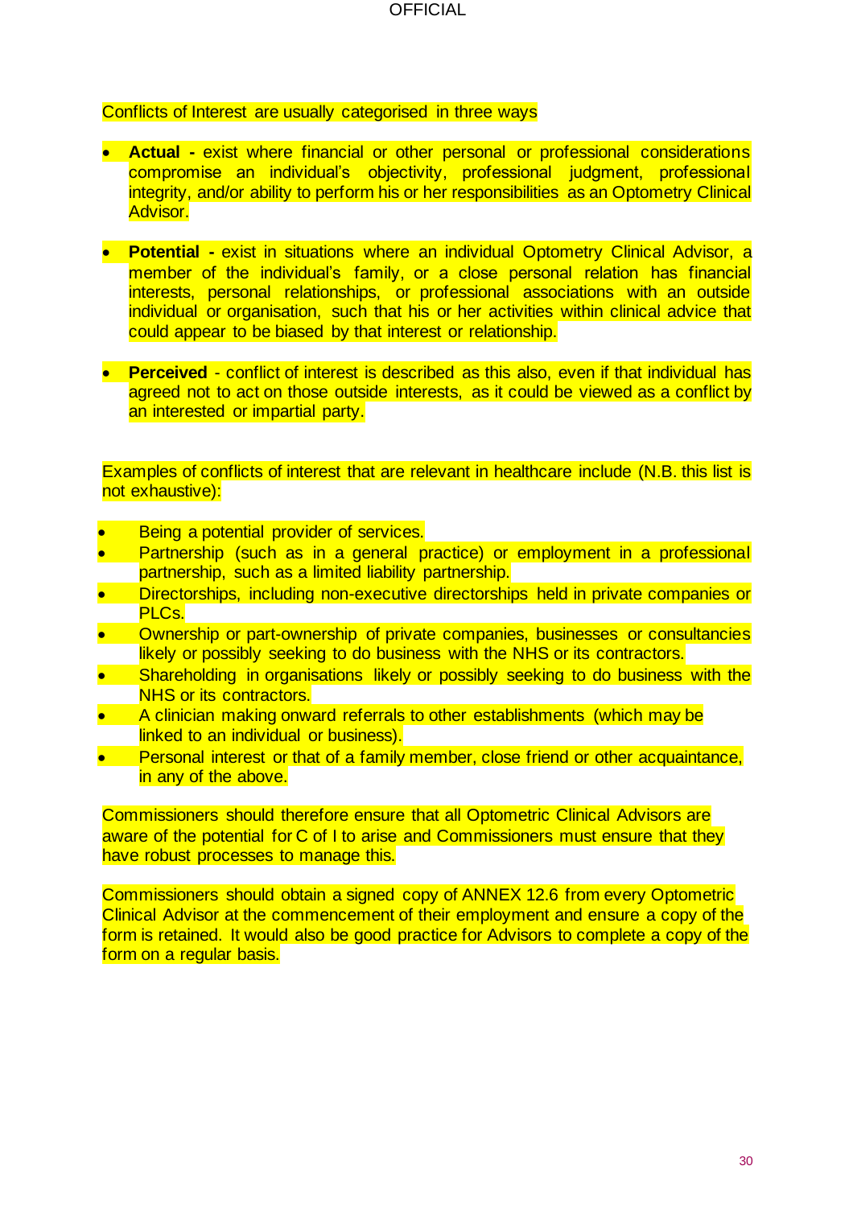Conflicts of Interest are usually categorised in three ways

- **Actual -** exist where financial or other personal or professional considerations compromise an individual's objectivity, professional judgment, professional integrity, and/or ability to perform his or her responsibilities as an Optometry Clinical Advisor.

- **Potential -** exist in situations where an individual Optometry Clinical Advisor, a member of the individual's family, or a close personal relation has financial interests, personal relationships, or professional associations with an outside individual or organisation, such that his or her activities within clinical advice that could appear to be biased by that interest or relationship.

- **Perceived** - conflict of interest is described as this also, even if that individual has agreed not to act on those outside interests, as it could be viewed as a conflict by an interested or impartial party.

Examples of conflicts of interest that are relevant in healthcare include (N.B. this list is not exhaustive):

- Being a potential provider of services.
- Partnership (such as in a general practice) or employment in a professional partnership, such as a limited liability partnership.
- Directorships, including non-executive directorships held in private companies or PLCs.
- Ownership or part-ownership of private companies, businesses or consultancies likely or possibly seeking to do business with the NHS or its contractors.
- Shareholding in organisations likely or possibly seeking to do business with the NHS or its contractors.
- A clinician making onward referrals to other establishments (which may be linked to an individual or business).
- Personal interest or that of a family member, close friend or other acquaintance, in any of the above.

Commissioners should therefore ensure that all Optometric Clinical Advisors are aware of the potential for C of I to arise and Commissioners must ensure that they have robust processes to manage this.

Commissioners should obtain a signed copy of ANNEX 12.6 from every Optometric Clinical Advisor at the commencement of their employment and ensure a copy of the form is retained. It would also be good practice for Advisors to complete a copy of the form on a regular basis.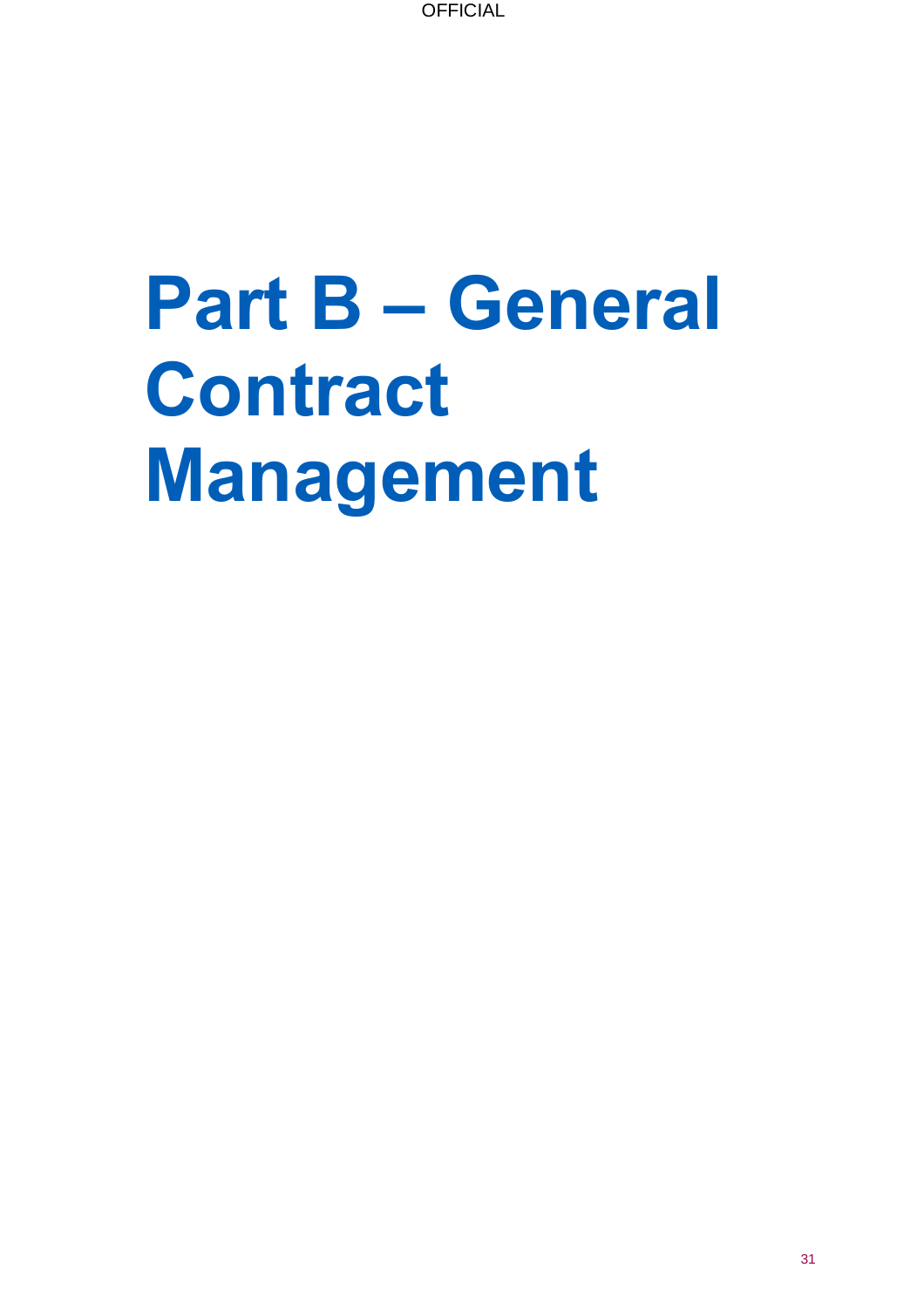# Part B – General Contract Management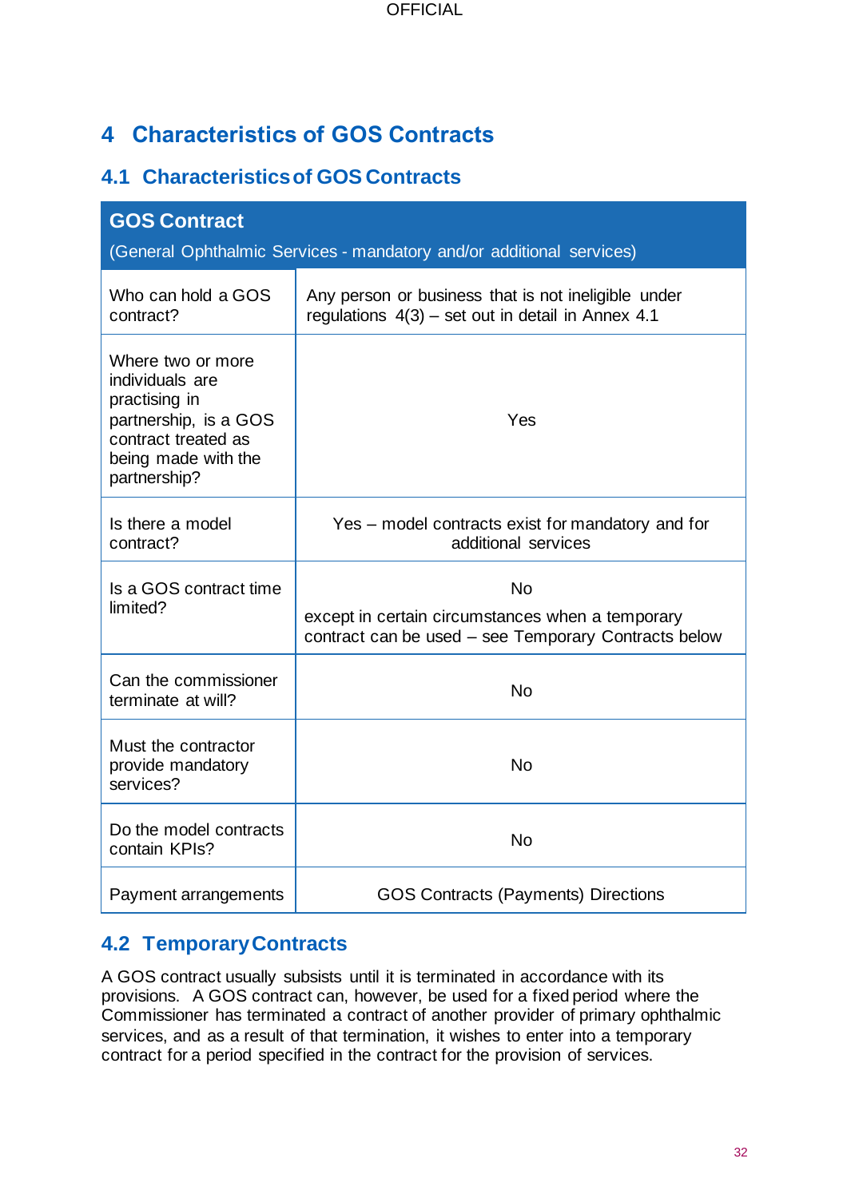# 4 Characteristics of GOS Contracts

## 4.1 Characteristics of GOS Contracts

| **GOS Contract**<br>(General Ophthalmic Services - mandatory and/or additional services) | |
|---|---|
| Who can hold a GOS contract? | Any person or business that is not ineligible under regulations 4(3) – set out in detail in Annex 4.1 |
| Where two or more individuals are practising in partnership, is a GOS contract treated as being made with the partnership? | Yes |
| Is there a model contract? | Yes – model contracts exist for mandatory and for additional services |
| Is a GOS contract time limited? | No<br>except in certain circumstances when a temporary contract can be used – see Temporary Contracts below |
| Can the commissioner terminate at will? | No |
| Must the contractor provide mandatory services? | No |
| Do the model contracts contain KPIs? | No |
| Payment arrangements | GOS Contracts (Payments) Directions |

## 4.2 Temporary Contracts

A GOS contract usually subsists until it is terminated in accordance with its provisions. A GOS contract can, however, be used for a fixed period where the Commissioner has terminated a contract of another provider of primary ophthalmic services, and as a result of that termination, it wishes to enter into a temporary contract for a period specified in the contract for the provision of services.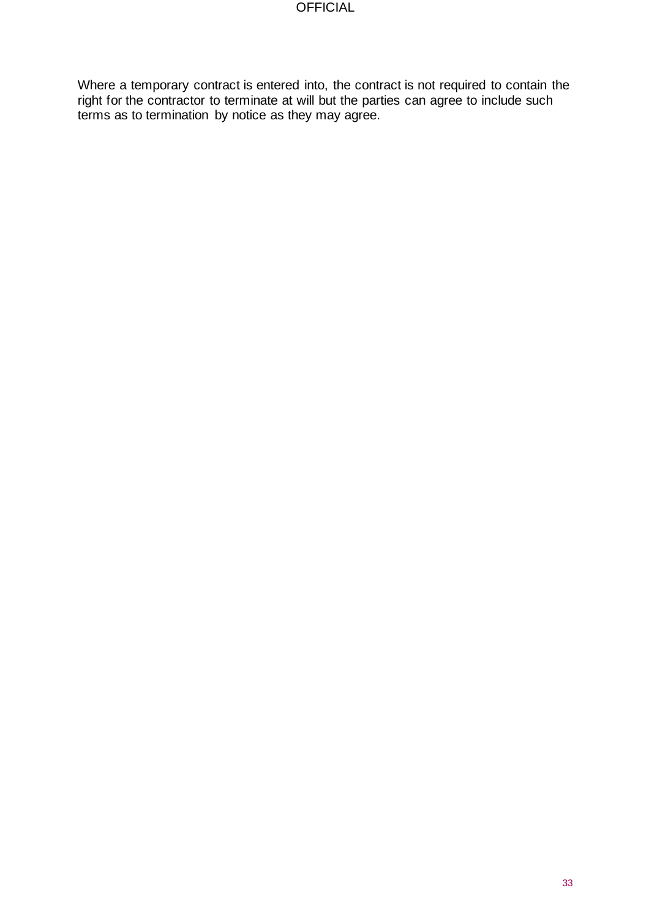Where a temporary contract is entered into, the contract is not required to contain the right for the contractor to terminate at will but the parties can agree to include such terms as to termination by notice as they may agree.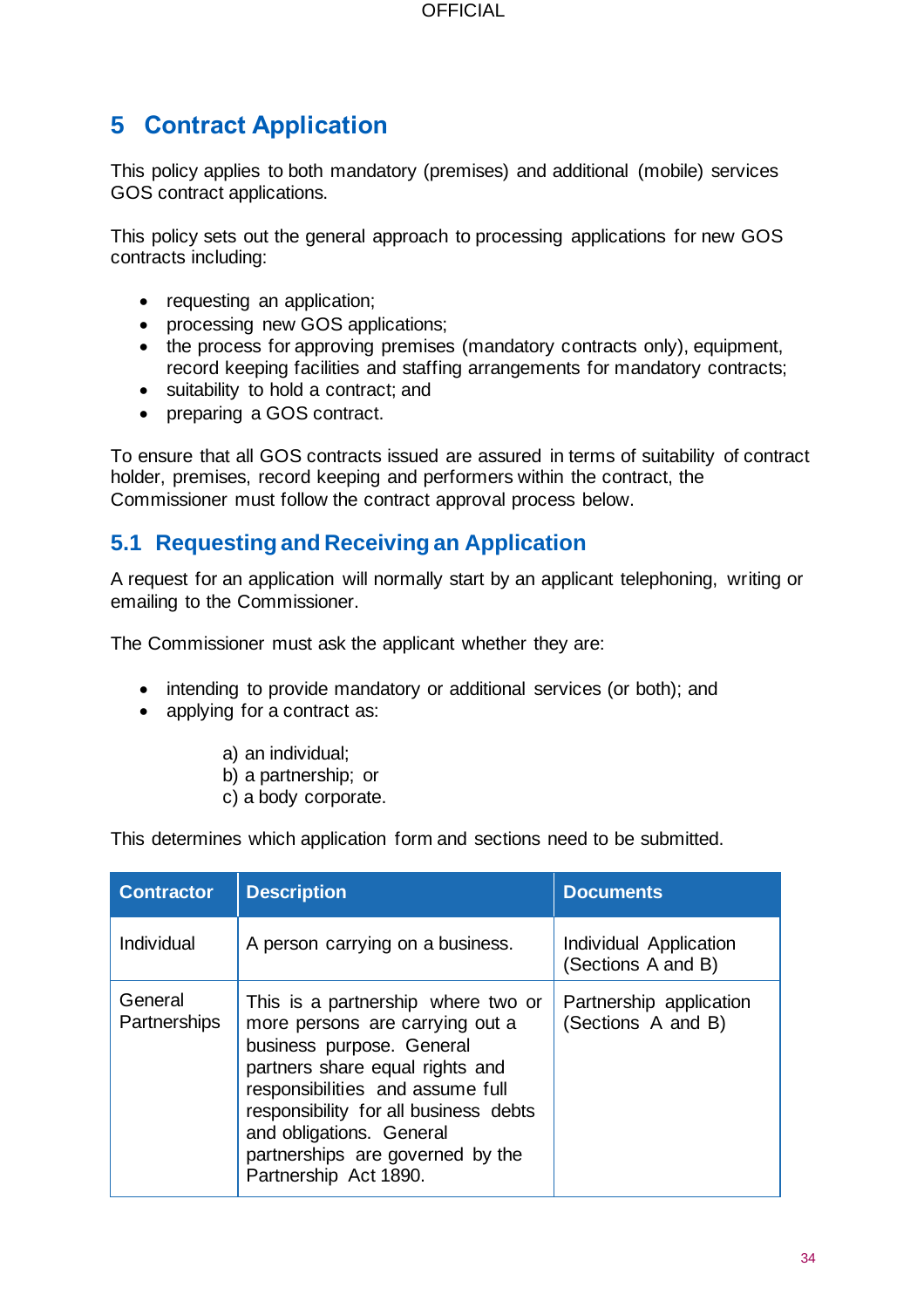# 5 Contract Application

This policy applies to both mandatory (premises) and additional (mobile) services GOS contract applications.

This policy sets out the general approach to processing applications for new GOS contracts including:

- requesting an application;
- processing new GOS applications;
- the process for approving premises (mandatory contracts only), equipment, record keeping facilities and staffing arrangements for mandatory contracts;
- suitability to hold a contract; and
- preparing a GOS contract.

To ensure that all GOS contracts issued are assured in terms of suitability of contract holder, premises, record keeping and performers within the contract, the Commissioner must follow the contract approval process below.

## 5.1 Requesting and Receiving an Application

A request for an application will normally start by an applicant telephoning, writing or emailing to the Commissioner.

The Commissioner must ask the applicant whether they are:

- intending to provide mandatory or additional services (or both); and
- applying for a contract as:

  a) an individual;
  b) a partnership; or
  c) a body corporate.

This determines which application form and sections need to be submitted.

| Contractor | Description | Documents |
|---|---|---|
| Individual | A person carrying on a business. | Individual Application (Sections A and B) |
| General Partnerships | This is a partnership where two or more persons are carrying out a business purpose. General partners share equal rights and responsibilities and assume full responsibility for all business debts and obligations. General partnerships are governed by the Partnership Act 1890. | Partnership application (Sections A and B) |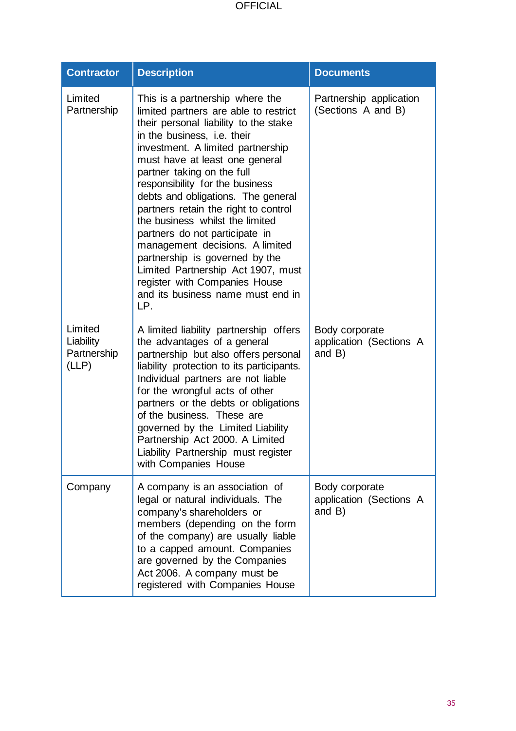| Contractor | Description | Documents |
| --- | --- | --- |
| Limited Partnership | This is a partnership where the limited partners are able to restrict their personal liability to the stake in the business, i.e. their investment. A limited partnership must have at least one general partner taking on the full responsibility for the business debts and obligations. The general partners retain the right to control the business whilst the limited partners do not participate in management decisions. A limited partnership is governed by the Limited Partnership Act 1907, must register with Companies House and its business name must end in LP. | Partnership application (Sections A and B) |
| Limited Liability Partnership (LLP) | A limited liability partnership offers the advantages of a general partnership but also offers personal liability protection to its participants. Individual partners are not liable for the wrongful acts of other partners or the debts or obligations of the business. These are governed by the Limited Liability Partnership Act 2000. A Limited Liability Partnership must register with Companies House | Body corporate application (Sections A and B) |
| Company | A company is an association of legal or natural individuals. The company's shareholders or members (depending on the form of the company) are usually liable to a capped amount. Companies are governed by the Companies Act 2006. A company must be registered with Companies House | Body corporate application (Sections A and B) |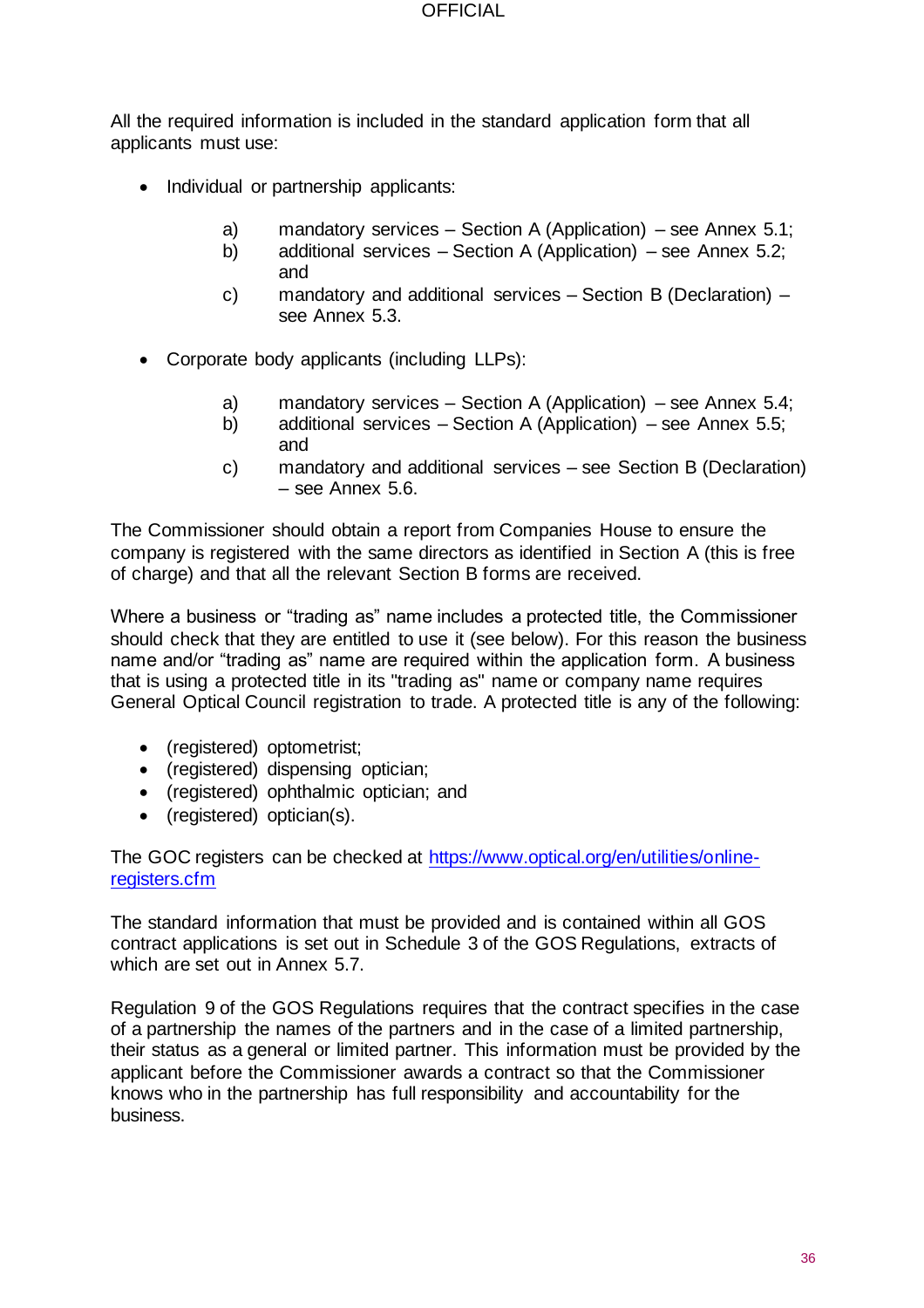All the required information is included in the standard application form that all applicants must use:

- Individual or partnership applicants:

  a) mandatory services – Section A (Application) – see Annex 5.1;
  b) additional services – Section A (Application) – see Annex 5.2; and
  c) mandatory and additional services – Section B (Declaration) – see Annex 5.3.

- Corporate body applicants (including LLPs):

  a) mandatory services – Section A (Application) – see Annex 5.4;
  b) additional services – Section A (Application) – see Annex 5.5; and
  c) mandatory and additional services – see Section B (Declaration) – see Annex 5.6.

The Commissioner should obtain a report from Companies House to ensure the company is registered with the same directors as identified in Section A (this is free of charge) and that all the relevant Section B forms are received.

Where a business or "trading as" name includes a protected title, the Commissioner should check that they are entitled to use it (see below). For this reason the business name and/or "trading as" name are required within the application form. A business that is using a protected title in its "trading as" name or company name requires General Optical Council registration to trade. A protected title is any of the following:

- (registered) optometrist;
- (registered) dispensing optician;
- (registered) ophthalmic optician; and
- (registered) optician(s).

The GOC registers can be checked at [https://www.optical.org/en/utilities/online-registers.cfm](https://www.optical.org/en/utilities/online-registers.cfm)

The standard information that must be provided and is contained within all GOS contract applications is set out in Schedule 3 of the GOS Regulations, extracts of which are set out in Annex 5.7.

Regulation 9 of the GOS Regulations requires that the contract specifies in the case of a partnership the names of the partners and in the case of a limited partnership, their status as a general or limited partner. This information must be provided by the applicant before the Commissioner awards a contract so that the Commissioner knows who in the partnership has full responsibility and accountability for the business.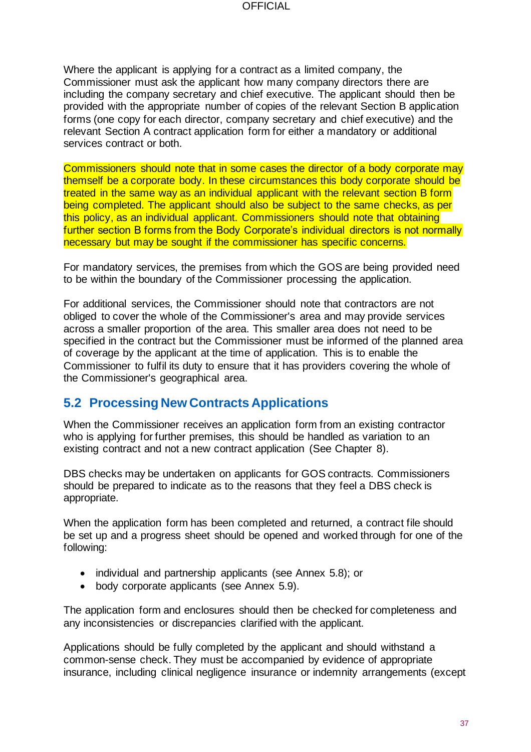Where the applicant is applying for a contract as a limited company, the Commissioner must ask the applicant how many company directors there are including the company secretary and chief executive. The applicant should then be provided with the appropriate number of copies of the relevant Section B application forms (one copy for each director, company secretary and chief executive) and the relevant Section A contract application form for either a mandatory or additional services contract or both.

Commissioners should note that in some cases the director of a body corporate may themself be a corporate body. In these circumstances this body corporate should be treated in the same way as an individual applicant with the relevant section B form being completed. The applicant should also be subject to the same checks, as per this policy, as an individual applicant. Commissioners should note that obtaining further section B forms from the Body Corporate's individual directors is not normally necessary but may be sought if the commissioner has specific concerns.

For mandatory services, the premises from which the GOS are being provided need to be within the boundary of the Commissioner processing the application.

For additional services, the Commissioner should note that contractors are not obliged to cover the whole of the Commissioner's area and may provide services across a smaller proportion of the area. This smaller area does not need to be specified in the contract but the Commissioner must be informed of the planned area of coverage by the applicant at the time of application. This is to enable the Commissioner to fulfil its duty to ensure that it has providers covering the whole of the Commissioner's geographical area.

## 5.2 Processing New Contracts Applications

When the Commissioner receives an application form from an existing contractor who is applying for further premises, this should be handled as variation to an existing contract and not a new contract application (See Chapter 8).

DBS checks may be undertaken on applicants for GOS contracts. Commissioners should be prepared to indicate as to the reasons that they feel a DBS check is appropriate.

When the application form has been completed and returned, a contract file should be set up and a progress sheet should be opened and worked through for one of the following:

- individual and partnership applicants (see Annex 5.8); or
- body corporate applicants (see Annex 5.9).

The application form and enclosures should then be checked for completeness and any inconsistencies or discrepancies clarified with the applicant.

Applications should be fully completed by the applicant and should withstand a common-sense check. They must be accompanied by evidence of appropriate insurance, including clinical negligence insurance or indemnity arrangements (except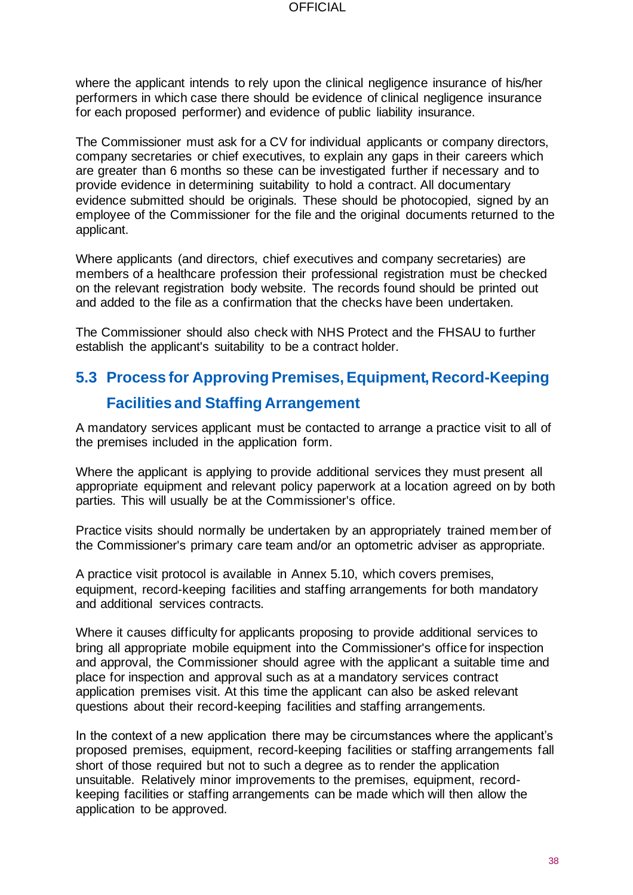where the applicant intends to rely upon the clinical negligence insurance of his/her performers in which case there should be evidence of clinical negligence insurance for each proposed performer) and evidence of public liability insurance.

The Commissioner must ask for a CV for individual applicants or company directors, company secretaries or chief executives, to explain any gaps in their careers which are greater than 6 months so these can be investigated further if necessary and to provide evidence in determining suitability to hold a contract. All documentary evidence submitted should be originals. These should be photocopied, signed by an employee of the Commissioner for the file and the original documents returned to the applicant.

Where applicants (and directors, chief executives and company secretaries) are members of a healthcare profession their professional registration must be checked on the relevant registration body website. The records found should be printed out and added to the file as a confirmation that the checks have been undertaken.

The Commissioner should also check with NHS Protect and the FHSAU to further establish the applicant's suitability to be a contract holder.

## 5.3 Process for Approving Premises, Equipment, Record-Keeping Facilities and Staffing Arrangement

A mandatory services applicant must be contacted to arrange a practice visit to all of the premises included in the application form.

Where the applicant is applying to provide additional services they must present all appropriate equipment and relevant policy paperwork at a location agreed on by both parties. This will usually be at the Commissioner's office.

Practice visits should normally be undertaken by an appropriately trained member of the Commissioner's primary care team and/or an optometric adviser as appropriate.

A practice visit protocol is available in Annex 5.10, which covers premises, equipment, record-keeping facilities and staffing arrangements for both mandatory and additional services contracts.

Where it causes difficulty for applicants proposing to provide additional services to bring all appropriate mobile equipment into the Commissioner's office for inspection and approval, the Commissioner should agree with the applicant a suitable time and place for inspection and approval such as at a mandatory services contract application premises visit. At this time the applicant can also be asked relevant questions about their record-keeping facilities and staffing arrangements.

In the context of a new application there may be circumstances where the applicant's proposed premises, equipment, record-keeping facilities or staffing arrangements fall short of those required but not to such a degree as to render the application unsuitable. Relatively minor improvements to the premises, equipment, record-keeping facilities or staffing arrangements can be made which will then allow the application to be approved.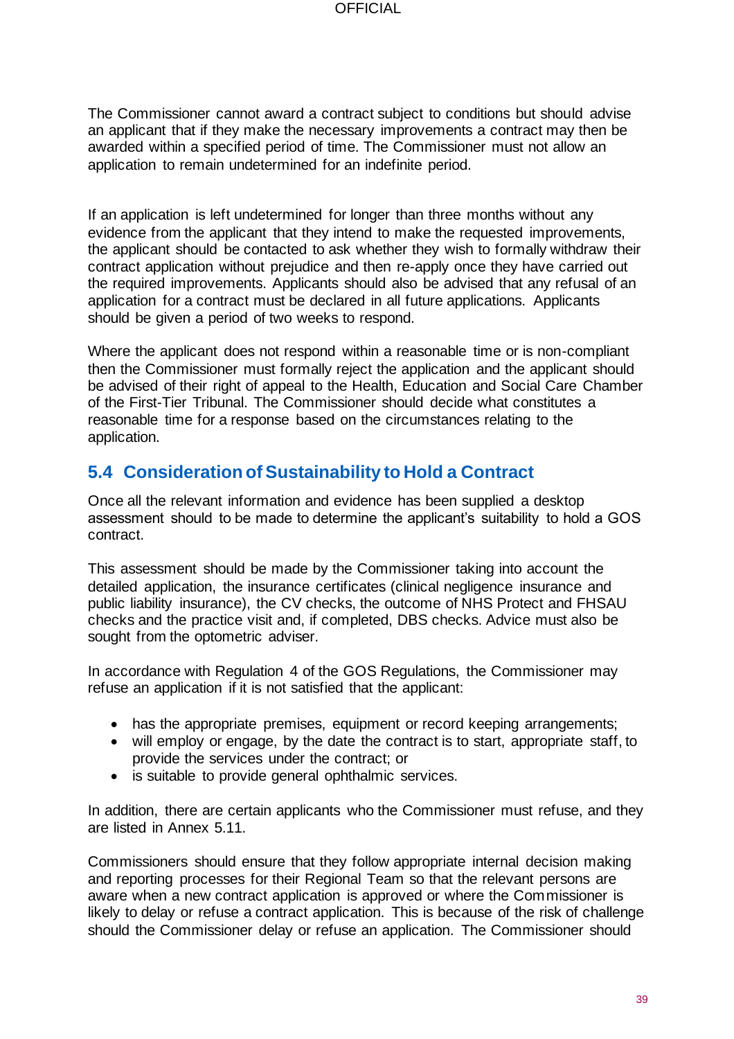The Commissioner cannot award a contract subject to conditions but should advise an applicant that if they make the necessary improvements a contract may then be awarded within a specified period of time. The Commissioner must not allow an application to remain undetermined for an indefinite period.

If an application is left undetermined for longer than three months without any evidence from the applicant that they intend to make the requested improvements, the applicant should be contacted to ask whether they wish to formally withdraw their contract application without prejudice and then re-apply once they have carried out the required improvements. Applicants should also be advised that any refusal of an application for a contract must be declared in all future applications. Applicants should be given a period of two weeks to respond.

Where the applicant does not respond within a reasonable time or is non-compliant then the Commissioner must formally reject the application and the applicant should be advised of their right of appeal to the Health, Education and Social Care Chamber of the First-Tier Tribunal. The Commissioner should decide what constitutes a reasonable time for a response based on the circumstances relating to the application.

## 5.4 Consideration of Sustainability to Hold a Contract

Once all the relevant information and evidence has been supplied a desktop assessment should to be made to determine the applicant's suitability to hold a GOS contract.

This assessment should be made by the Commissioner taking into account the detailed application, the insurance certificates (clinical negligence insurance and public liability insurance), the CV checks, the outcome of NHS Protect and FHSAU checks and the practice visit and, if completed, DBS checks. Advice must also be sought from the optometric adviser.

In accordance with Regulation 4 of the GOS Regulations, the Commissioner may refuse an application if it is not satisfied that the applicant:

- has the appropriate premises, equipment or record keeping arrangements;
- will employ or engage, by the date the contract is to start, appropriate staff, to provide the services under the contract; or
- is suitable to provide general ophthalmic services.

In addition, there are certain applicants who the Commissioner must refuse, and they are listed in Annex 5.11.

Commissioners should ensure that they follow appropriate internal decision making and reporting processes for their Regional Team so that the relevant persons are aware when a new contract application is approved or where the Commissioner is likely to delay or refuse a contract application. This is because of the risk of challenge should the Commissioner delay or refuse an application. The Commissioner should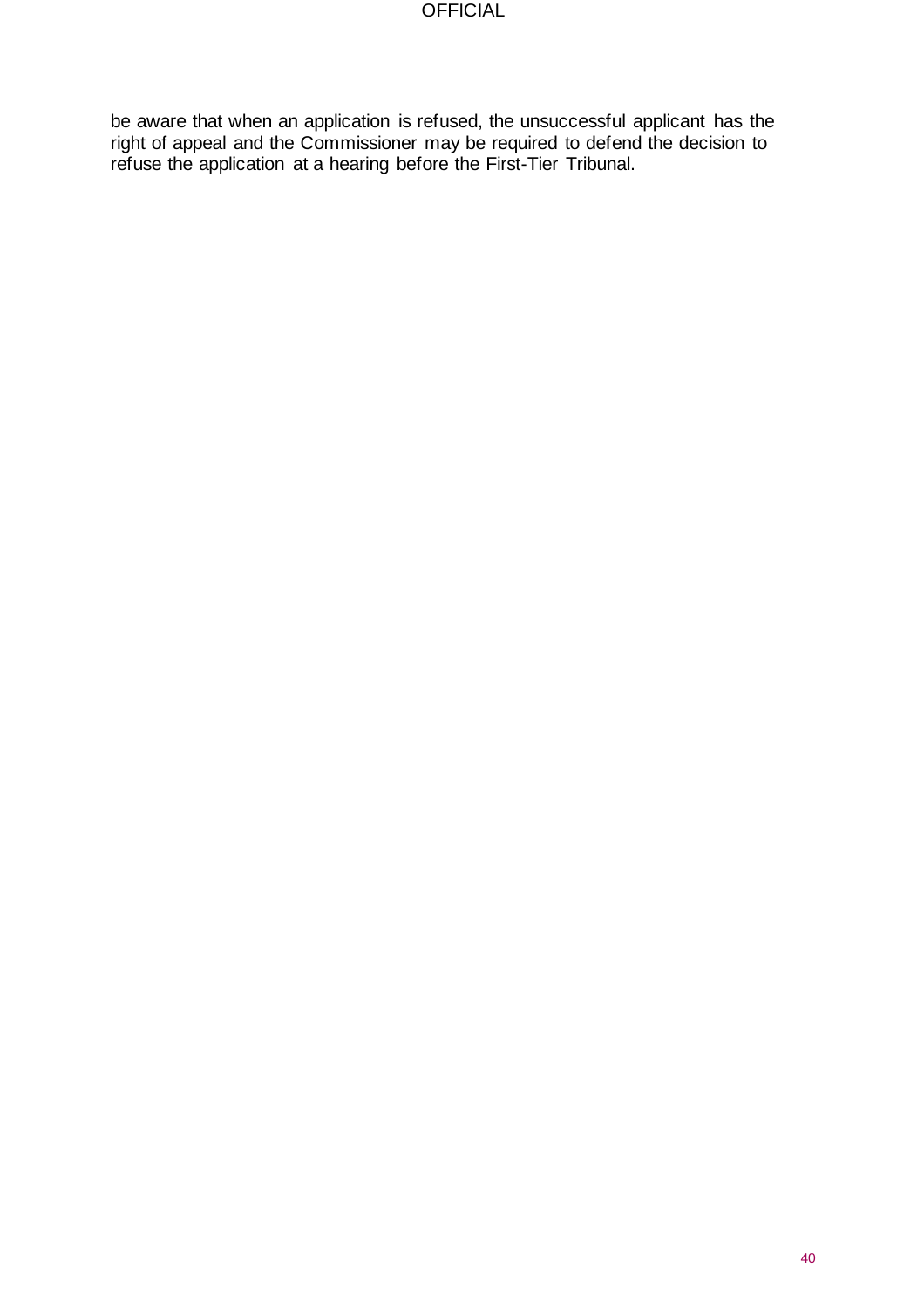be aware that when an application is refused, the unsuccessful applicant has the right of appeal and the Commissioner may be required to defend the decision to refuse the application at a hearing before the First-Tier Tribunal.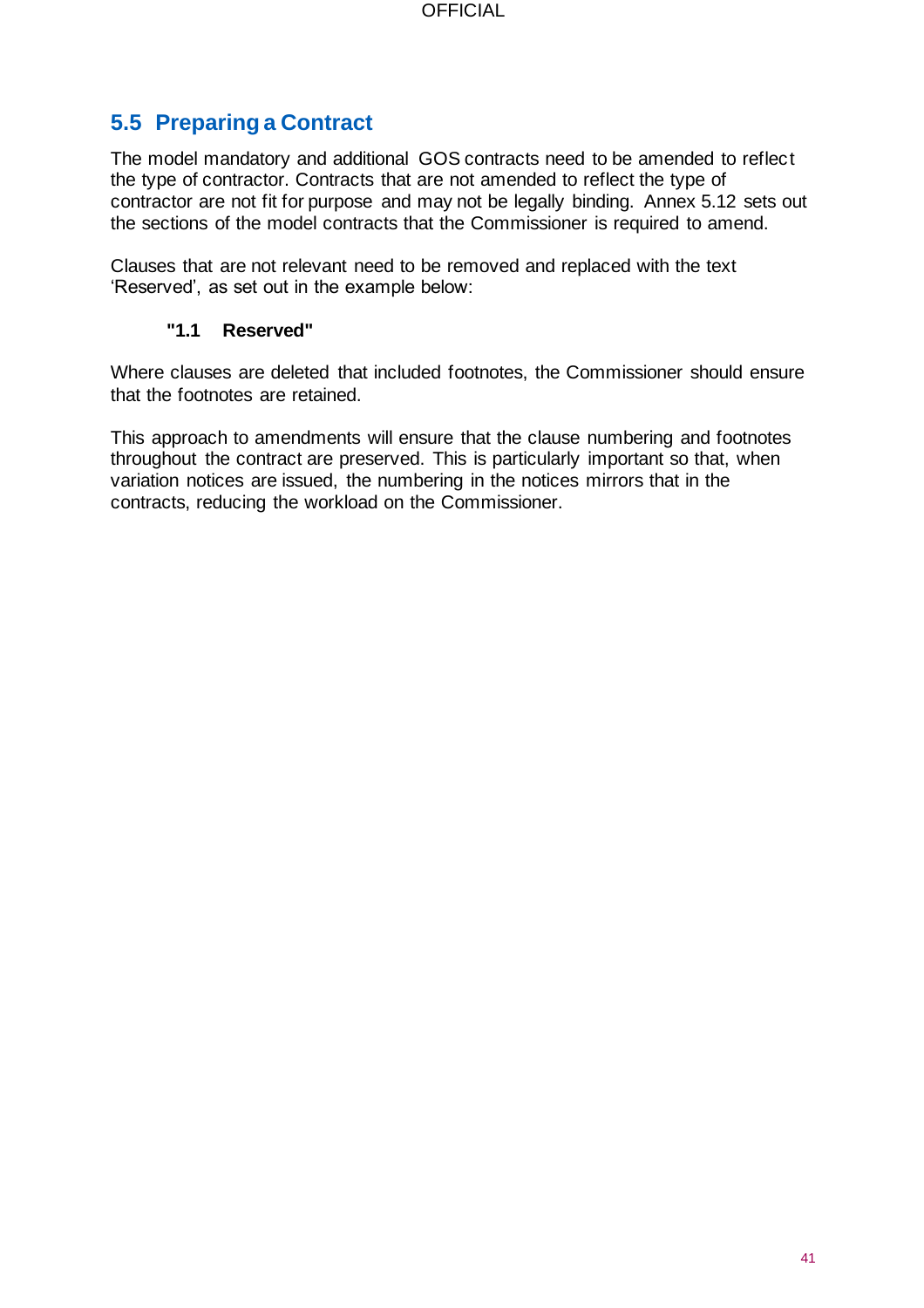## 5.5 Preparing a Contract

The model mandatory and additional GOS contracts need to be amended to reflect the type of contractor. Contracts that are not amended to reflect the type of contractor are not fit for purpose and may not be legally binding. Annex 5.12 sets out the sections of the model contracts that the Commissioner is required to amend.

Clauses that are not relevant need to be removed and replaced with the text 'Reserved', as set out in the example below:

> **"1.1 Reserved"**

Where clauses are deleted that included footnotes, the Commissioner should ensure that the footnotes are retained.

This approach to amendments will ensure that the clause numbering and footnotes throughout the contract are preserved. This is particularly important so that, when variation notices are issued, the numbering in the notices mirrors that in the contracts, reducing the workload on the Commissioner.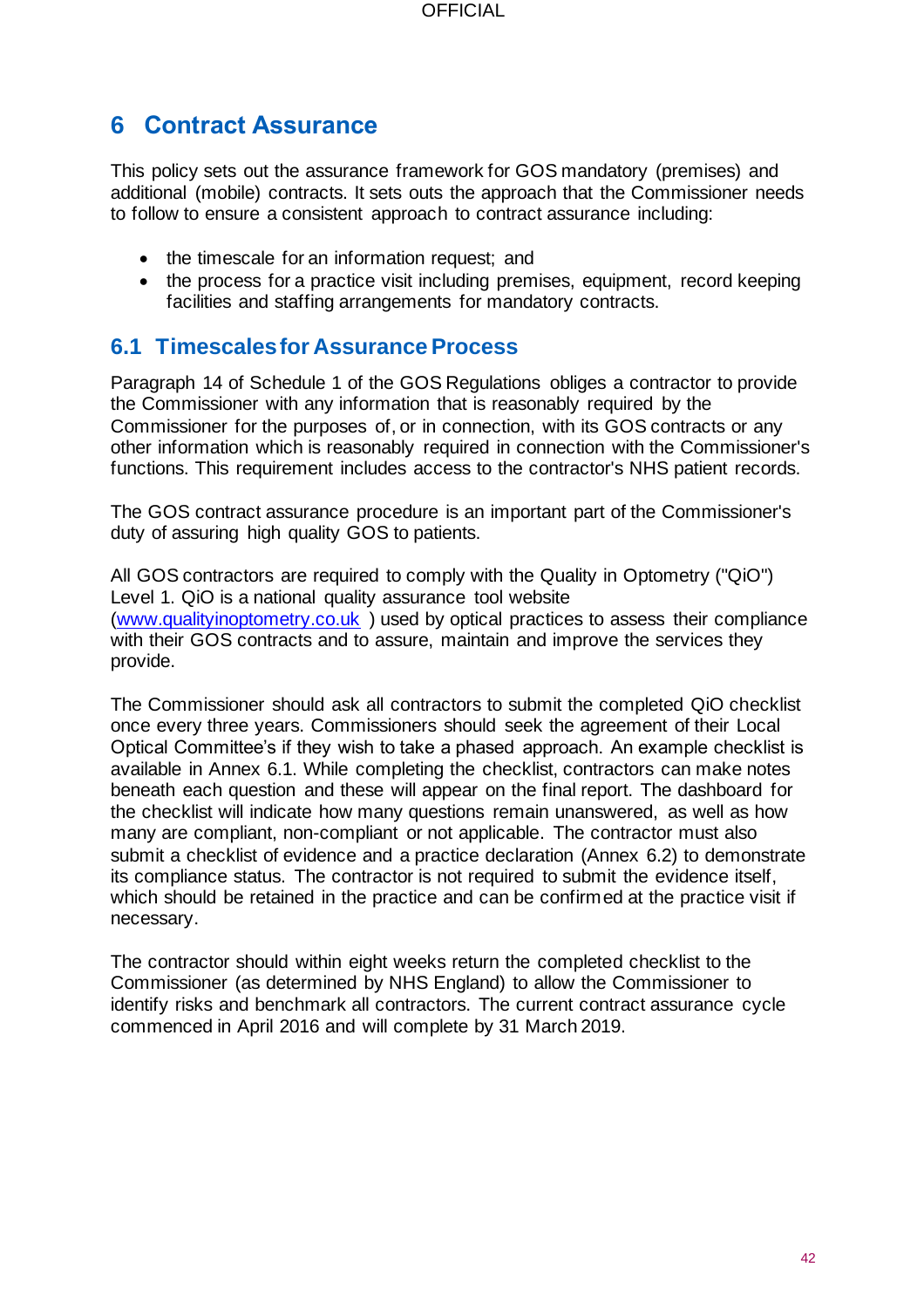# 6 Contract Assurance

This policy sets out the assurance framework for GOS mandatory (premises) and additional (mobile) contracts. It sets outs the approach that the Commissioner needs to follow to ensure a consistent approach to contract assurance including:

- the timescale for an information request; and
- the process for a practice visit including premises, equipment, record keeping facilities and staffing arrangements for mandatory contracts.

## 6.1 Timescales for Assurance Process

Paragraph 14 of Schedule 1 of the GOS Regulations obliges a contractor to provide the Commissioner with any information that is reasonably required by the Commissioner for the purposes of, or in connection, with its GOS contracts or any other information which is reasonably required in connection with the Commissioner's functions. This requirement includes access to the contractor's NHS patient records.

The GOS contract assurance procedure is an important part of the Commissioner's duty of assuring high quality GOS to patients.

All GOS contractors are required to comply with the Quality in Optometry ("QiO") Level 1. QiO is a national quality assurance tool website (www.qualityinoptometry.co.uk ) used by optical practices to assess their compliance with their GOS contracts and to assure, maintain and improve the services they provide.

The Commissioner should ask all contractors to submit the completed QiO checklist once every three years. Commissioners should seek the agreement of their Local Optical Committee's if they wish to take a phased approach. An example checklist is available in Annex 6.1. While completing the checklist, contractors can make notes beneath each question and these will appear on the final report. The dashboard for the checklist will indicate how many questions remain unanswered, as well as how many are compliant, non-compliant or not applicable. The contractor must also submit a checklist of evidence and a practice declaration (Annex 6.2) to demonstrate its compliance status. The contractor is not required to submit the evidence itself, which should be retained in the practice and can be confirmed at the practice visit if necessary.

The contractor should within eight weeks return the completed checklist to the Commissioner (as determined by NHS England) to allow the Commissioner to identify risks and benchmark all contractors. The current contract assurance cycle commenced in April 2016 and will complete by 31 March 2019.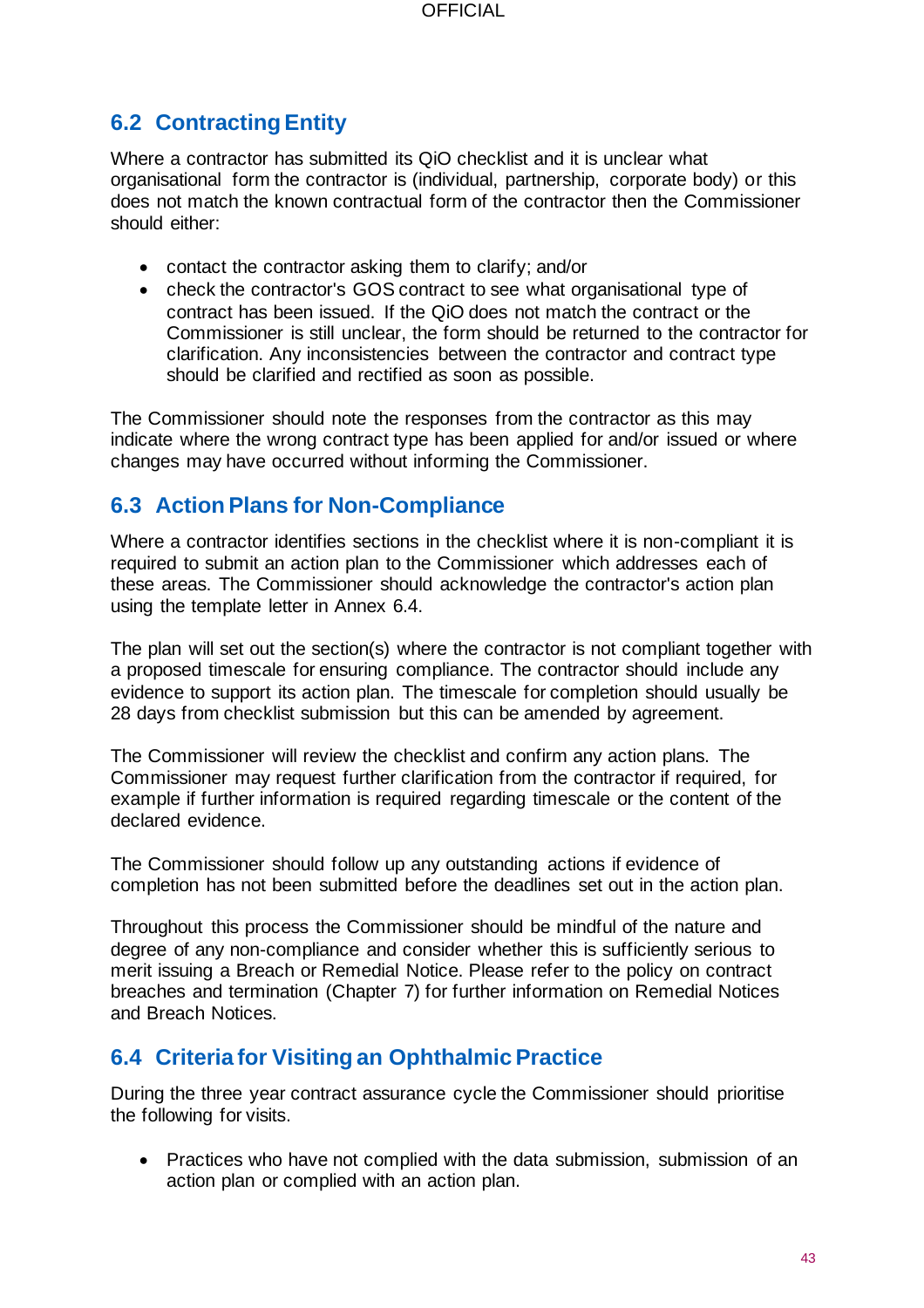## 6.2 Contracting Entity

Where a contractor has submitted its QiO checklist and it is unclear what organisational form the contractor is (individual, partnership, corporate body) or this does not match the known contractual form of the contractor then the Commissioner should either:

- contact the contractor asking them to clarify; and/or
- check the contractor's GOS contract to see what organisational type of contract has been issued. If the QiO does not match the contract or the Commissioner is still unclear, the form should be returned to the contractor for clarification. Any inconsistencies between the contractor and contract type should be clarified and rectified as soon as possible.

The Commissioner should note the responses from the contractor as this may indicate where the wrong contract type has been applied for and/or issued or where changes may have occurred without informing the Commissioner.

## 6.3 Action Plans for Non-Compliance

Where a contractor identifies sections in the checklist where it is non-compliant it is required to submit an action plan to the Commissioner which addresses each of these areas. The Commissioner should acknowledge the contractor's action plan using the template letter in Annex 6.4.

The plan will set out the section(s) where the contractor is not compliant together with a proposed timescale for ensuring compliance. The contractor should include any evidence to support its action plan. The timescale for completion should usually be 28 days from checklist submission but this can be amended by agreement.

The Commissioner will review the checklist and confirm any action plans. The Commissioner may request further clarification from the contractor if required, for example if further information is required regarding timescale or the content of the declared evidence.

The Commissioner should follow up any outstanding actions if evidence of completion has not been submitted before the deadlines set out in the action plan.

Throughout this process the Commissioner should be mindful of the nature and degree of any non-compliance and consider whether this is sufficiently serious to merit issuing a Breach or Remedial Notice. Please refer to the policy on contract breaches and termination (Chapter 7) for further information on Remedial Notices and Breach Notices.

## 6.4 Criteria for Visiting an Ophthalmic Practice

During the three year contract assurance cycle the Commissioner should prioritise the following for visits.

- Practices who have not complied with the data submission, submission of an action plan or complied with an action plan.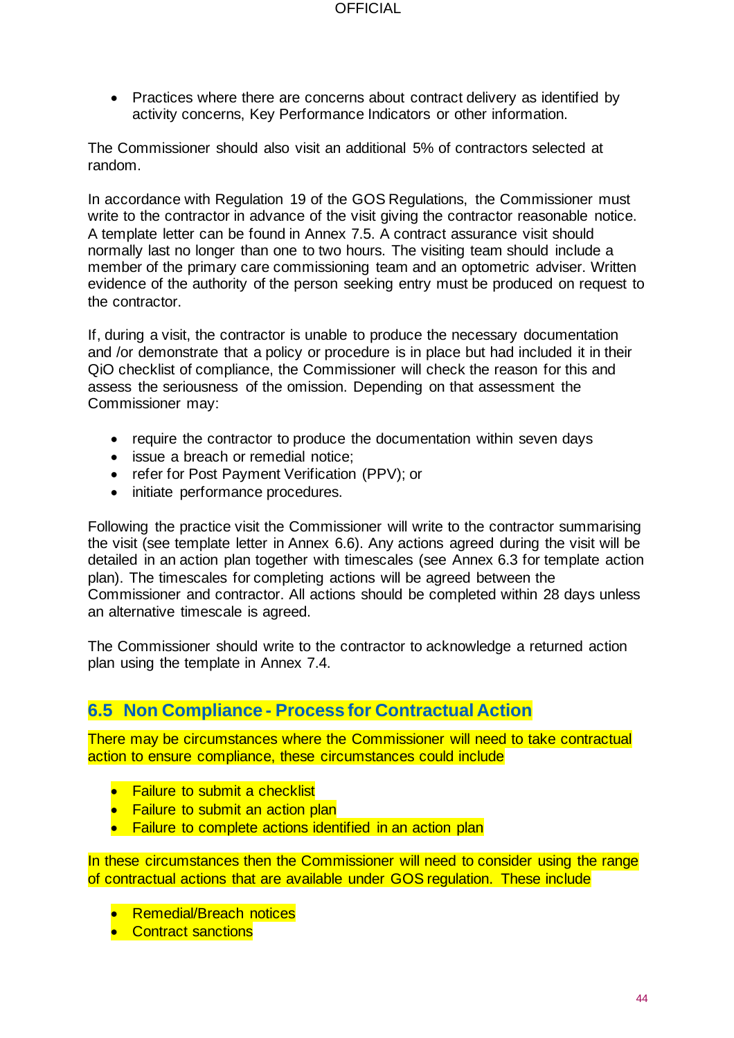- Practices where there are concerns about contract delivery as identified by activity concerns, Key Performance Indicators or other information.

The Commissioner should also visit an additional 5% of contractors selected at random.

In accordance with Regulation 19 of the GOS Regulations, the Commissioner must write to the contractor in advance of the visit giving the contractor reasonable notice. A template letter can be found in Annex 7.5. A contract assurance visit should normally last no longer than one to two hours. The visiting team should include a member of the primary care commissioning team and an optometric adviser. Written evidence of the authority of the person seeking entry must be produced on request to the contractor.

If, during a visit, the contractor is unable to produce the necessary documentation and /or demonstrate that a policy or procedure is in place but had included it in their QiO checklist of compliance, the Commissioner will check the reason for this and assess the seriousness of the omission. Depending on that assessment the Commissioner may:

- require the contractor to produce the documentation within seven days
- issue a breach or remedial notice;
- refer for Post Payment Verification (PPV); or
- initiate performance procedures.

Following the practice visit the Commissioner will write to the contractor summarising the visit (see template letter in Annex 6.6). Any actions agreed during the visit will be detailed in an action plan together with timescales (see Annex 6.3 for template action plan). The timescales for completing actions will be agreed between the Commissioner and contractor. All actions should be completed within 28 days unless an alternative timescale is agreed.

The Commissioner should write to the contractor to acknowledge a returned action plan using the template in Annex 7.4.

## 6.5 Non Compliance - Process for Contractual Action

There may be circumstances where the Commissioner will need to take contractual action to ensure compliance, these circumstances could include

- Failure to submit a checklist
- Failure to submit an action plan
- Failure to complete actions identified in an action plan

In these circumstances then the Commissioner will need to consider using the range of contractual actions that are available under GOS regulation. These include

- Remedial/Breach notices
- Contract sanctions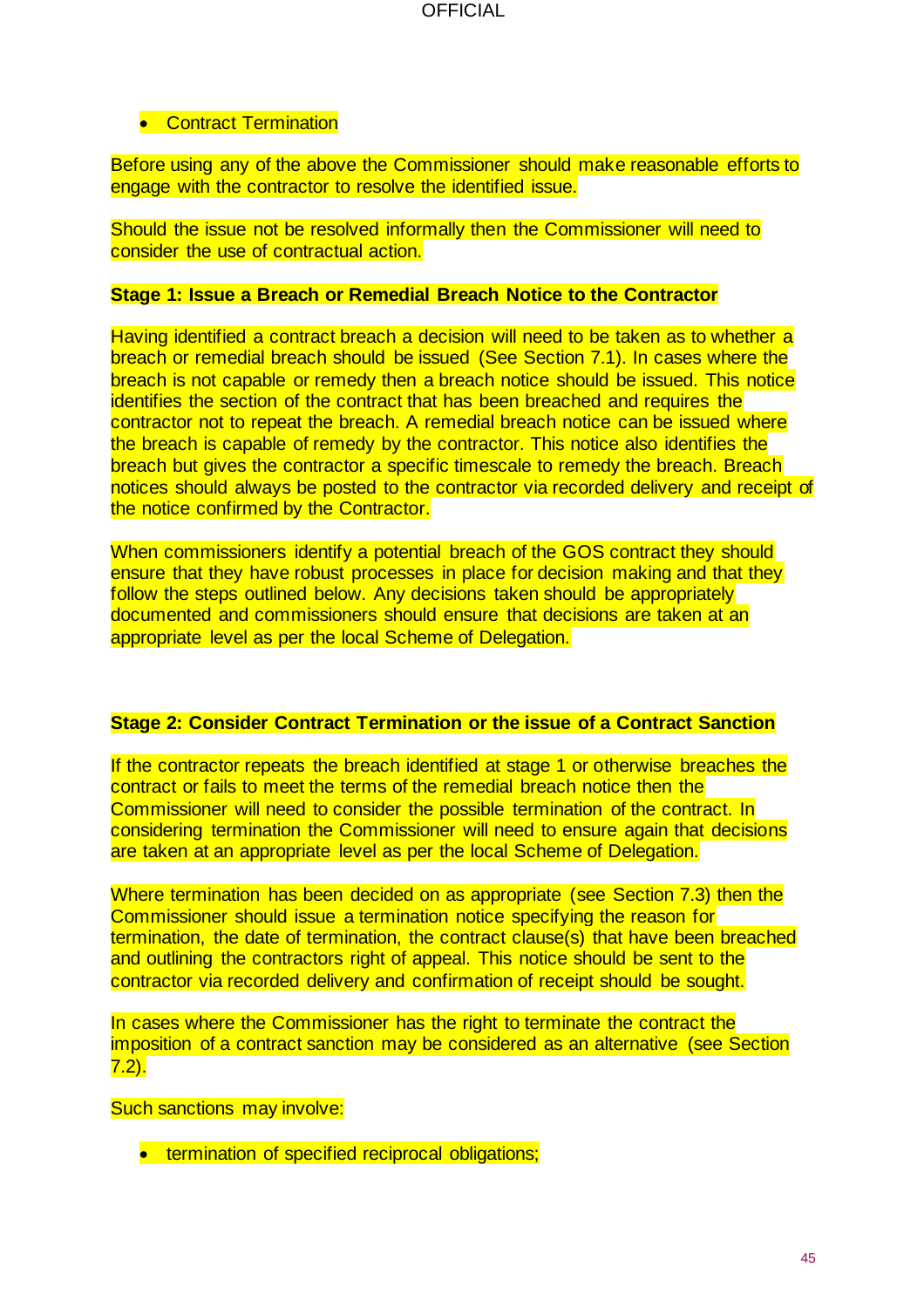- Contract Termination

Before using any of the above the Commissioner should make reasonable efforts to engage with the contractor to resolve the identified issue.

Should the issue not be resolved informally then the Commissioner will need to consider the use of contractual action.

**Stage 1: Issue a Breach or Remedial Breach Notice to the Contractor**

Having identified a contract breach a decision will need to be taken as to whether a breach or remedial breach should be issued (See Section 7.1). In cases where the breach is not capable or remedy then a breach notice should be issued. This notice identifies the section of the contract that has been breached and requires the contractor not to repeat the breach. A remedial breach notice can be issued where the breach is capable of remedy by the contractor. This notice also identifies the breach but gives the contractor a specific timescale to remedy the breach. Breach notices should always be posted to the contractor via recorded delivery and receipt of the notice confirmed by the Contractor.

When commissioners identify a potential breach of the GOS contract they should ensure that they have robust processes in place for decision making and that they follow the steps outlined below. Any decisions taken should be appropriately documented and commissioners should ensure that decisions are taken at an appropriate level as per the local Scheme of Delegation.

**Stage 2: Consider Contract Termination or the issue of a Contract Sanction**

If the contractor repeats the breach identified at stage 1 or otherwise breaches the contract or fails to meet the terms of the remedial breach notice then the Commissioner will need to consider the possible termination of the contract. In considering termination the Commissioner will need to ensure again that decisions are taken at an appropriate level as per the local Scheme of Delegation.

Where termination has been decided on as appropriate (see Section 7.3) then the Commissioner should issue a termination notice specifying the reason for termination, the date of termination, the contract clause(s) that have been breached and outlining the contractors right of appeal. This notice should be sent to the contractor via recorded delivery and confirmation of receipt should be sought.

In cases where the Commissioner has the right to terminate the contract the imposition of a contract sanction may be considered as an alternative (see Section 7.2).

Such sanctions may involve:

- termination of specified reciprocal obligations;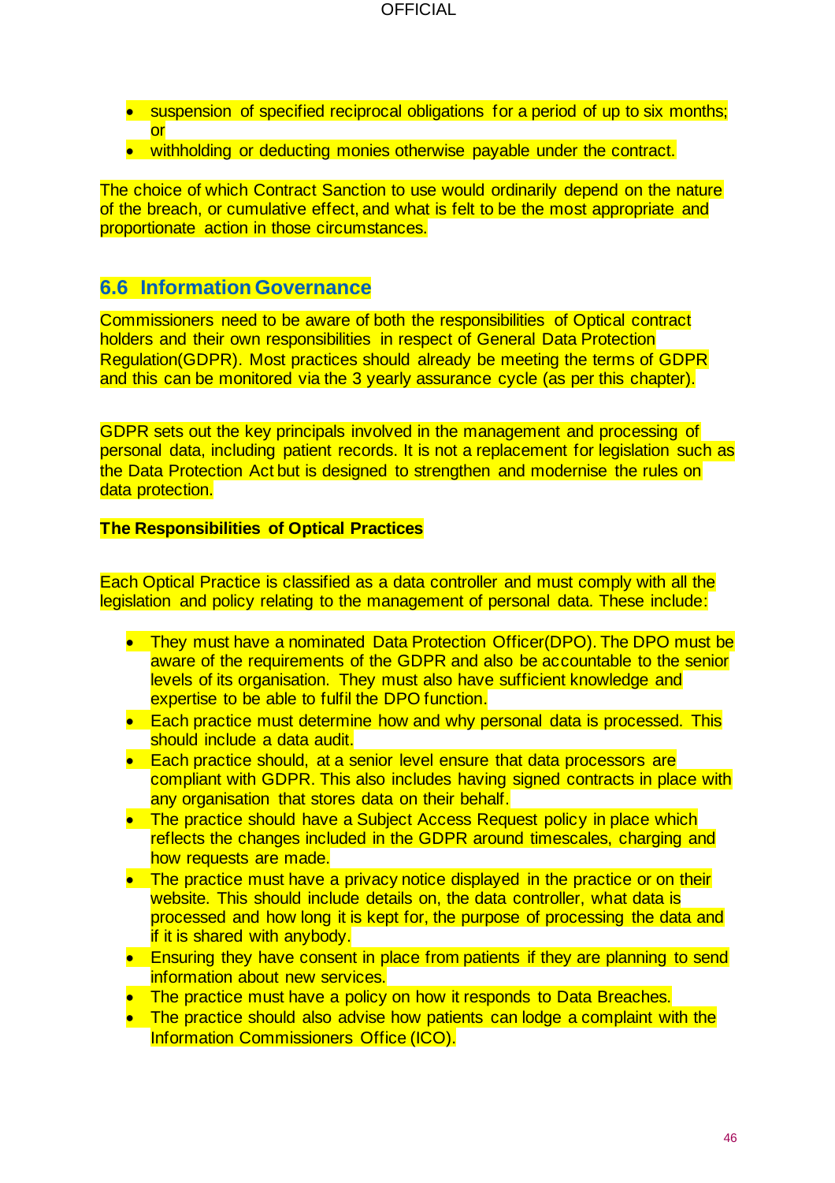- suspension of specified reciprocal obligations for a period of up to six months; or
- withholding or deducting monies otherwise payable under the contract.

The choice of which Contract Sanction to use would ordinarily depend on the nature of the breach, or cumulative effect, and what is felt to be the most appropriate and proportionate action in those circumstances.

## 6.6 Information Governance

Commissioners need to be aware of both the responsibilities of Optical contract holders and their own responsibilities in respect of General Data Protection Regulation(GDPR). Most practices should already be meeting the terms of GDPR and this can be monitored via the 3 yearly assurance cycle (as per this chapter).

GDPR sets out the key principals involved in the management and processing of personal data, including patient records. It is not a replacement for legislation such as the Data Protection Act but is designed to strengthen and modernise the rules on data protection.

**The Responsibilities of Optical Practices**

Each Optical Practice is classified as a data controller and must comply with all the legislation and policy relating to the management of personal data. These include:

- They must have a nominated Data Protection Officer(DPO). The DPO must be aware of the requirements of the GDPR and also be accountable to the senior levels of its organisation. They must also have sufficient knowledge and expertise to be able to fulfil the DPO function.
- Each practice must determine how and why personal data is processed. This should include a data audit.
- Each practice should, at a senior level ensure that data processors are compliant with GDPR. This also includes having signed contracts in place with any organisation that stores data on their behalf.
- The practice should have a Subject Access Request policy in place which reflects the changes included in the GDPR around timescales, charging and how requests are made.
- The practice must have a privacy notice displayed in the practice or on their website. This should include details on, the data controller, what data is processed and how long it is kept for, the purpose of processing the data and if it is shared with anybody.
- Ensuring they have consent in place from patients if they are planning to send information about new services.
- The practice must have a policy on how it responds to Data Breaches.
- The practice should also advise how patients can lodge a complaint with the Information Commissioners Office (ICO).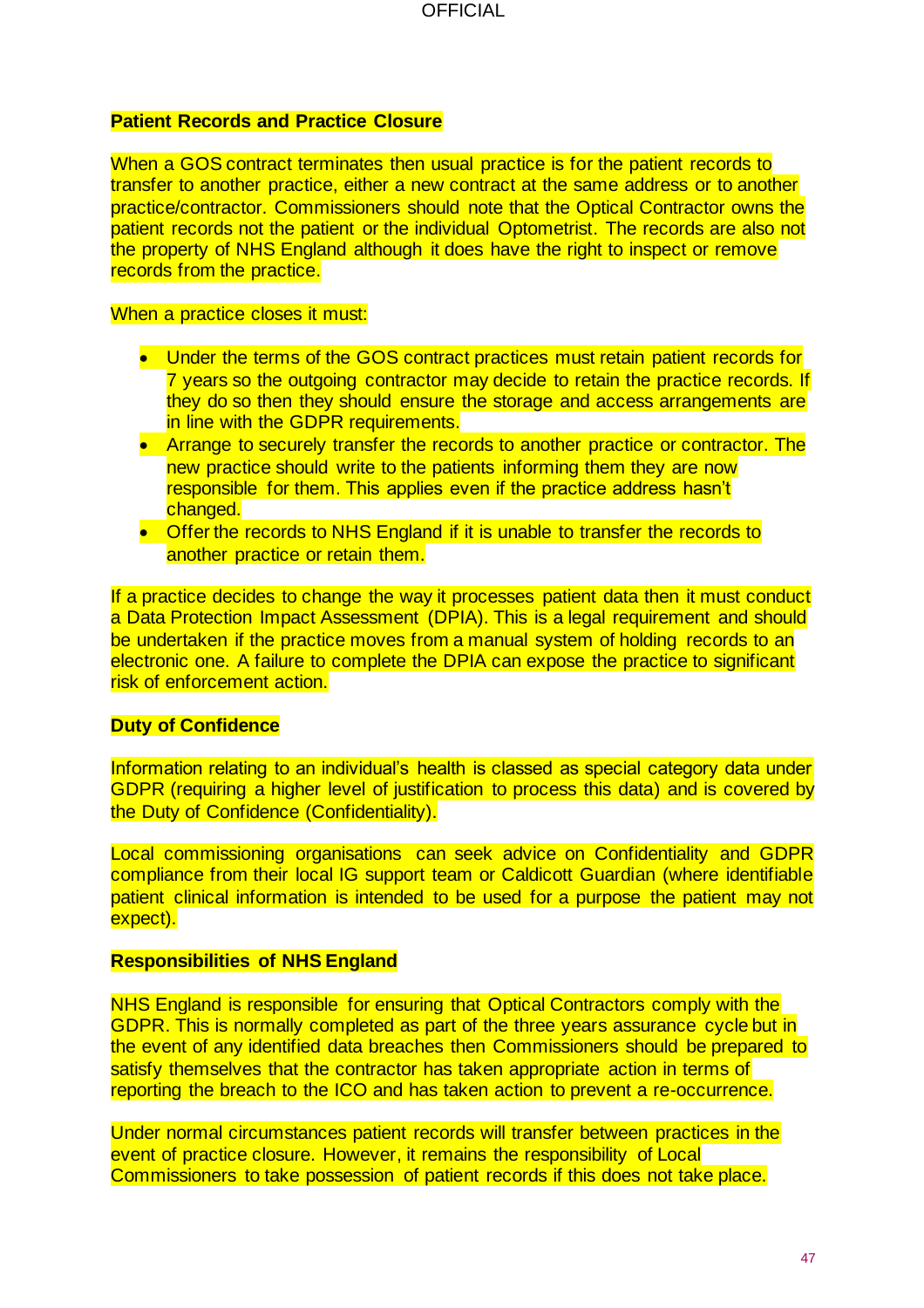**Patient Records and Practice Closure**

When a GOS contract terminates then usual practice is for the patient records to transfer to another practice, either a new contract at the same address or to another practice/contractor. Commissioners should note that the Optical Contractor owns the patient records not the patient or the individual Optometrist. The records are also not the property of NHS England although it does have the right to inspect or remove records from the practice.

When a practice closes it must:

- Under the terms of the GOS contract practices must retain patient records for 7 years so the outgoing contractor may decide to retain the practice records. If they do so then they should ensure the storage and access arrangements are in line with the GDPR requirements.
- Arrange to securely transfer the records to another practice or contractor. The new practice should write to the patients informing them they are now responsible for them. This applies even if the practice address hasn't changed.
- Offer the records to NHS England if it is unable to transfer the records to another practice or retain them.

If a practice decides to change the way it processes patient data then it must conduct a Data Protection Impact Assessment (DPIA). This is a legal requirement and should be undertaken if the practice moves from a manual system of holding records to an electronic one. A failure to complete the DPIA can expose the practice to significant risk of enforcement action.

**Duty of Confidence**

Information relating to an individual's health is classed as special category data under GDPR (requiring a higher level of justification to process this data) and is covered by the Duty of Confidence (Confidentiality).

Local commissioning organisations can seek advice on Confidentiality and GDPR compliance from their local IG support team or Caldicott Guardian (where identifiable patient clinical information is intended to be used for a purpose the patient may not expect).

**Responsibilities of NHS England**

NHS England is responsible for ensuring that Optical Contractors comply with the GDPR. This is normally completed as part of the three years assurance cycle but in the event of any identified data breaches then Commissioners should be prepared to satisfy themselves that the contractor has taken appropriate action in terms of reporting the breach to the ICO and has taken action to prevent a re-occurrence.

Under normal circumstances patient records will transfer between practices in the event of practice closure. However, it remains the responsibility of Local Commissioners to take possession of patient records if this does not take place.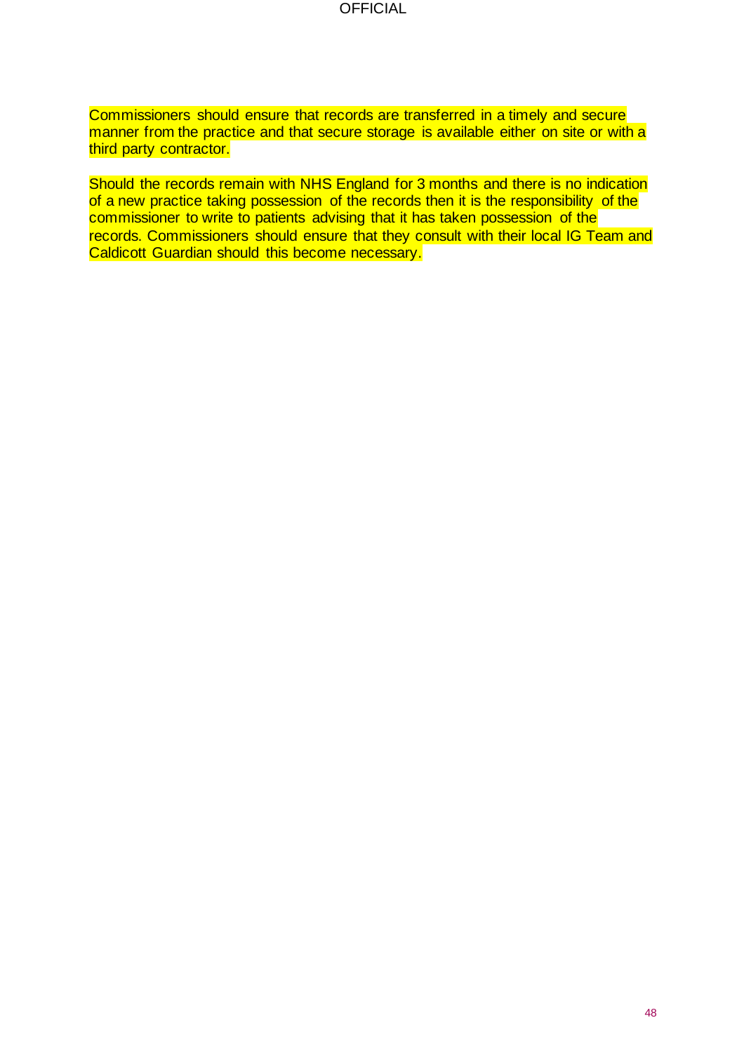Commissioners should ensure that records are transferred in a timely and secure manner from the practice and that secure storage is available either on site or with a third party contractor.

Should the records remain with NHS England for 3 months and there is no indication of a new practice taking possession of the records then it is the responsibility of the commissioner to write to patients advising that it has taken possession of the records. Commissioners should ensure that they consult with their local IG Team and Caldicott Guardian should this become necessary.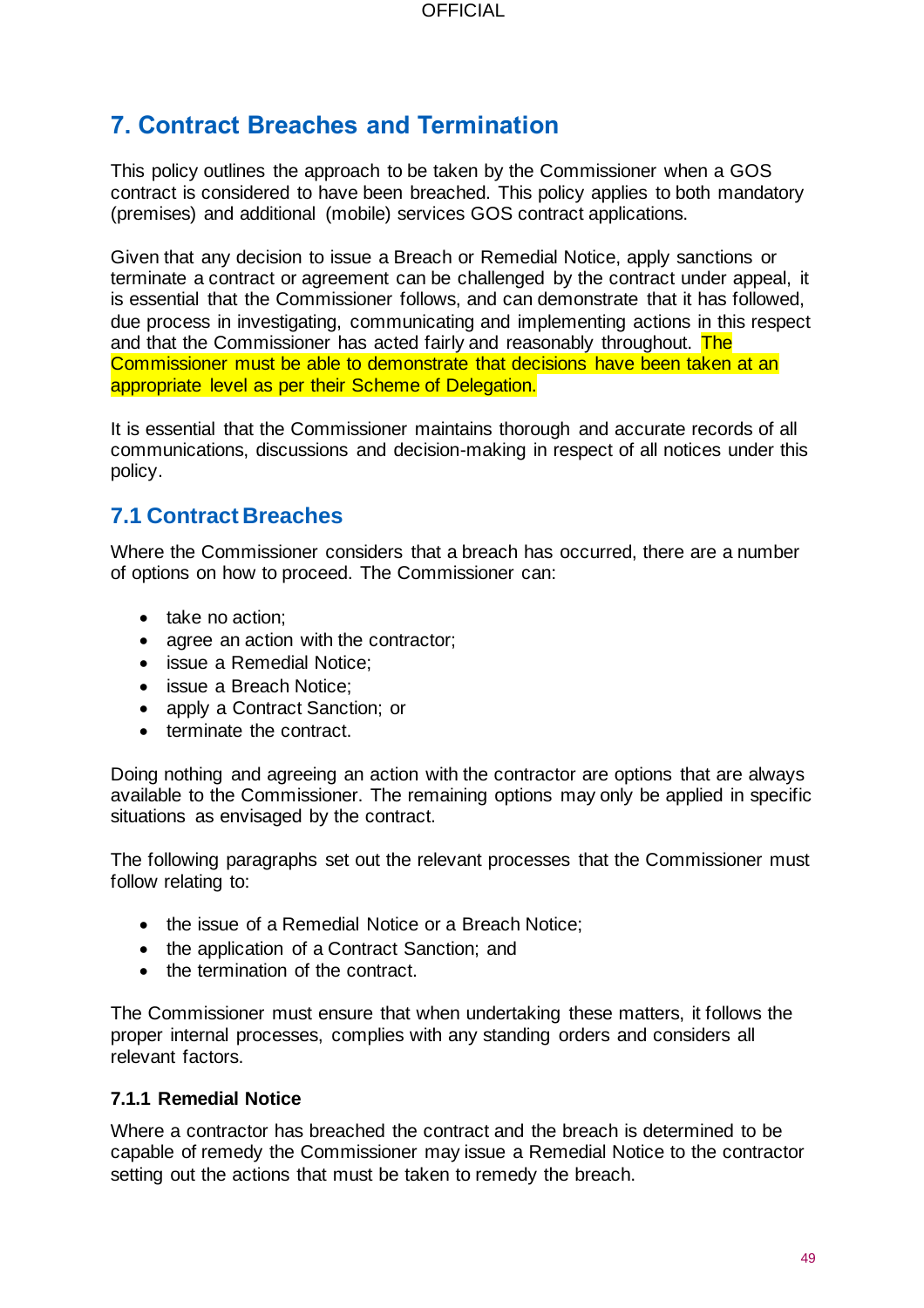## 7. Contract Breaches and Termination

This policy outlines the approach to be taken by the Commissioner when a GOS contract is considered to have been breached. This policy applies to both mandatory (premises) and additional (mobile) services GOS contract applications.

Given that any decision to issue a Breach or Remedial Notice, apply sanctions or terminate a contract or agreement can be challenged by the contract under appeal, it is essential that the Commissioner follows, and can demonstrate that it has followed, due process in investigating, communicating and implementing actions in this respect and that the Commissioner has acted fairly and reasonably throughout. The Commissioner must be able to demonstrate that decisions have been taken at an appropriate level as per their Scheme of Delegation.

It is essential that the Commissioner maintains thorough and accurate records of all communications, discussions and decision-making in respect of all notices under this policy.

### 7.1 Contract Breaches

Where the Commissioner considers that a breach has occurred, there are a number of options on how to proceed. The Commissioner can:

- take no action;
- agree an action with the contractor;
- issue a Remedial Notice;
- issue a Breach Notice;
- apply a Contract Sanction; or
- terminate the contract.

Doing nothing and agreeing an action with the contractor are options that are always available to the Commissioner. The remaining options may only be applied in specific situations as envisaged by the contract.

The following paragraphs set out the relevant processes that the Commissioner must follow relating to:

- the issue of a Remedial Notice or a Breach Notice;
- the application of a Contract Sanction; and
- the termination of the contract.

The Commissioner must ensure that when undertaking these matters, it follows the proper internal processes, complies with any standing orders and considers all relevant factors.

#### 7.1.1 Remedial Notice

Where a contractor has breached the contract and the breach is determined to be capable of remedy the Commissioner may issue a Remedial Notice to the contractor setting out the actions that must be taken to remedy the breach.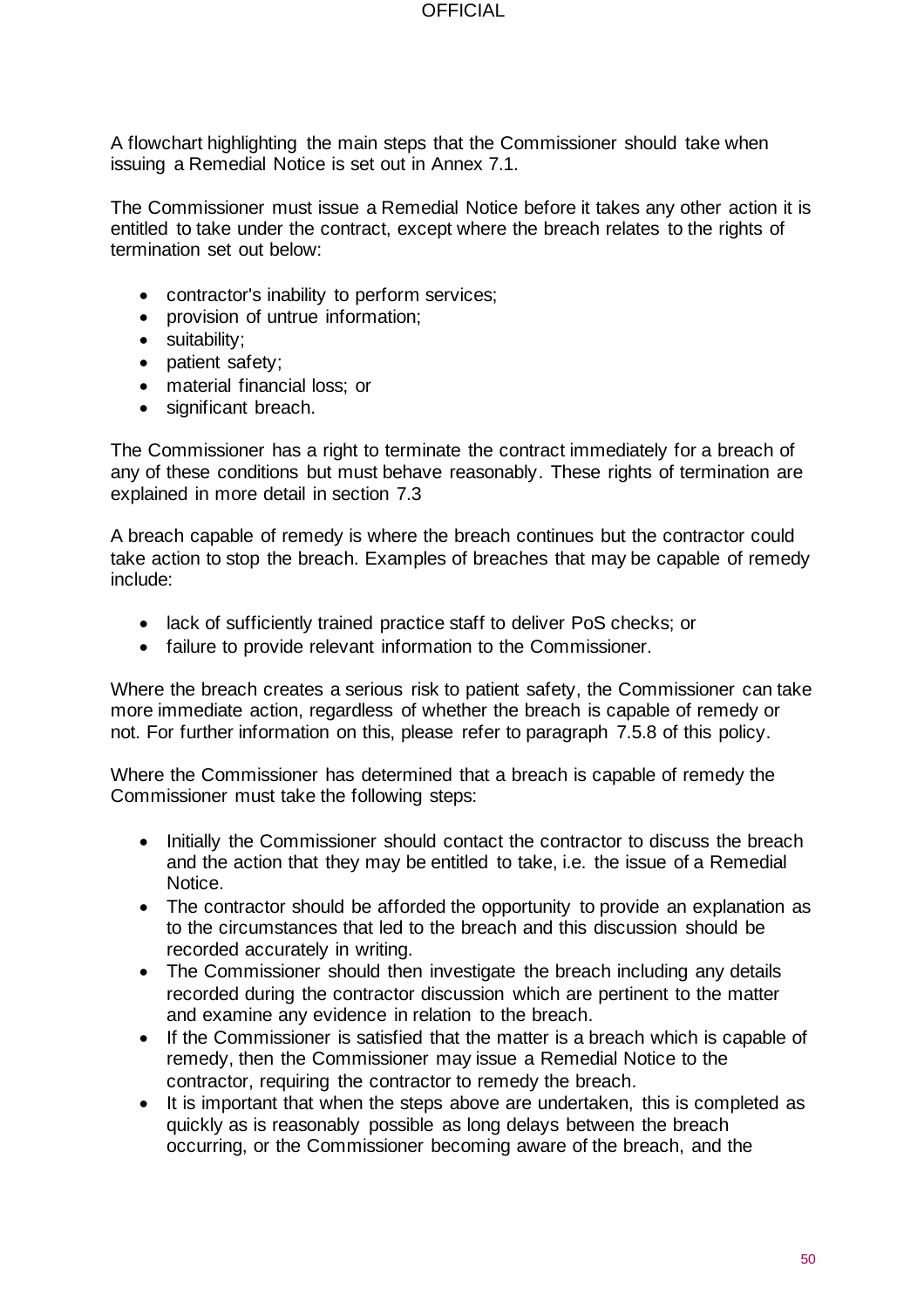A flowchart highlighting the main steps that the Commissioner should take when issuing a Remedial Notice is set out in Annex 7.1.

The Commissioner must issue a Remedial Notice before it takes any other action it is entitled to take under the contract, except where the breach relates to the rights of termination set out below:

- contractor's inability to perform services;
- provision of untrue information;
- suitability;
- patient safety;
- material financial loss; or
- significant breach.

The Commissioner has a right to terminate the contract immediately for a breach of any of these conditions but must behave reasonably. These rights of termination are explained in more detail in section 7.3

A breach capable of remedy is where the breach continues but the contractor could take action to stop the breach. Examples of breaches that may be capable of remedy include:

- lack of sufficiently trained practice staff to deliver PoS checks; or
- failure to provide relevant information to the Commissioner.

Where the breach creates a serious risk to patient safety, the Commissioner can take more immediate action, regardless of whether the breach is capable of remedy or not. For further information on this, please refer to paragraph 7.5.8 of this policy.

Where the Commissioner has determined that a breach is capable of remedy the Commissioner must take the following steps:

- Initially the Commissioner should contact the contractor to discuss the breach and the action that they may be entitled to take, i.e. the issue of a Remedial Notice.
- The contractor should be afforded the opportunity to provide an explanation as to the circumstances that led to the breach and this discussion should be recorded accurately in writing.
- The Commissioner should then investigate the breach including any details recorded during the contractor discussion which are pertinent to the matter and examine any evidence in relation to the breach.
- If the Commissioner is satisfied that the matter is a breach which is capable of remedy, then the Commissioner may issue a Remedial Notice to the contractor, requiring the contractor to remedy the breach.
- It is important that when the steps above are undertaken, this is completed as quickly as is reasonably possible as long delays between the breach occurring, or the Commissioner becoming aware of the breach, and the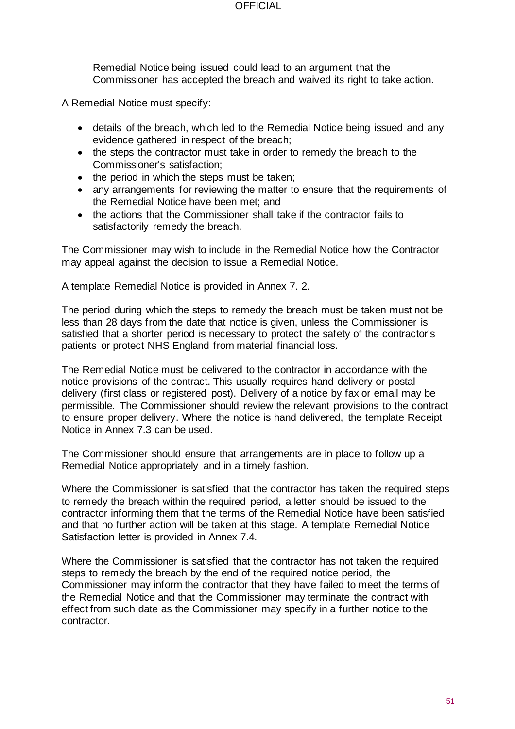Remedial Notice being issued could lead to an argument that the Commissioner has accepted the breach and waived its right to take action.

A Remedial Notice must specify:

- details of the breach, which led to the Remedial Notice being issued and any evidence gathered in respect of the breach;
- the steps the contractor must take in order to remedy the breach to the Commissioner's satisfaction;
- the period in which the steps must be taken;
- any arrangements for reviewing the matter to ensure that the requirements of the Remedial Notice have been met; and
- the actions that the Commissioner shall take if the contractor fails to satisfactorily remedy the breach.

The Commissioner may wish to include in the Remedial Notice how the Contractor may appeal against the decision to issue a Remedial Notice.

A template Remedial Notice is provided in Annex 7. 2.

The period during which the steps to remedy the breach must be taken must not be less than 28 days from the date that notice is given, unless the Commissioner is satisfied that a shorter period is necessary to protect the safety of the contractor's patients or protect NHS England from material financial loss.

The Remedial Notice must be delivered to the contractor in accordance with the notice provisions of the contract. This usually requires hand delivery or postal delivery (first class or registered post). Delivery of a notice by fax or email may be permissible. The Commissioner should review the relevant provisions to the contract to ensure proper delivery. Where the notice is hand delivered, the template Receipt Notice in Annex 7.3 can be used.

The Commissioner should ensure that arrangements are in place to follow up a Remedial Notice appropriately and in a timely fashion.

Where the Commissioner is satisfied that the contractor has taken the required steps to remedy the breach within the required period, a letter should be issued to the contractor informing them that the terms of the Remedial Notice have been satisfied and that no further action will be taken at this stage. A template Remedial Notice Satisfaction letter is provided in Annex 7.4.

Where the Commissioner is satisfied that the contractor has not taken the required steps to remedy the breach by the end of the required notice period, the Commissioner may inform the contractor that they have failed to meet the terms of the Remedial Notice and that the Commissioner may terminate the contract with effect from such date as the Commissioner may specify in a further notice to the contractor.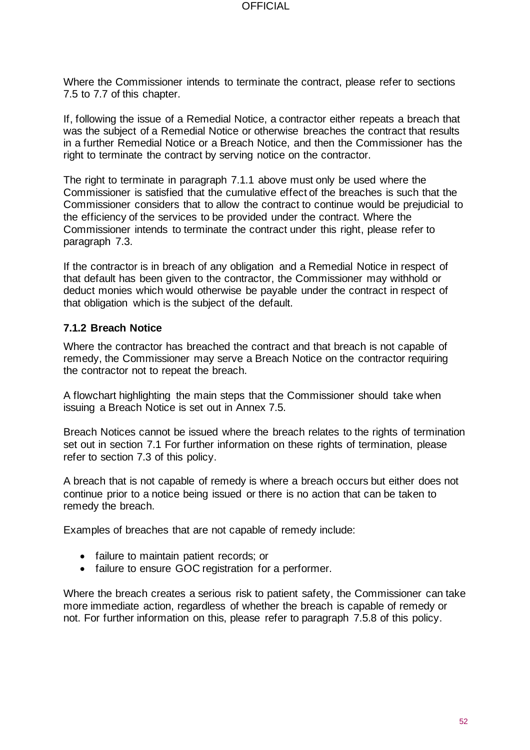Where the Commissioner intends to terminate the contract, please refer to sections 7.5 to 7.7 of this chapter.

If, following the issue of a Remedial Notice, a contractor either repeats a breach that was the subject of a Remedial Notice or otherwise breaches the contract that results in a further Remedial Notice or a Breach Notice, and then the Commissioner has the right to terminate the contract by serving notice on the contractor.

The right to terminate in paragraph 7.1.1 above must only be used where the Commissioner is satisfied that the cumulative effect of the breaches is such that the Commissioner considers that to allow the contract to continue would be prejudicial to the efficiency of the services to be provided under the contract. Where the Commissioner intends to terminate the contract under this right, please refer to paragraph 7.3.

If the contractor is in breach of any obligation and a Remedial Notice in respect of that default has been given to the contractor, the Commissioner may withhold or deduct monies which would otherwise be payable under the contract in respect of that obligation which is the subject of the default.

### 7.1.2 Breach Notice

Where the contractor has breached the contract and that breach is not capable of remedy, the Commissioner may serve a Breach Notice on the contractor requiring the contractor not to repeat the breach.

A flowchart highlighting the main steps that the Commissioner should take when issuing a Breach Notice is set out in Annex 7.5.

Breach Notices cannot be issued where the breach relates to the rights of termination set out in section 7.1 For further information on these rights of termination, please refer to section 7.3 of this policy.

A breach that is not capable of remedy is where a breach occurs but either does not continue prior to a notice being issued or there is no action that can be taken to remedy the breach.

Examples of breaches that are not capable of remedy include:

- failure to maintain patient records; or
- failure to ensure GOC registration for a performer.

Where the breach creates a serious risk to patient safety, the Commissioner can take more immediate action, regardless of whether the breach is capable of remedy or not. For further information on this, please refer to paragraph 7.5.8 of this policy.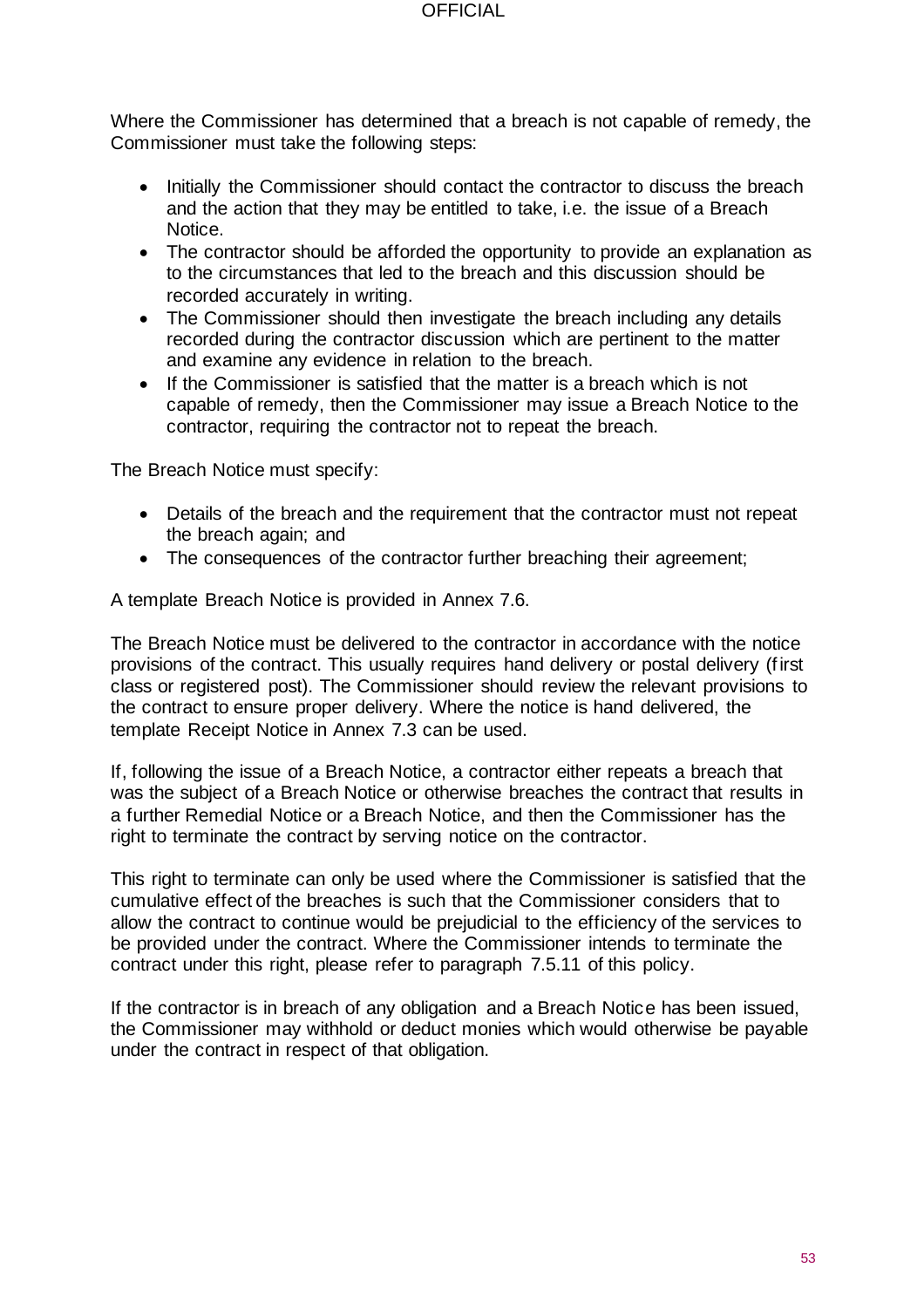Where the Commissioner has determined that a breach is not capable of remedy, the Commissioner must take the following steps:

- Initially the Commissioner should contact the contractor to discuss the breach and the action that they may be entitled to take, i.e. the issue of a Breach Notice.
- The contractor should be afforded the opportunity to provide an explanation as to the circumstances that led to the breach and this discussion should be recorded accurately in writing.
- The Commissioner should then investigate the breach including any details recorded during the contractor discussion which are pertinent to the matter and examine any evidence in relation to the breach.
- If the Commissioner is satisfied that the matter is a breach which is not capable of remedy, then the Commissioner may issue a Breach Notice to the contractor, requiring the contractor not to repeat the breach.

The Breach Notice must specify:

- Details of the breach and the requirement that the contractor must not repeat the breach again; and
- The consequences of the contractor further breaching their agreement;

A template Breach Notice is provided in Annex 7.6.

The Breach Notice must be delivered to the contractor in accordance with the notice provisions of the contract. This usually requires hand delivery or postal delivery (first class or registered post). The Commissioner should review the relevant provisions to the contract to ensure proper delivery. Where the notice is hand delivered, the template Receipt Notice in Annex 7.3 can be used.

If, following the issue of a Breach Notice, a contractor either repeats a breach that was the subject of a Breach Notice or otherwise breaches the contract that results in a further Remedial Notice or a Breach Notice, and then the Commissioner has the right to terminate the contract by serving notice on the contractor.

This right to terminate can only be used where the Commissioner is satisfied that the cumulative effect of the breaches is such that the Commissioner considers that to allow the contract to continue would be prejudicial to the efficiency of the services to be provided under the contract. Where the Commissioner intends to terminate the contract under this right, please refer to paragraph 7.5.11 of this policy.

If the contractor is in breach of any obligation and a Breach Notice has been issued, the Commissioner may withhold or deduct monies which would otherwise be payable under the contract in respect of that obligation.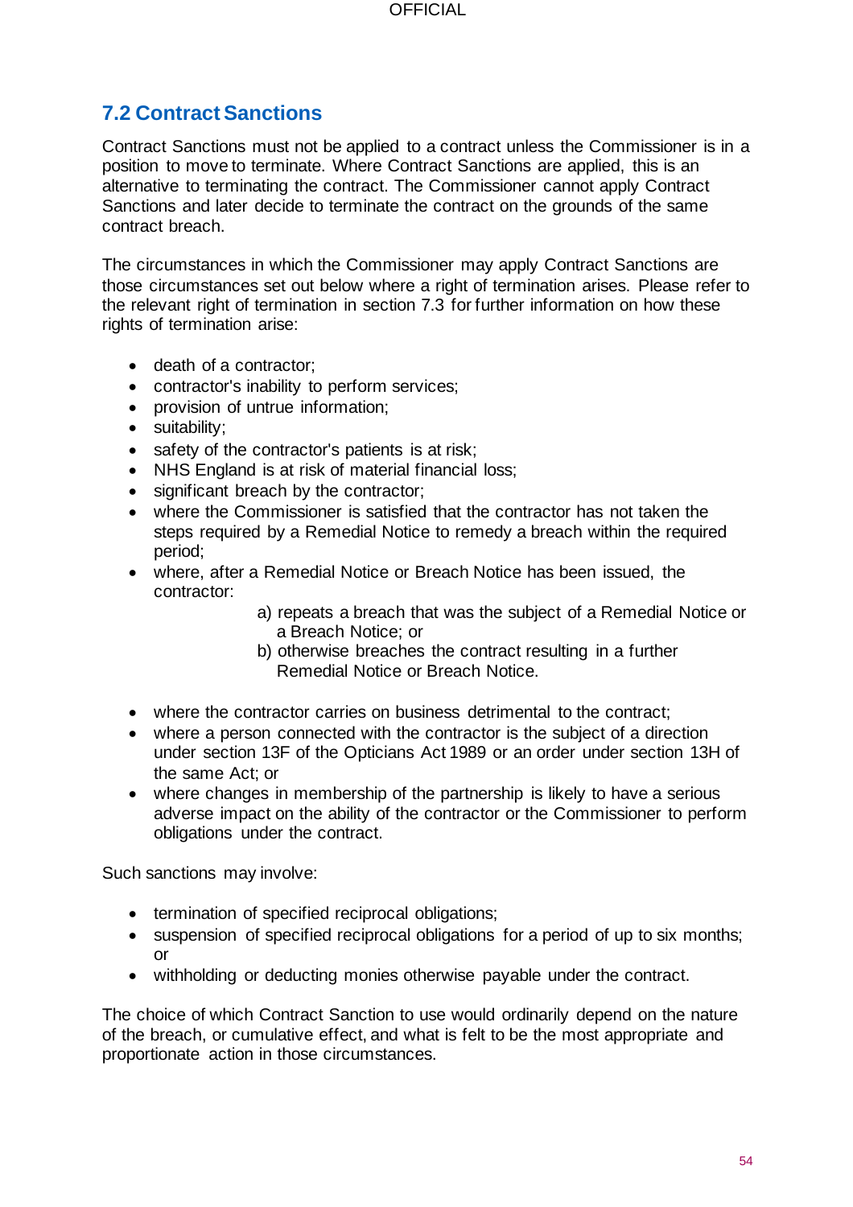## 7.2 Contract Sanctions

Contract Sanctions must not be applied to a contract unless the Commissioner is in a position to move to terminate. Where Contract Sanctions are applied, this is an alternative to terminating the contract. The Commissioner cannot apply Contract Sanctions and later decide to terminate the contract on the grounds of the same contract breach.

The circumstances in which the Commissioner may apply Contract Sanctions are those circumstances set out below where a right of termination arises. Please refer to the relevant right of termination in section 7.3 for further information on how these rights of termination arise:

- death of a contractor;
- contractor's inability to perform services;
- provision of untrue information;
- suitability;
- safety of the contractor's patients is at risk;
- NHS England is at risk of material financial loss;
- significant breach by the contractor;
- where the Commissioner is satisfied that the contractor has not taken the steps required by a Remedial Notice to remedy a breach within the required period;
- where, after a Remedial Notice or Breach Notice has been issued, the contractor:
  - a) repeats a breach that was the subject of a Remedial Notice or a Breach Notice; or
  - b) otherwise breaches the contract resulting in a further Remedial Notice or Breach Notice.
- where the contractor carries on business detrimental to the contract;
- where a person connected with the contractor is the subject of a direction under section 13F of the Opticians Act 1989 or an order under section 13H of the same Act; or
- where changes in membership of the partnership is likely to have a serious adverse impact on the ability of the contractor or the Commissioner to perform obligations under the contract.

Such sanctions may involve:

- termination of specified reciprocal obligations;
- suspension of specified reciprocal obligations for a period of up to six months; or
- withholding or deducting monies otherwise payable under the contract.

The choice of which Contract Sanction to use would ordinarily depend on the nature of the breach, or cumulative effect, and what is felt to be the most appropriate and proportionate action in those circumstances.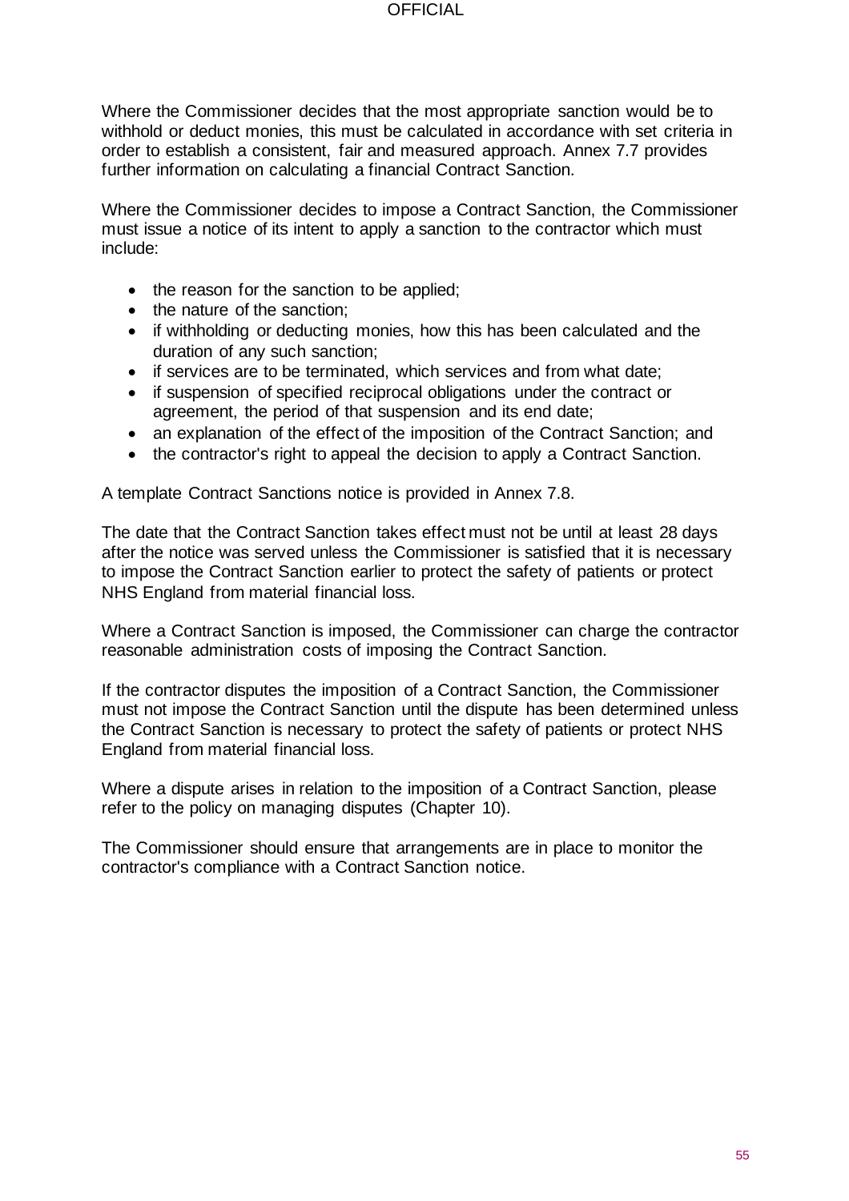Where the Commissioner decides that the most appropriate sanction would be to withhold or deduct monies, this must be calculated in accordance with set criteria in order to establish a consistent, fair and measured approach. Annex 7.7 provides further information on calculating a financial Contract Sanction.

Where the Commissioner decides to impose a Contract Sanction, the Commissioner must issue a notice of its intent to apply a sanction to the contractor which must include:

- the reason for the sanction to be applied;
- the nature of the sanction;
- if withholding or deducting monies, how this has been calculated and the duration of any such sanction;
- if services are to be terminated, which services and from what date;
- if suspension of specified reciprocal obligations under the contract or agreement, the period of that suspension and its end date;
- an explanation of the effect of the imposition of the Contract Sanction; and
- the contractor's right to appeal the decision to apply a Contract Sanction.

A template Contract Sanctions notice is provided in Annex 7.8.

The date that the Contract Sanction takes effect must not be until at least 28 days after the notice was served unless the Commissioner is satisfied that it is necessary to impose the Contract Sanction earlier to protect the safety of patients or protect NHS England from material financial loss.

Where a Contract Sanction is imposed, the Commissioner can charge the contractor reasonable administration costs of imposing the Contract Sanction.

If the contractor disputes the imposition of a Contract Sanction, the Commissioner must not impose the Contract Sanction until the dispute has been determined unless the Contract Sanction is necessary to protect the safety of patients or protect NHS England from material financial loss.

Where a dispute arises in relation to the imposition of a Contract Sanction, please refer to the policy on managing disputes (Chapter 10).

The Commissioner should ensure that arrangements are in place to monitor the contractor's compliance with a Contract Sanction notice.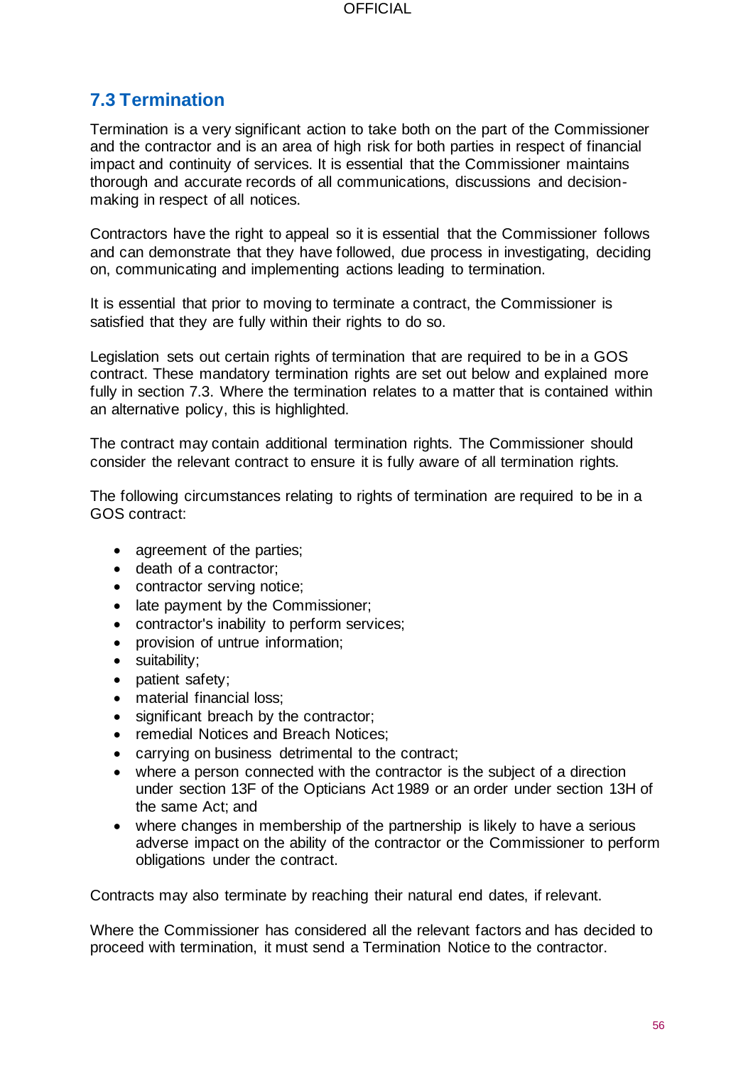## 7.3 Termination

Termination is a very significant action to take both on the part of the Commissioner and the contractor and is an area of high risk for both parties in respect of financial impact and continuity of services. It is essential that the Commissioner maintains thorough and accurate records of all communications, discussions and decision-making in respect of all notices.

Contractors have the right to appeal so it is essential that the Commissioner follows and can demonstrate that they have followed, due process in investigating, deciding on, communicating and implementing actions leading to termination.

It is essential that prior to moving to terminate a contract, the Commissioner is satisfied that they are fully within their rights to do so.

Legislation sets out certain rights of termination that are required to be in a GOS contract. These mandatory termination rights are set out below and explained more fully in section 7.3. Where the termination relates to a matter that is contained within an alternative policy, this is highlighted.

The contract may contain additional termination rights. The Commissioner should consider the relevant contract to ensure it is fully aware of all termination rights.

The following circumstances relating to rights of termination are required to be in a GOS contract:

- agreement of the parties;
- death of a contractor;
- contractor serving notice;
- late payment by the Commissioner;
- contractor's inability to perform services;
- provision of untrue information;
- suitability;
- patient safety;
- material financial loss;
- significant breach by the contractor;
- remedial Notices and Breach Notices;
- carrying on business detrimental to the contract;
- where a person connected with the contractor is the subject of a direction under section 13F of the Opticians Act 1989 or an order under section 13H of the same Act; and
- where changes in membership of the partnership is likely to have a serious adverse impact on the ability of the contractor or the Commissioner to perform obligations under the contract.

Contracts may also terminate by reaching their natural end dates, if relevant.

Where the Commissioner has considered all the relevant factors and has decided to proceed with termination, it must send a Termination Notice to the contractor.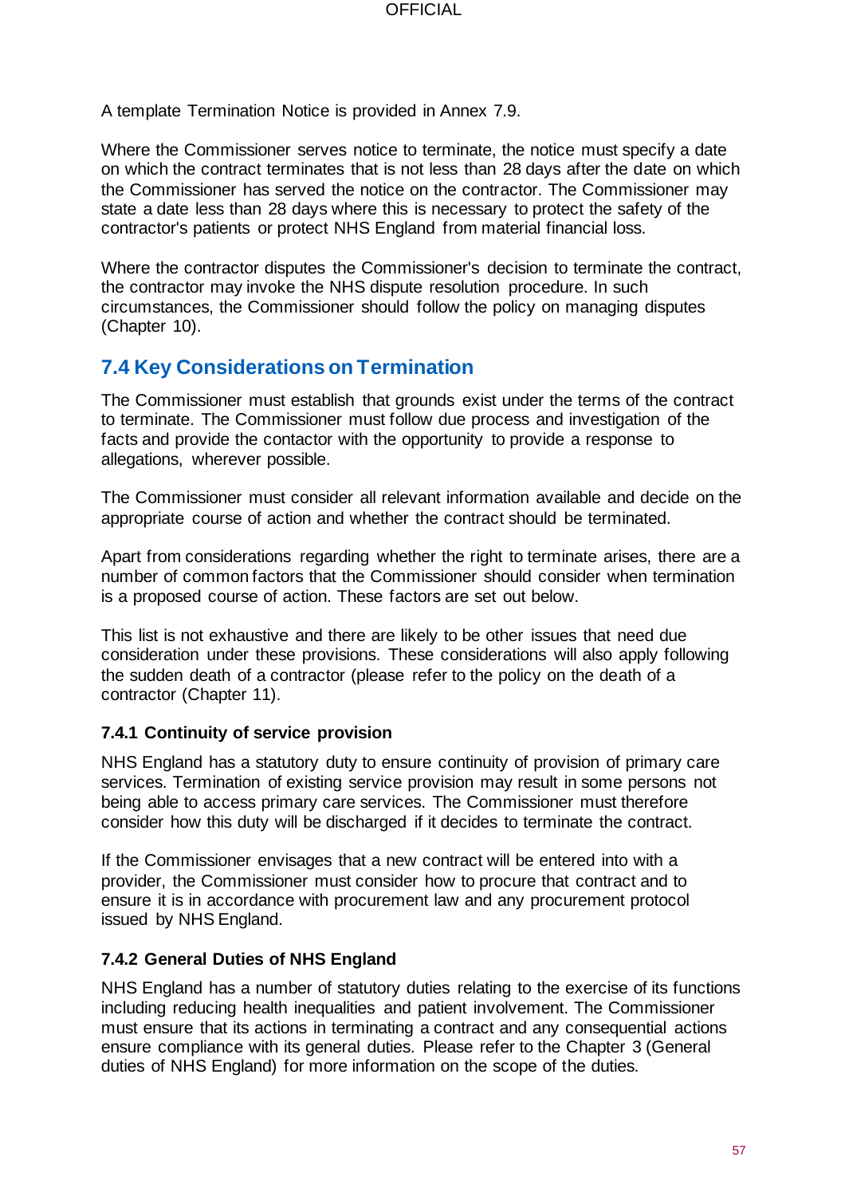A template Termination Notice is provided in Annex 7.9.

Where the Commissioner serves notice to terminate, the notice must specify a date on which the contract terminates that is not less than 28 days after the date on which the Commissioner has served the notice on the contractor. The Commissioner may state a date less than 28 days where this is necessary to protect the safety of the contractor's patients or protect NHS England from material financial loss.

Where the contractor disputes the Commissioner's decision to terminate the contract, the contractor may invoke the NHS dispute resolution procedure. In such circumstances, the Commissioner should follow the policy on managing disputes (Chapter 10).

## 7.4 Key Considerations on Termination

The Commissioner must establish that grounds exist under the terms of the contract to terminate. The Commissioner must follow due process and investigation of the facts and provide the contactor with the opportunity to provide a response to allegations, wherever possible.

The Commissioner must consider all relevant information available and decide on the appropriate course of action and whether the contract should be terminated.

Apart from considerations regarding whether the right to terminate arises, there are a number of common factors that the Commissioner should consider when termination is a proposed course of action. These factors are set out below.

This list is not exhaustive and there are likely to be other issues that need due consideration under these provisions. These considerations will also apply following the sudden death of a contractor (please refer to the policy on the death of a contractor (Chapter 11).

### 7.4.1 Continuity of service provision

NHS England has a statutory duty to ensure continuity of provision of primary care services. Termination of existing service provision may result in some persons not being able to access primary care services. The Commissioner must therefore consider how this duty will be discharged if it decides to terminate the contract.

If the Commissioner envisages that a new contract will be entered into with a provider, the Commissioner must consider how to procure that contract and to ensure it is in accordance with procurement law and any procurement protocol issued by NHS England.

### 7.4.2 General Duties of NHS England

NHS England has a number of statutory duties relating to the exercise of its functions including reducing health inequalities and patient involvement. The Commissioner must ensure that its actions in terminating a contract and any consequential actions ensure compliance with its general duties. Please refer to the Chapter 3 (General duties of NHS England) for more information on the scope of the duties.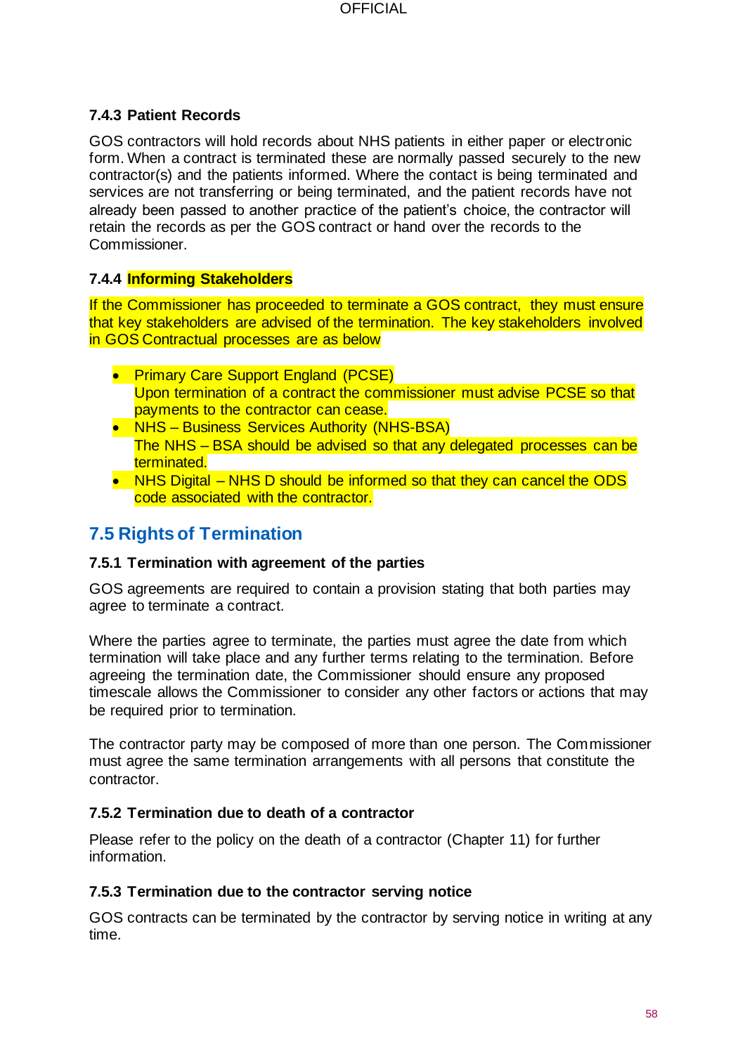### 7.4.3 Patient Records

GOS contractors will hold records about NHS patients in either paper or electronic form. When a contract is terminated these are normally passed securely to the new contractor(s) and the patients informed. Where the contact is being terminated and services are not transferring or being terminated, and the patient records have not already been passed to another practice of the patient's choice, the contractor will retain the records as per the GOS contract or hand over the records to the Commissioner.

### 7.4.4 Informing Stakeholders

If the Commissioner has proceeded to terminate a GOS contract, they must ensure that key stakeholders are advised of the termination. The key stakeholders involved in GOS Contractual processes are as below

- Primary Care Support England (PCSE)
  Upon termination of a contract the commissioner must advise PCSE so that payments to the contractor can cease.
- NHS – Business Services Authority (NHS-BSA)
  The NHS – BSA should be advised so that any delegated processes can be terminated.
- NHS Digital – NHS D should be informed so that they can cancel the ODS code associated with the contractor.

## 7.5 Rights of Termination

### 7.5.1 Termination with agreement of the parties

GOS agreements are required to contain a provision stating that both parties may agree to terminate a contract.

Where the parties agree to terminate, the parties must agree the date from which termination will take place and any further terms relating to the termination. Before agreeing the termination date, the Commissioner should ensure any proposed timescale allows the Commissioner to consider any other factors or actions that may be required prior to termination.

The contractor party may be composed of more than one person. The Commissioner must agree the same termination arrangements with all persons that constitute the contractor.

### 7.5.2 Termination due to death of a contractor

Please refer to the policy on the death of a contractor (Chapter 11) for further information.

### 7.5.3 Termination due to the contractor serving notice

GOS contracts can be terminated by the contractor by serving notice in writing at any time.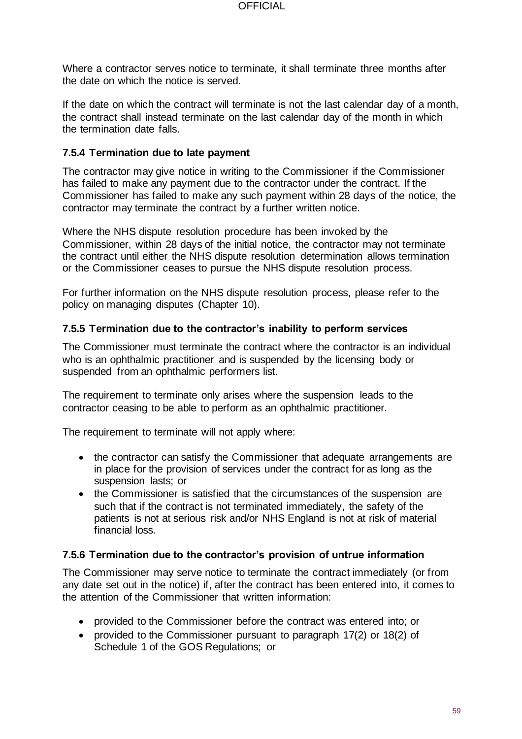Where a contractor serves notice to terminate, it shall terminate three months after the date on which the notice is served.

If the date on which the contract will terminate is not the last calendar day of a month, the contract shall instead terminate on the last calendar day of the month in which the termination date falls.

### 7.5.4 Termination due to late payment

The contractor may give notice in writing to the Commissioner if the Commissioner has failed to make any payment due to the contractor under the contract. If the Commissioner has failed to make any such payment within 28 days of the notice, the contractor may terminate the contract by a further written notice.

Where the NHS dispute resolution procedure has been invoked by the Commissioner, within 28 days of the initial notice, the contractor may not terminate the contract until either the NHS dispute resolution determination allows termination or the Commissioner ceases to pursue the NHS dispute resolution process.

For further information on the NHS dispute resolution process, please refer to the policy on managing disputes (Chapter 10).

### 7.5.5 Termination due to the contractor's inability to perform services

The Commissioner must terminate the contract where the contractor is an individual who is an ophthalmic practitioner and is suspended by the licensing body or suspended from an ophthalmic performers list.

The requirement to terminate only arises where the suspension leads to the contractor ceasing to be able to perform as an ophthalmic practitioner.

The requirement to terminate will not apply where:

- the contractor can satisfy the Commissioner that adequate arrangements are in place for the provision of services under the contract for as long as the suspension lasts; or
- the Commissioner is satisfied that the circumstances of the suspension are such that if the contract is not terminated immediately, the safety of the patients is not at serious risk and/or NHS England is not at risk of material financial loss.

### 7.5.6 Termination due to the contractor's provision of untrue information

The Commissioner may serve notice to terminate the contract immediately (or from any date set out in the notice) if, after the contract has been entered into, it comes to the attention of the Commissioner that written information:

- provided to the Commissioner before the contract was entered into; or
- provided to the Commissioner pursuant to paragraph 17(2) or 18(2) of Schedule 1 of the GOS Regulations; or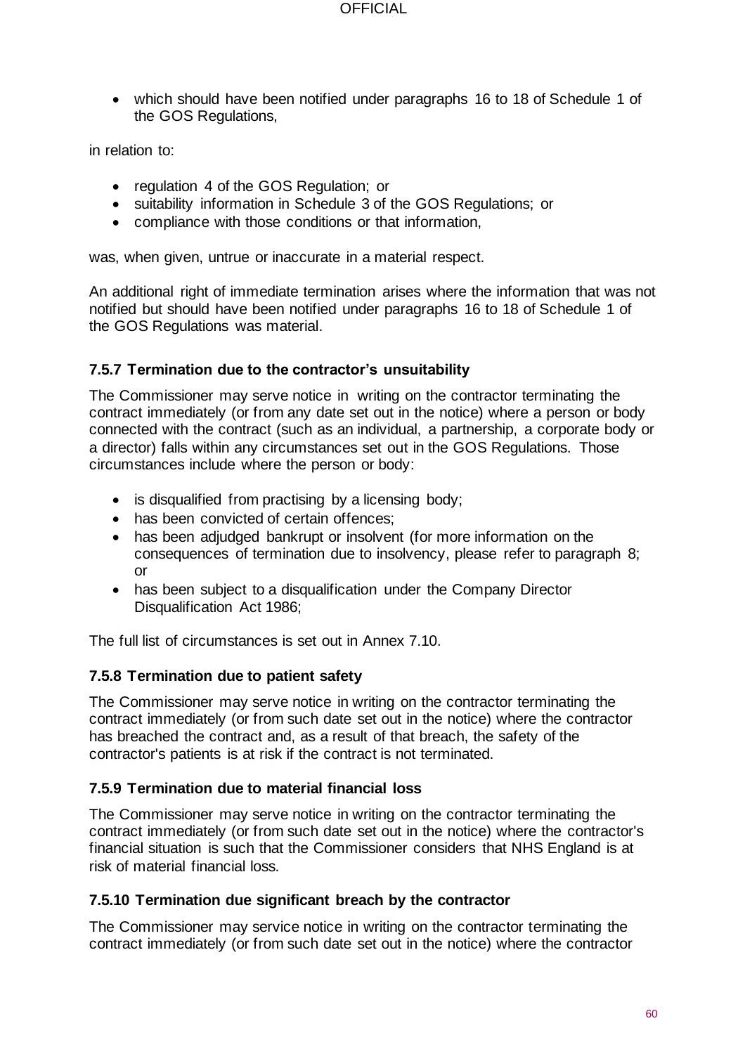- which should have been notified under paragraphs 16 to 18 of Schedule 1 of the GOS Regulations,

in relation to:

- regulation 4 of the GOS Regulation; or
- suitability information in Schedule 3 of the GOS Regulations; or
- compliance with those conditions or that information,

was, when given, untrue or inaccurate in a material respect.

An additional right of immediate termination arises where the information that was not notified but should have been notified under paragraphs 16 to 18 of Schedule 1 of the GOS Regulations was material.

### 7.5.7 Termination due to the contractor's unsuitability

The Commissioner may serve notice in writing on the contractor terminating the contract immediately (or from any date set out in the notice) where a person or body connected with the contract (such as an individual, a partnership, a corporate body or a director) falls within any circumstances set out in the GOS Regulations. Those circumstances include where the person or body:

- is disqualified from practising by a licensing body;
- has been convicted of certain offences;
- has been adjudged bankrupt or insolvent (for more information on the consequences of termination due to insolvency, please refer to paragraph 8; or
- has been subject to a disqualification under the Company Director Disqualification Act 1986;

The full list of circumstances is set out in Annex 7.10.

### 7.5.8 Termination due to patient safety

The Commissioner may serve notice in writing on the contractor terminating the contract immediately (or from such date set out in the notice) where the contractor has breached the contract and, as a result of that breach, the safety of the contractor's patients is at risk if the contract is not terminated.

### 7.5.9 Termination due to material financial loss

The Commissioner may serve notice in writing on the contractor terminating the contract immediately (or from such date set out in the notice) where the contractor's financial situation is such that the Commissioner considers that NHS England is at risk of material financial loss.

### 7.5.10 Termination due significant breach by the contractor

The Commissioner may service notice in writing on the contractor terminating the contract immediately (or from such date set out in the notice) where the contractor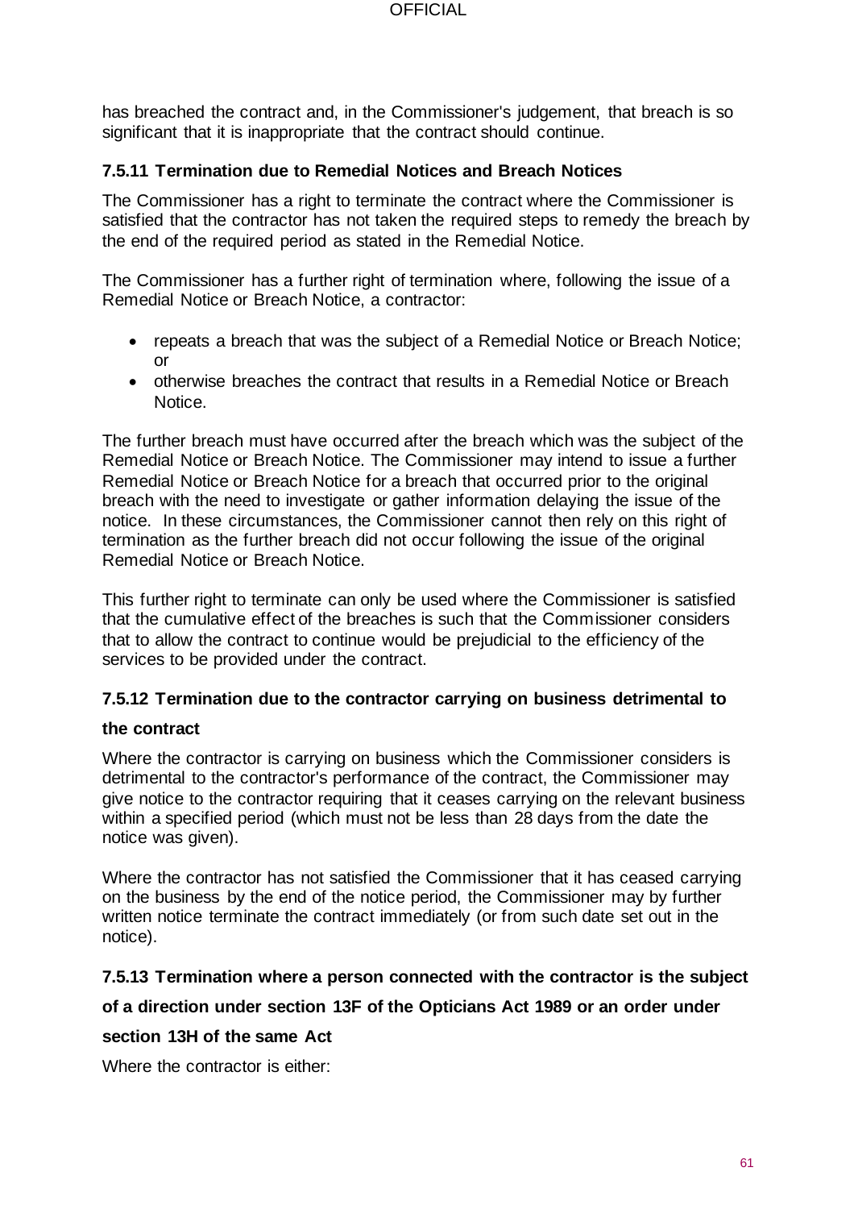has breached the contract and, in the Commissioner's judgement, that breach is so significant that it is inappropriate that the contract should continue.

### 7.5.11 Termination due to Remedial Notices and Breach Notices

The Commissioner has a right to terminate the contract where the Commissioner is satisfied that the contractor has not taken the required steps to remedy the breach by the end of the required period as stated in the Remedial Notice.

The Commissioner has a further right of termination where, following the issue of a Remedial Notice or Breach Notice, a contractor:

- repeats a breach that was the subject of a Remedial Notice or Breach Notice; or
- otherwise breaches the contract that results in a Remedial Notice or Breach Notice.

The further breach must have occurred after the breach which was the subject of the Remedial Notice or Breach Notice. The Commissioner may intend to issue a further Remedial Notice or Breach Notice for a breach that occurred prior to the original breach with the need to investigate or gather information delaying the issue of the notice. In these circumstances, the Commissioner cannot then rely on this right of termination as the further breach did not occur following the issue of the original Remedial Notice or Breach Notice.

This further right to terminate can only be used where the Commissioner is satisfied that the cumulative effect of the breaches is such that the Commissioner considers that to allow the contract to continue would be prejudicial to the efficiency of the services to be provided under the contract.

### 7.5.12 Termination due to the contractor carrying on business detrimental to the contract

Where the contractor is carrying on business which the Commissioner considers is detrimental to the contractor's performance of the contract, the Commissioner may give notice to the contractor requiring that it ceases carrying on the relevant business within a specified period (which must not be less than 28 days from the date the notice was given).

Where the contractor has not satisfied the Commissioner that it has ceased carrying on the business by the end of the notice period, the Commissioner may by further written notice terminate the contract immediately (or from such date set out in the notice).

### 7.5.13 Termination where a person connected with the contractor is the subject of a direction under section 13F of the Opticians Act 1989 or an order under section 13H of the same Act

Where the contractor is either: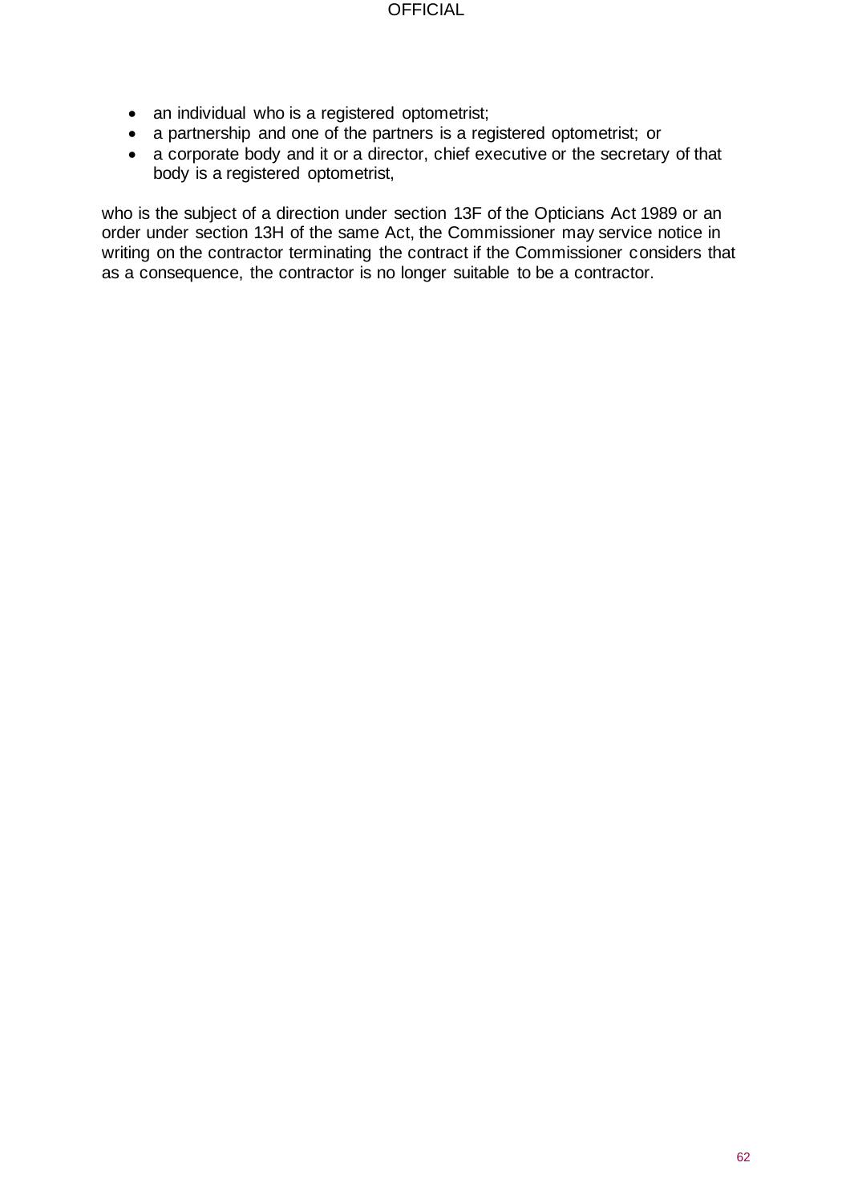- an individual who is a registered optometrist;
- a partnership and one of the partners is a registered optometrist; or
- a corporate body and it or a director, chief executive or the secretary of that body is a registered optometrist,

who is the subject of a direction under section 13F of the Opticians Act 1989 or an order under section 13H of the same Act, the Commissioner may service notice in writing on the contractor terminating the contract if the Commissioner considers that as a consequence, the contractor is no longer suitable to be a contractor.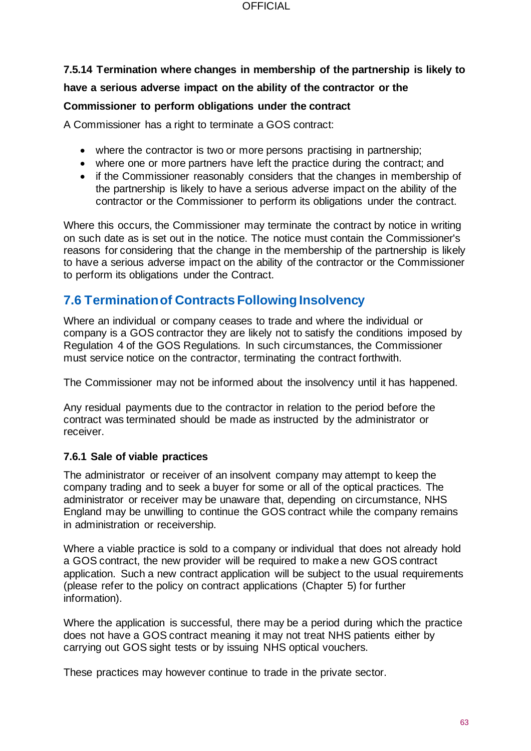#### 7.5.14 Termination where changes in membership of the partnership is likely to have a serious adverse impact on the ability of the contractor or the Commissioner to perform obligations under the contract

A Commissioner has a right to terminate a GOS contract:

- where the contractor is two or more persons practising in partnership;
- where one or more partners have left the practice during the contract; and
- if the Commissioner reasonably considers that the changes in membership of the partnership is likely to have a serious adverse impact on the ability of the contractor or the Commissioner to perform its obligations under the contract.

Where this occurs, the Commissioner may terminate the contract by notice in writing on such date as is set out in the notice. The notice must contain the Commissioner's reasons for considering that the change in the membership of the partnership is likely to have a serious adverse impact on the ability of the contractor or the Commissioner to perform its obligations under the Contract.

## 7.6 Termination of Contracts Following Insolvency

Where an individual or company ceases to trade and where the individual or company is a GOS contractor they are likely not to satisfy the conditions imposed by Regulation 4 of the GOS Regulations. In such circumstances, the Commissioner must service notice on the contractor, terminating the contract forthwith.

The Commissioner may not be informed about the insolvency until it has happened.

Any residual payments due to the contractor in relation to the period before the contract was terminated should be made as instructed by the administrator or receiver.

#### 7.6.1 Sale of viable practices

The administrator or receiver of an insolvent company may attempt to keep the company trading and to seek a buyer for some or all of the optical practices. The administrator or receiver may be unaware that, depending on circumstance, NHS England may be unwilling to continue the GOS contract while the company remains in administration or receivership.

Where a viable practice is sold to a company or individual that does not already hold a GOS contract, the new provider will be required to make a new GOS contract application. Such a new contract application will be subject to the usual requirements (please refer to the policy on contract applications (Chapter 5) for further information).

Where the application is successful, there may be a period during which the practice does not have a GOS contract meaning it may not treat NHS patients either by carrying out GOS sight tests or by issuing NHS optical vouchers.

These practices may however continue to trade in the private sector.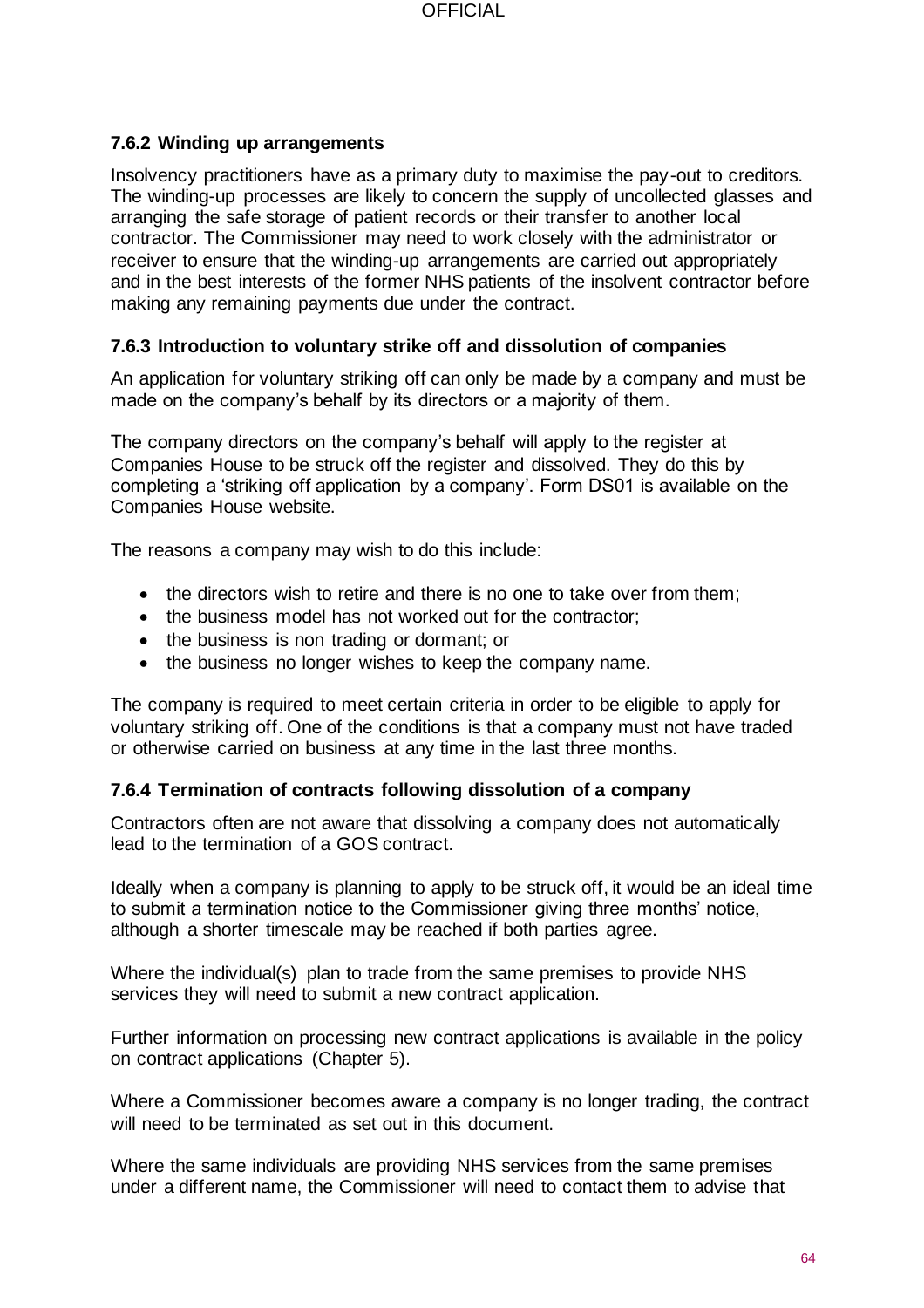### 7.6.2 Winding up arrangements

Insolvency practitioners have as a primary duty to maximise the pay-out to creditors. The winding-up processes are likely to concern the supply of uncollected glasses and arranging the safe storage of patient records or their transfer to another local contractor. The Commissioner may need to work closely with the administrator or receiver to ensure that the winding-up arrangements are carried out appropriately and in the best interests of the former NHS patients of the insolvent contractor before making any remaining payments due under the contract.

### 7.6.3 Introduction to voluntary strike off and dissolution of companies

An application for voluntary striking off can only be made by a company and must be made on the company's behalf by its directors or a majority of them.

The company directors on the company's behalf will apply to the register at Companies House to be struck off the register and dissolved. They do this by completing a 'striking off application by a company'. Form DS01 is available on the Companies House website.

The reasons a company may wish to do this include:

- the directors wish to retire and there is no one to take over from them;
- the business model has not worked out for the contractor;
- the business is non trading or dormant; or
- the business no longer wishes to keep the company name.

The company is required to meet certain criteria in order to be eligible to apply for voluntary striking off. One of the conditions is that a company must not have traded or otherwise carried on business at any time in the last three months.

### 7.6.4 Termination of contracts following dissolution of a company

Contractors often are not aware that dissolving a company does not automatically lead to the termination of a GOS contract.

Ideally when a company is planning to apply to be struck off, it would be an ideal time to submit a termination notice to the Commissioner giving three months' notice, although a shorter timescale may be reached if both parties agree.

Where the individual(s) plan to trade from the same premises to provide NHS services they will need to submit a new contract application.

Further information on processing new contract applications is available in the policy on contract applications (Chapter 5).

Where a Commissioner becomes aware a company is no longer trading, the contract will need to be terminated as set out in this document.

Where the same individuals are providing NHS services from the same premises under a different name, the Commissioner will need to contact them to advise that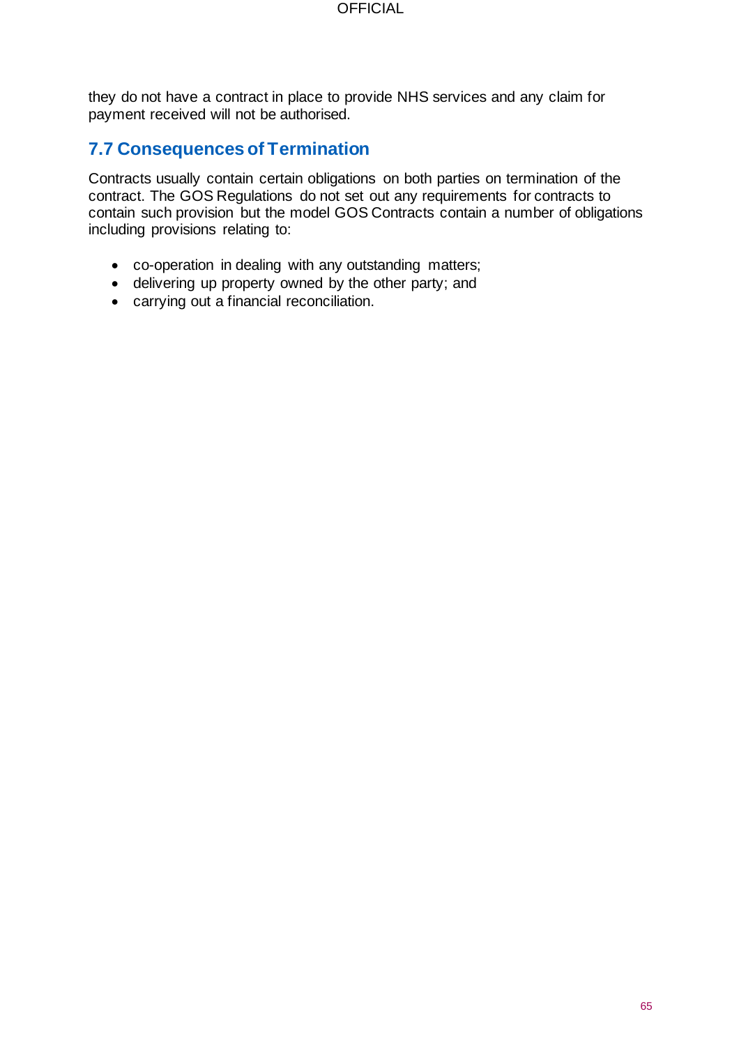they do not have a contract in place to provide NHS services and any claim for payment received will not be authorised.

## 7.7 Consequences of Termination

Contracts usually contain certain obligations on both parties on termination of the contract. The GOS Regulations do not set out any requirements for contracts to contain such provision but the model GOS Contracts contain a number of obligations including provisions relating to:

- co-operation in dealing with any outstanding matters;
- delivering up property owned by the other party; and
- carrying out a financial reconciliation.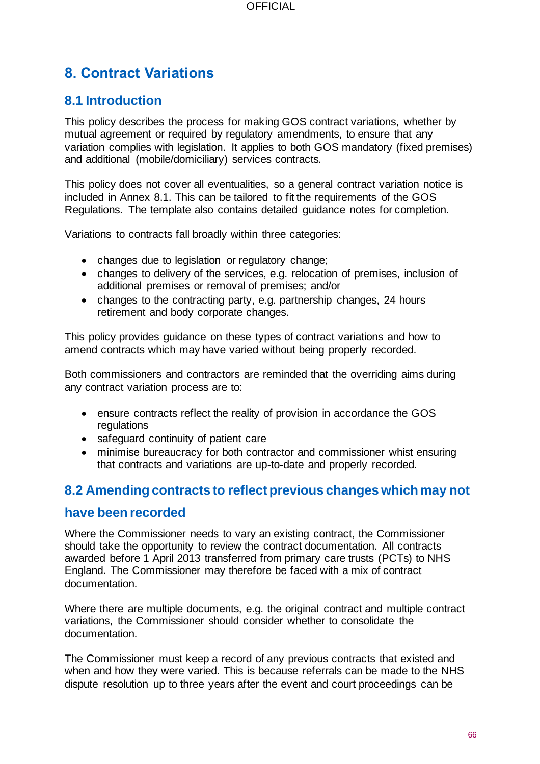# 8. Contract Variations

## 8.1 Introduction

This policy describes the process for making GOS contract variations, whether by mutual agreement or required by regulatory amendments, to ensure that any variation complies with legislation. It applies to both GOS mandatory (fixed premises) and additional (mobile/domiciliary) services contracts.

This policy does not cover all eventualities, so a general contract variation notice is included in Annex 8.1. This can be tailored to fit the requirements of the GOS Regulations. The template also contains detailed guidance notes for completion.

Variations to contracts fall broadly within three categories:

- changes due to legislation or regulatory change;
- changes to delivery of the services, e.g. relocation of premises, inclusion of additional premises or removal of premises; and/or
- changes to the contracting party, e.g. partnership changes, 24 hours retirement and body corporate changes.

This policy provides guidance on these types of contract variations and how to amend contracts which may have varied without being properly recorded.

Both commissioners and contractors are reminded that the overriding aims during any contract variation process are to:

- ensure contracts reflect the reality of provision in accordance the GOS regulations
- safeguard continuity of patient care
- minimise bureaucracy for both contractor and commissioner whist ensuring that contracts and variations are up-to-date and properly recorded.

## 8.2 Amending contracts to reflect previous changes which may not have been recorded

Where the Commissioner needs to vary an existing contract, the Commissioner should take the opportunity to review the contract documentation. All contracts awarded before 1 April 2013 transferred from primary care trusts (PCTs) to NHS England. The Commissioner may therefore be faced with a mix of contract documentation.

Where there are multiple documents, e.g. the original contract and multiple contract variations, the Commissioner should consider whether to consolidate the documentation.

The Commissioner must keep a record of any previous contracts that existed and when and how they were varied. This is because referrals can be made to the NHS dispute resolution up to three years after the event and court proceedings can be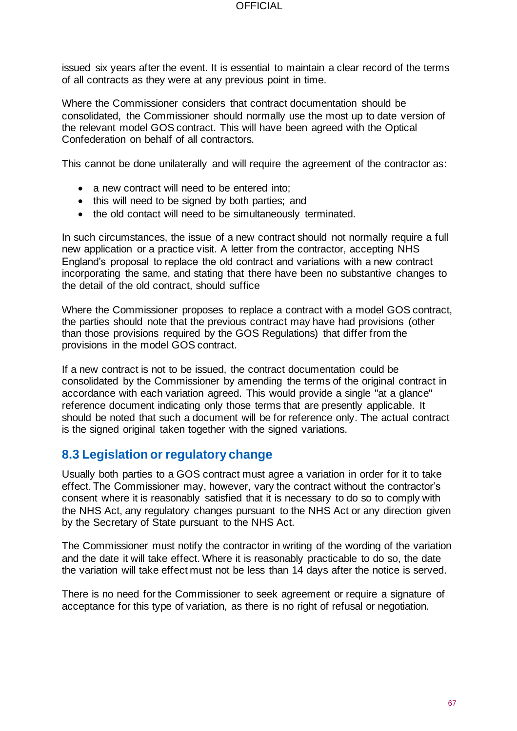issued six years after the event. It is essential to maintain a clear record of the terms of all contracts as they were at any previous point in time.

Where the Commissioner considers that contract documentation should be consolidated, the Commissioner should normally use the most up to date version of the relevant model GOS contract. This will have been agreed with the Optical Confederation on behalf of all contractors.

This cannot be done unilaterally and will require the agreement of the contractor as:

- a new contract will need to be entered into;
- this will need to be signed by both parties; and
- the old contact will need to be simultaneously terminated.

In such circumstances, the issue of a new contract should not normally require a full new application or a practice visit. A letter from the contractor, accepting NHS England's proposal to replace the old contract and variations with a new contract incorporating the same, and stating that there have been no substantive changes to the detail of the old contract, should suffice

Where the Commissioner proposes to replace a contract with a model GOS contract, the parties should note that the previous contract may have had provisions (other than those provisions required by the GOS Regulations) that differ from the provisions in the model GOS contract.

If a new contract is not to be issued, the contract documentation could be consolidated by the Commissioner by amending the terms of the original contract in accordance with each variation agreed. This would provide a single "at a glance" reference document indicating only those terms that are presently applicable. It should be noted that such a document will be for reference only. The actual contract is the signed original taken together with the signed variations.

## 8.3 Legislation or regulatory change

Usually both parties to a GOS contract must agree a variation in order for it to take effect. The Commissioner may, however, vary the contract without the contractor's consent where it is reasonably satisfied that it is necessary to do so to comply with the NHS Act, any regulatory changes pursuant to the NHS Act or any direction given by the Secretary of State pursuant to the NHS Act.

The Commissioner must notify the contractor in writing of the wording of the variation and the date it will take effect. Where it is reasonably practicable to do so, the date the variation will take effect must not be less than 14 days after the notice is served.

There is no need for the Commissioner to seek agreement or require a signature of acceptance for this type of variation, as there is no right of refusal or negotiation.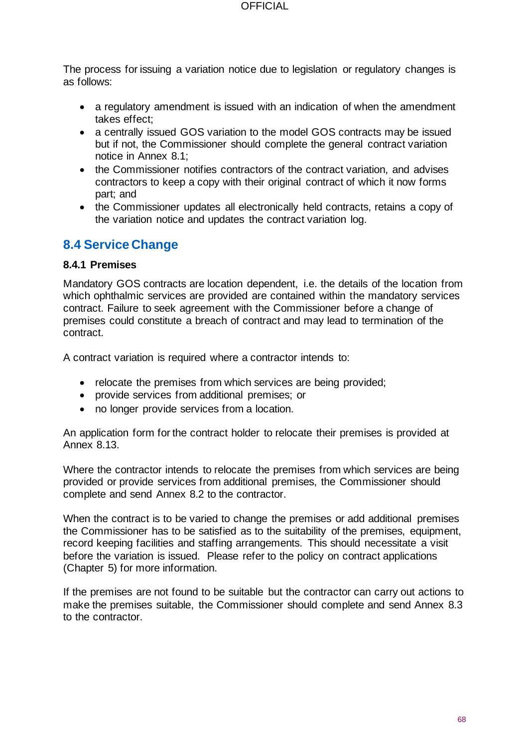The process for issuing a variation notice due to legislation or regulatory changes is as follows:

- a regulatory amendment is issued with an indication of when the amendment takes effect;
- a centrally issued GOS variation to the model GOS contracts may be issued but if not, the Commissioner should complete the general contract variation notice in Annex 8.1;
- the Commissioner notifies contractors of the contract variation, and advises contractors to keep a copy with their original contract of which it now forms part; and
- the Commissioner updates all electronically held contracts, retains a copy of the variation notice and updates the contract variation log.

## 8.4 Service Change

### 8.4.1 Premises

Mandatory GOS contracts are location dependent, i.e. the details of the location from which ophthalmic services are provided are contained within the mandatory services contract. Failure to seek agreement with the Commissioner before a change of premises could constitute a breach of contract and may lead to termination of the contract.

A contract variation is required where a contractor intends to:

- relocate the premises from which services are being provided;
- provide services from additional premises; or
- no longer provide services from a location.

An application form for the contract holder to relocate their premises is provided at Annex 8.13.

Where the contractor intends to relocate the premises from which services are being provided or provide services from additional premises, the Commissioner should complete and send Annex 8.2 to the contractor.

When the contract is to be varied to change the premises or add additional premises the Commissioner has to be satisfied as to the suitability of the premises, equipment, record keeping facilities and staffing arrangements. This should necessitate a visit before the variation is issued. Please refer to the policy on contract applications (Chapter 5) for more information.

If the premises are not found to be suitable but the contractor can carry out actions to make the premises suitable, the Commissioner should complete and send Annex 8.3 to the contractor.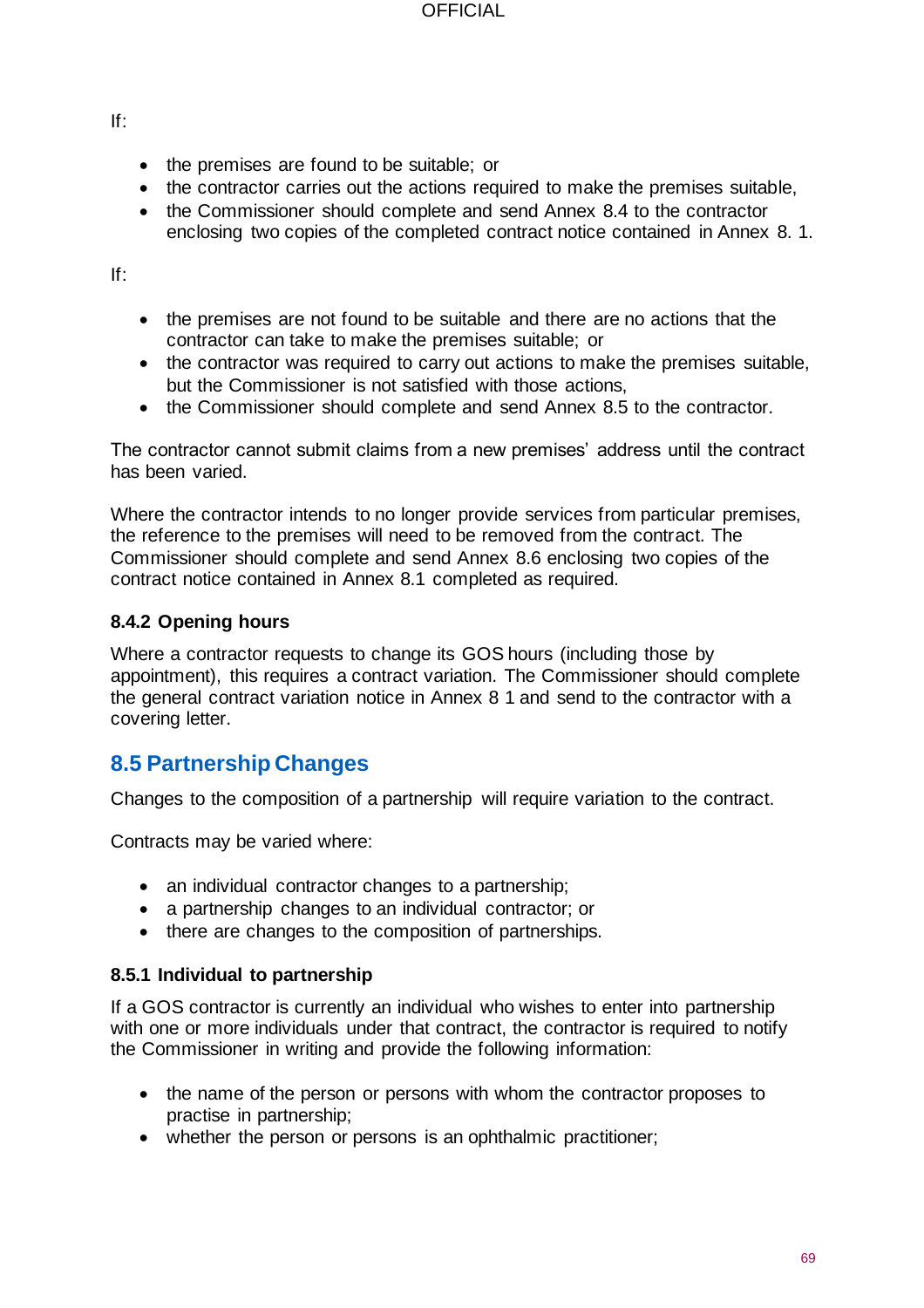If:

- the premises are found to be suitable; or
- the contractor carries out the actions required to make the premises suitable,
- the Commissioner should complete and send Annex 8.4 to the contractor enclosing two copies of the completed contract notice contained in Annex 8. 1.

If:

- the premises are not found to be suitable and there are no actions that the contractor can take to make the premises suitable; or
- the contractor was required to carry out actions to make the premises suitable, but the Commissioner is not satisfied with those actions,
- the Commissioner should complete and send Annex 8.5 to the contractor.

The contractor cannot submit claims from a new premises' address until the contract has been varied.

Where the contractor intends to no longer provide services from particular premises, the reference to the premises will need to be removed from the contract. The Commissioner should complete and send Annex 8.6 enclosing two copies of the contract notice contained in Annex 8.1 completed as required.

### 8.4.2 Opening hours

Where a contractor requests to change its GOS hours (including those by appointment), this requires a contract variation. The Commissioner should complete the general contract variation notice in Annex 8 1 and send to the contractor with a covering letter.

## 8.5 Partnership Changes

Changes to the composition of a partnership will require variation to the contract.

Contracts may be varied where:

- an individual contractor changes to a partnership;
- a partnership changes to an individual contractor; or
- there are changes to the composition of partnerships.

### 8.5.1 Individual to partnership

If a GOS contractor is currently an individual who wishes to enter into partnership with one or more individuals under that contract, the contractor is required to notify the Commissioner in writing and provide the following information:

- the name of the person or persons with whom the contractor proposes to practise in partnership;
- whether the person or persons is an ophthalmic practitioner;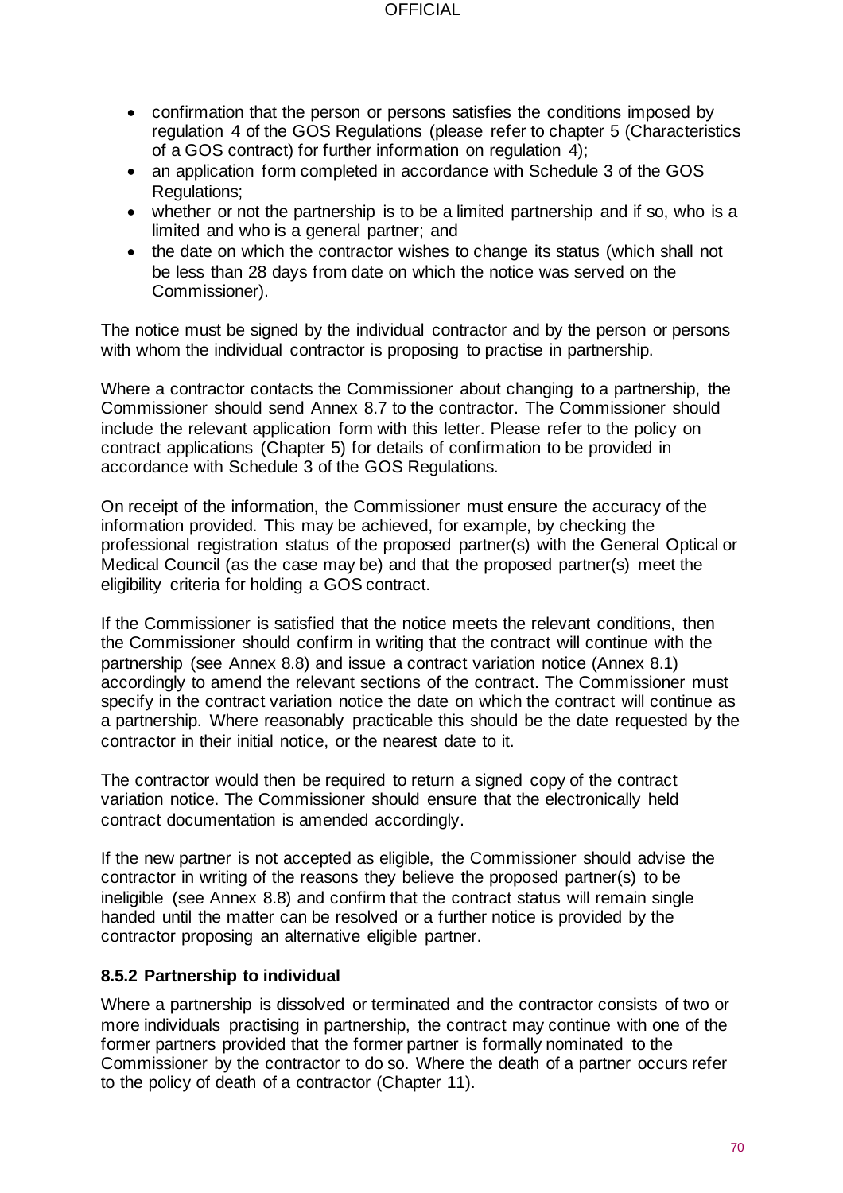- confirmation that the person or persons satisfies the conditions imposed by regulation 4 of the GOS Regulations (please refer to chapter 5 (Characteristics of a GOS contract) for further information on regulation 4);
- an application form completed in accordance with Schedule 3 of the GOS Regulations;
- whether or not the partnership is to be a limited partnership and if so, who is a limited and who is a general partner; and
- the date on which the contractor wishes to change its status (which shall not be less than 28 days from date on which the notice was served on the Commissioner).

The notice must be signed by the individual contractor and by the person or persons with whom the individual contractor is proposing to practise in partnership.

Where a contractor contacts the Commissioner about changing to a partnership, the Commissioner should send Annex 8.7 to the contractor. The Commissioner should include the relevant application form with this letter. Please refer to the policy on contract applications (Chapter 5) for details of confirmation to be provided in accordance with Schedule 3 of the GOS Regulations.

On receipt of the information, the Commissioner must ensure the accuracy of the information provided. This may be achieved, for example, by checking the professional registration status of the proposed partner(s) with the General Optical or Medical Council (as the case may be) and that the proposed partner(s) meet the eligibility criteria for holding a GOS contract.

If the Commissioner is satisfied that the notice meets the relevant conditions, then the Commissioner should confirm in writing that the contract will continue with the partnership (see Annex 8.8) and issue a contract variation notice (Annex 8.1) accordingly to amend the relevant sections of the contract. The Commissioner must specify in the contract variation notice the date on which the contract will continue as a partnership. Where reasonably practicable this should be the date requested by the contractor in their initial notice, or the nearest date to it.

The contractor would then be required to return a signed copy of the contract variation notice. The Commissioner should ensure that the electronically held contract documentation is amended accordingly.

If the new partner is not accepted as eligible, the Commissioner should advise the contractor in writing of the reasons they believe the proposed partner(s) to be ineligible (see Annex 8.8) and confirm that the contract status will remain single handed until the matter can be resolved or a further notice is provided by the contractor proposing an alternative eligible partner.

### 8.5.2 Partnership to individual

Where a partnership is dissolved or terminated and the contractor consists of two or more individuals practising in partnership, the contract may continue with one of the former partners provided that the former partner is formally nominated to the Commissioner by the contractor to do so. Where the death of a partner occurs refer to the policy of death of a contractor (Chapter 11).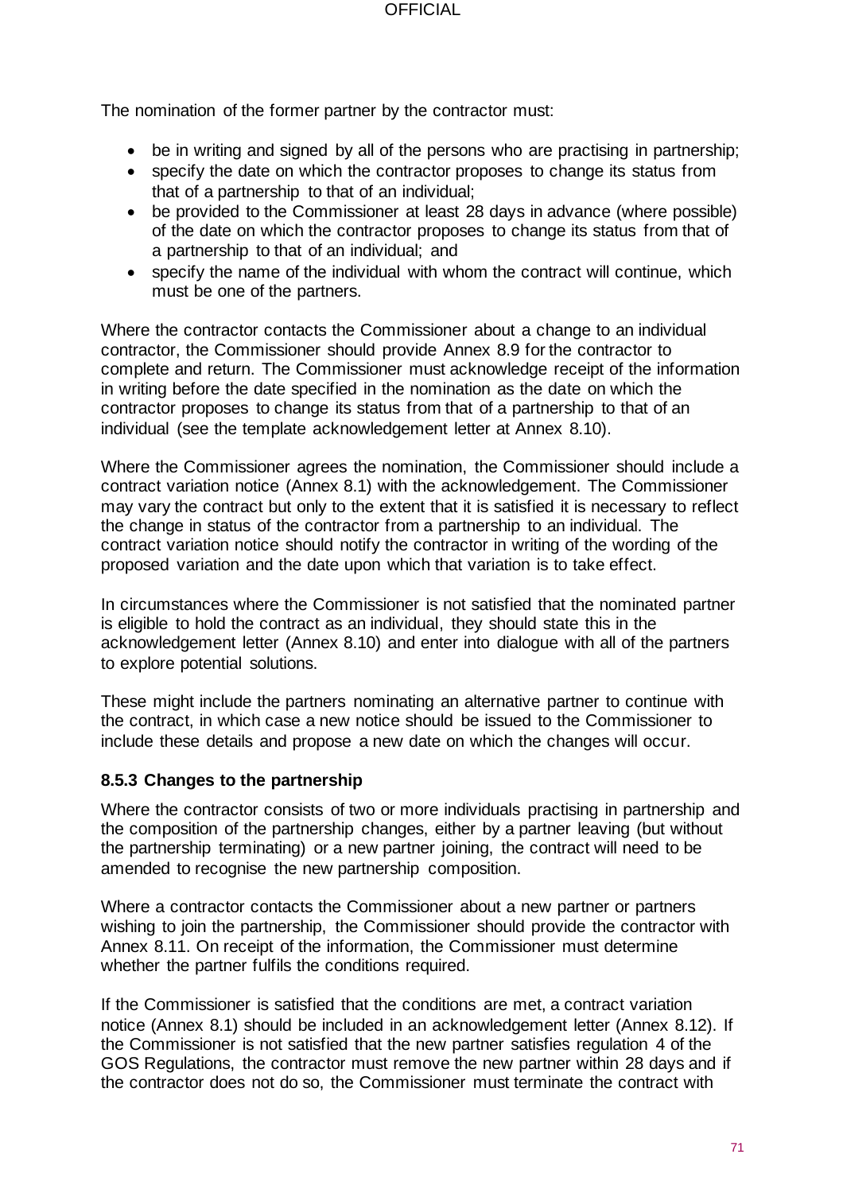The nomination of the former partner by the contractor must:

- be in writing and signed by all of the persons who are practising in partnership;
- specify the date on which the contractor proposes to change its status from that of a partnership to that of an individual;
- be provided to the Commissioner at least 28 days in advance (where possible) of the date on which the contractor proposes to change its status from that of a partnership to that of an individual; and
- specify the name of the individual with whom the contract will continue, which must be one of the partners.

Where the contractor contacts the Commissioner about a change to an individual contractor, the Commissioner should provide Annex 8.9 for the contractor to complete and return. The Commissioner must acknowledge receipt of the information in writing before the date specified in the nomination as the date on which the contractor proposes to change its status from that of a partnership to that of an individual (see the template acknowledgement letter at Annex 8.10).

Where the Commissioner agrees the nomination, the Commissioner should include a contract variation notice (Annex 8.1) with the acknowledgement. The Commissioner may vary the contract but only to the extent that it is satisfied it is necessary to reflect the change in status of the contractor from a partnership to an individual. The contract variation notice should notify the contractor in writing of the wording of the proposed variation and the date upon which that variation is to take effect.

In circumstances where the Commissioner is not satisfied that the nominated partner is eligible to hold the contract as an individual, they should state this in the acknowledgement letter (Annex 8.10) and enter into dialogue with all of the partners to explore potential solutions.

These might include the partners nominating an alternative partner to continue with the contract, in which case a new notice should be issued to the Commissioner to include these details and propose a new date on which the changes will occur.

### 8.5.3 Changes to the partnership

Where the contractor consists of two or more individuals practising in partnership and the composition of the partnership changes, either by a partner leaving (but without the partnership terminating) or a new partner joining, the contract will need to be amended to recognise the new partnership composition.

Where a contractor contacts the Commissioner about a new partner or partners wishing to join the partnership, the Commissioner should provide the contractor with Annex 8.11. On receipt of the information, the Commissioner must determine whether the partner fulfils the conditions required.

If the Commissioner is satisfied that the conditions are met, a contract variation notice (Annex 8.1) should be included in an acknowledgement letter (Annex 8.12). If the Commissioner is not satisfied that the new partner satisfies regulation 4 of the GOS Regulations, the contractor must remove the new partner within 28 days and if the contractor does not do so, the Commissioner must terminate the contract with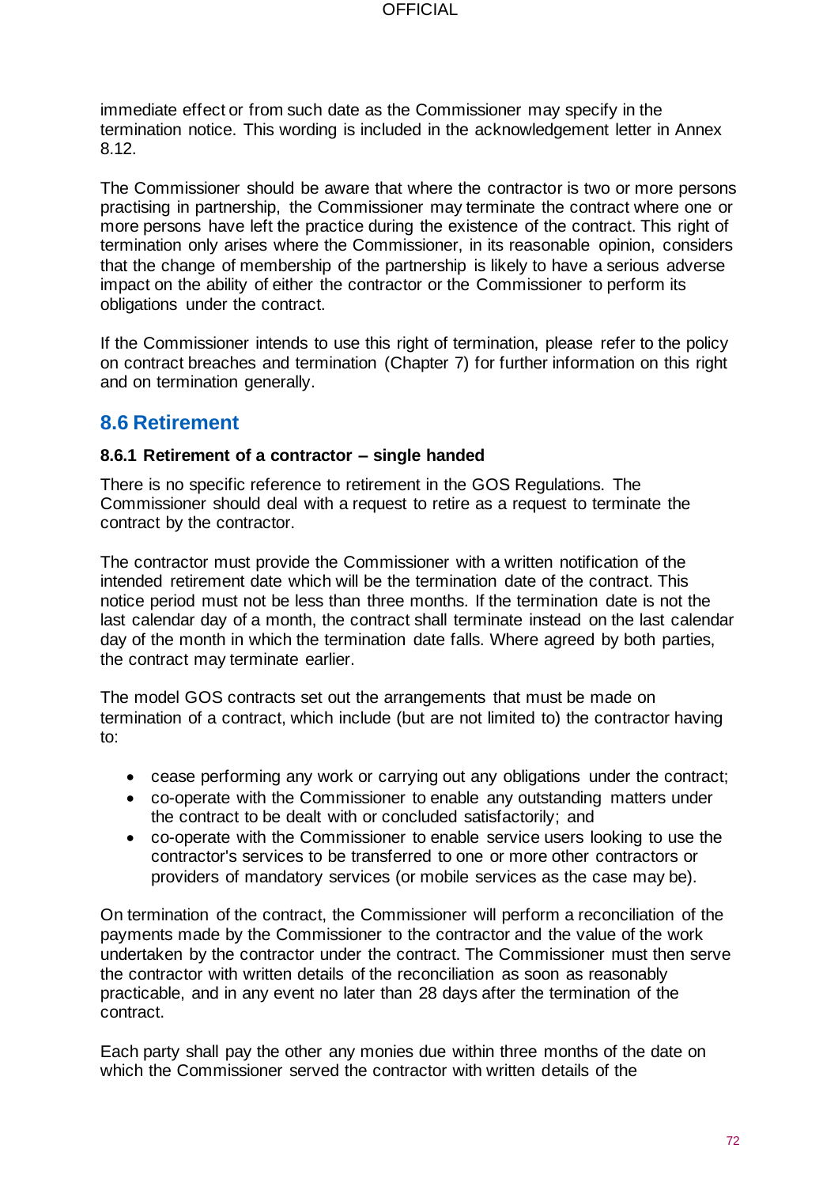immediate effect or from such date as the Commissioner may specify in the termination notice. This wording is included in the acknowledgement letter in Annex 8.12.

The Commissioner should be aware that where the contractor is two or more persons practising in partnership, the Commissioner may terminate the contract where one or more persons have left the practice during the existence of the contract. This right of termination only arises where the Commissioner, in its reasonable opinion, considers that the change of membership of the partnership is likely to have a serious adverse impact on the ability of either the contractor or the Commissioner to perform its obligations under the contract.

If the Commissioner intends to use this right of termination, please refer to the policy on contract breaches and termination (Chapter 7) for further information on this right and on termination generally.

## 8.6 Retirement

### 8.6.1 Retirement of a contractor – single handed

There is no specific reference to retirement in the GOS Regulations. The Commissioner should deal with a request to retire as a request to terminate the contract by the contractor.

The contractor must provide the Commissioner with a written notification of the intended retirement date which will be the termination date of the contract. This notice period must not be less than three months. If the termination date is not the last calendar day of a month, the contract shall terminate instead on the last calendar day of the month in which the termination date falls. Where agreed by both parties, the contract may terminate earlier.

The model GOS contracts set out the arrangements that must be made on termination of a contract, which include (but are not limited to) the contractor having to:

- cease performing any work or carrying out any obligations under the contract;
- co-operate with the Commissioner to enable any outstanding matters under the contract to be dealt with or concluded satisfactorily; and
- co-operate with the Commissioner to enable service users looking to use the contractor's services to be transferred to one or more other contractors or providers of mandatory services (or mobile services as the case may be).

On termination of the contract, the Commissioner will perform a reconciliation of the payments made by the Commissioner to the contractor and the value of the work undertaken by the contractor under the contract. The Commissioner must then serve the contractor with written details of the reconciliation as soon as reasonably practicable, and in any event no later than 28 days after the termination of the contract.

Each party shall pay the other any monies due within three months of the date on which the Commissioner served the contractor with written details of the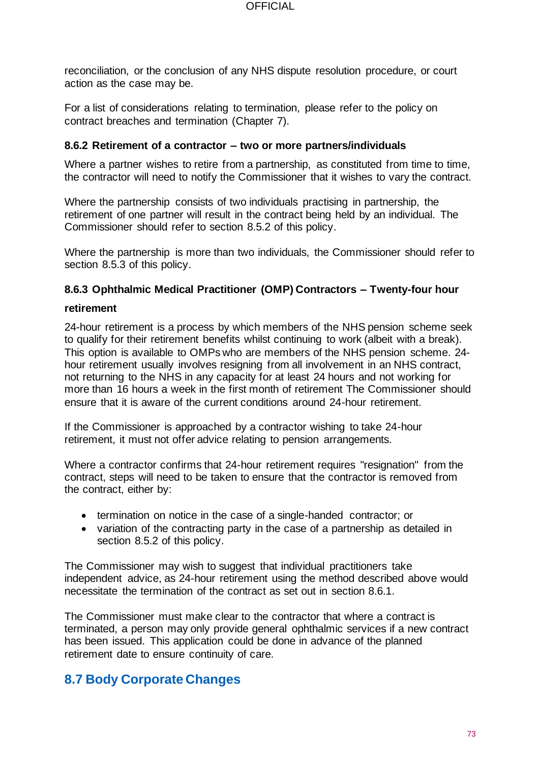reconciliation, or the conclusion of any NHS dispute resolution procedure, or court action as the case may be.

For a list of considerations relating to termination, please refer to the policy on contract breaches and termination (Chapter 7).

### 8.6.2 Retirement of a contractor – two or more partners/individuals

Where a partner wishes to retire from a partnership, as constituted from time to time, the contractor will need to notify the Commissioner that it wishes to vary the contract.

Where the partnership consists of two individuals practising in partnership, the retirement of one partner will result in the contract being held by an individual. The Commissioner should refer to section 8.5.2 of this policy.

Where the partnership is more than two individuals, the Commissioner should refer to section 8.5.3 of this policy.

### 8.6.3 Ophthalmic Medical Practitioner (OMP) Contractors – Twenty-four hour retirement

24-hour retirement is a process by which members of the NHS pension scheme seek to qualify for their retirement benefits whilst continuing to work (albeit with a break). This option is available to OMPs who are members of the NHS pension scheme. 24-hour retirement usually involves resigning from all involvement in an NHS contract, not returning to the NHS in any capacity for at least 24 hours and not working for more than 16 hours a week in the first month of retirement The Commissioner should ensure that it is aware of the current conditions around 24-hour retirement.

If the Commissioner is approached by a contractor wishing to take 24-hour retirement, it must not offer advice relating to pension arrangements.

Where a contractor confirms that 24-hour retirement requires "resignation" from the contract, steps will need to be taken to ensure that the contractor is removed from the contract, either by:

- termination on notice in the case of a single-handed contractor; or
- variation of the contracting party in the case of a partnership as detailed in section 8.5.2 of this policy.

The Commissioner may wish to suggest that individual practitioners take independent advice, as 24-hour retirement using the method described above would necessitate the termination of the contract as set out in section 8.6.1.

The Commissioner must make clear to the contractor that where a contract is terminated, a person may only provide general ophthalmic services if a new contract has been issued. This application could be done in advance of the planned retirement date to ensure continuity of care.

## 8.7 Body Corporate Changes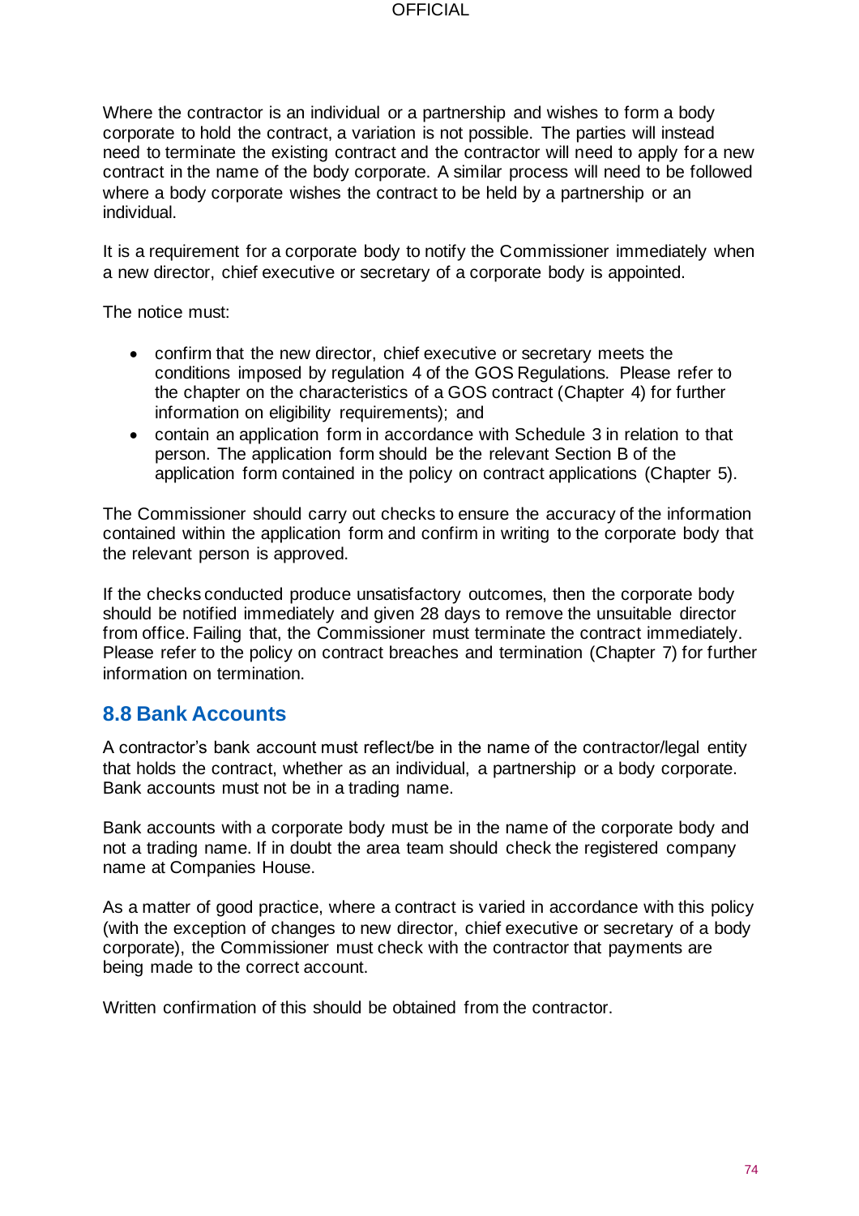Where the contractor is an individual or a partnership and wishes to form a body corporate to hold the contract, a variation is not possible. The parties will instead need to terminate the existing contract and the contractor will need to apply for a new contract in the name of the body corporate. A similar process will need to be followed where a body corporate wishes the contract to be held by a partnership or an individual.

It is a requirement for a corporate body to notify the Commissioner immediately when a new director, chief executive or secretary of a corporate body is appointed.

The notice must:

- confirm that the new director, chief executive or secretary meets the conditions imposed by regulation 4 of the GOS Regulations. Please refer to the chapter on the characteristics of a GOS contract (Chapter 4) for further information on eligibility requirements); and
- contain an application form in accordance with Schedule 3 in relation to that person. The application form should be the relevant Section B of the application form contained in the policy on contract applications (Chapter 5).

The Commissioner should carry out checks to ensure the accuracy of the information contained within the application form and confirm in writing to the corporate body that the relevant person is approved.

If the checks conducted produce unsatisfactory outcomes, then the corporate body should be notified immediately and given 28 days to remove the unsuitable director from office. Failing that, the Commissioner must terminate the contract immediately. Please refer to the policy on contract breaches and termination (Chapter 7) for further information on termination.

## 8.8 Bank Accounts

A contractor's bank account must reflect/be in the name of the contractor/legal entity that holds the contract, whether as an individual, a partnership or a body corporate. Bank accounts must not be in a trading name.

Bank accounts with a corporate body must be in the name of the corporate body and not a trading name. If in doubt the area team should check the registered company name at Companies House.

As a matter of good practice, where a contract is varied in accordance with this policy (with the exception of changes to new director, chief executive or secretary of a body corporate), the Commissioner must check with the contractor that payments are being made to the correct account.

Written confirmation of this should be obtained from the contractor.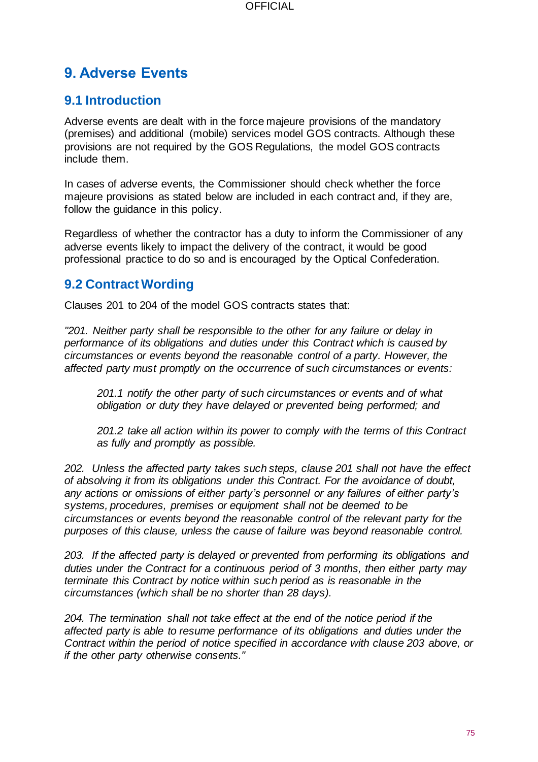# 9. Adverse Events

## 9.1 Introduction

Adverse events are dealt with in the force majeure provisions of the mandatory (premises) and additional (mobile) services model GOS contracts. Although these provisions are not required by the GOS Regulations, the model GOS contracts include them.

In cases of adverse events, the Commissioner should check whether the force majeure provisions as stated below are included in each contract and, if they are, follow the guidance in this policy.

Regardless of whether the contractor has a duty to inform the Commissioner of any adverse events likely to impact the delivery of the contract, it would be good professional practice to do so and is encouraged by the Optical Confederation.

## 9.2 Contract Wording

Clauses 201 to 204 of the model GOS contracts states that:

*"201. Neither party shall be responsible to the other for any failure or delay in performance of its obligations and duties under this Contract which is caused by circumstances or events beyond the reasonable control of a party. However, the affected party must promptly on the occurrence of such circumstances or events:*

> *201.1 notify the other party of such circumstances or events and of what obligation or duty they have delayed or prevented being performed; and*
>
> *201.2 take all action within its power to comply with the terms of this Contract as fully and promptly as possible.*

*202. Unless the affected party takes such steps, clause 201 shall not have the effect of absolving it from its obligations under this Contract. For the avoidance of doubt, any actions or omissions of either party's personnel or any failures of either party's systems, procedures, premises or equipment shall not be deemed to be circumstances or events beyond the reasonable control of the relevant party for the purposes of this clause, unless the cause of failure was beyond reasonable control.*

*203. If the affected party is delayed or prevented from performing its obligations and duties under the Contract for a continuous period of 3 months, then either party may terminate this Contract by notice within such period as is reasonable in the circumstances (which shall be no shorter than 28 days).*

*204. The termination shall not take effect at the end of the notice period if the affected party is able to resume performance of its obligations and duties under the Contract within the period of notice specified in accordance with clause 203 above, or if the other party otherwise consents."*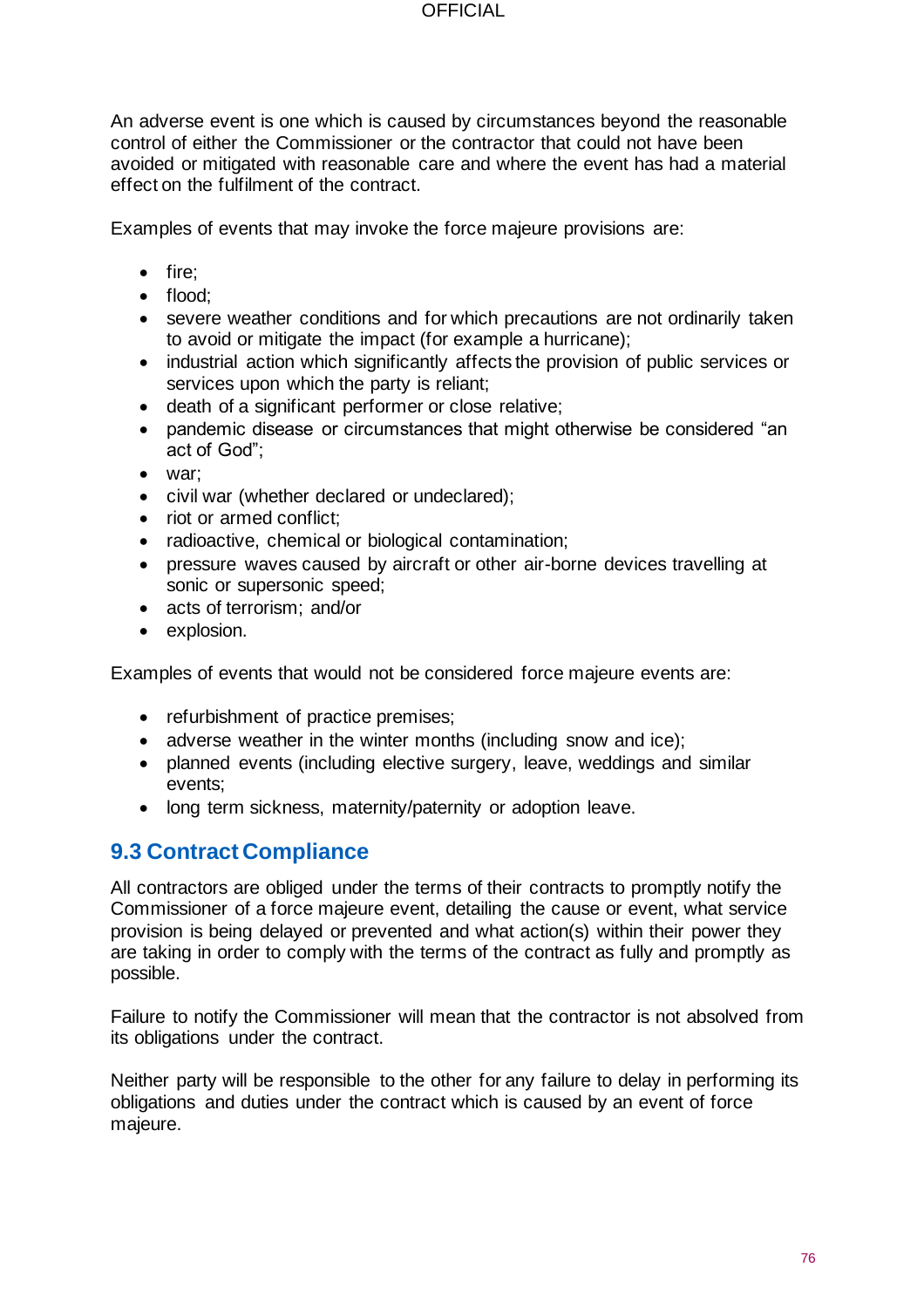An adverse event is one which is caused by circumstances beyond the reasonable control of either the Commissioner or the contractor that could not have been avoided or mitigated with reasonable care and where the event has had a material effect on the fulfilment of the contract.

Examples of events that may invoke the force majeure provisions are:

- fire;
- flood;
- severe weather conditions and for which precautions are not ordinarily taken to avoid or mitigate the impact (for example a hurricane);
- industrial action which significantly affects the provision of public services or services upon which the party is reliant;
- death of a significant performer or close relative;
- pandemic disease or circumstances that might otherwise be considered "an act of God";
- war;
- civil war (whether declared or undeclared);
- riot or armed conflict;
- radioactive, chemical or biological contamination;
- pressure waves caused by aircraft or other air-borne devices travelling at sonic or supersonic speed;
- acts of terrorism; and/or
- explosion.

Examples of events that would not be considered force majeure events are:

- refurbishment of practice premises;
- adverse weather in the winter months (including snow and ice);
- planned events (including elective surgery, leave, weddings and similar events;
- long term sickness, maternity/paternity or adoption leave.

## 9.3 Contract Compliance

All contractors are obliged under the terms of their contracts to promptly notify the Commissioner of a force majeure event, detailing the cause or event, what service provision is being delayed or prevented and what action(s) within their power they are taking in order to comply with the terms of the contract as fully and promptly as possible.

Failure to notify the Commissioner will mean that the contractor is not absolved from its obligations under the contract.

Neither party will be responsible to the other for any failure to delay in performing its obligations and duties under the contract which is caused by an event of force majeure.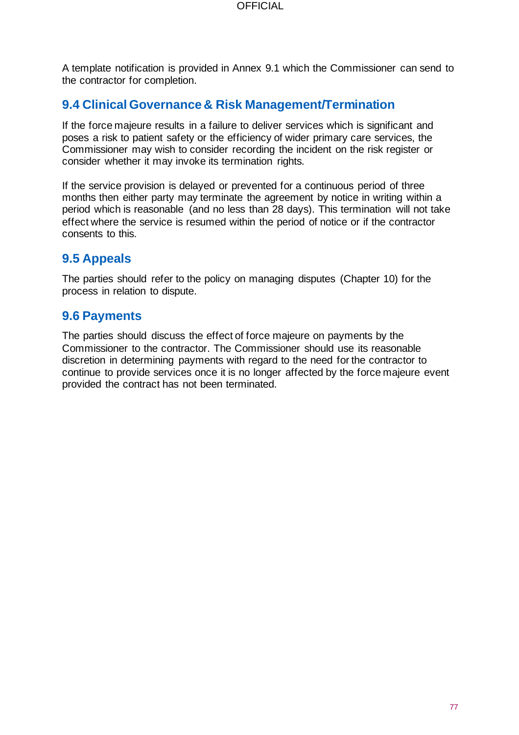A template notification is provided in Annex 9.1 which the Commissioner can send to the contractor for completion.

## 9.4 Clinical Governance & Risk Management/Termination

If the force majeure results in a failure to deliver services which is significant and poses a risk to patient safety or the efficiency of wider primary care services, the Commissioner may wish to consider recording the incident on the risk register or consider whether it may invoke its termination rights.

If the service provision is delayed or prevented for a continuous period of three months then either party may terminate the agreement by notice in writing within a period which is reasonable (and no less than 28 days). This termination will not take effect where the service is resumed within the period of notice or if the contractor consents to this.

## 9.5 Appeals

The parties should refer to the policy on managing disputes (Chapter 10) for the process in relation to dispute.

## 9.6 Payments

The parties should discuss the effect of force majeure on payments by the Commissioner to the contractor. The Commissioner should use its reasonable discretion in determining payments with regard to the need for the contractor to continue to provide services once it is no longer affected by the force majeure event provided the contract has not been terminated.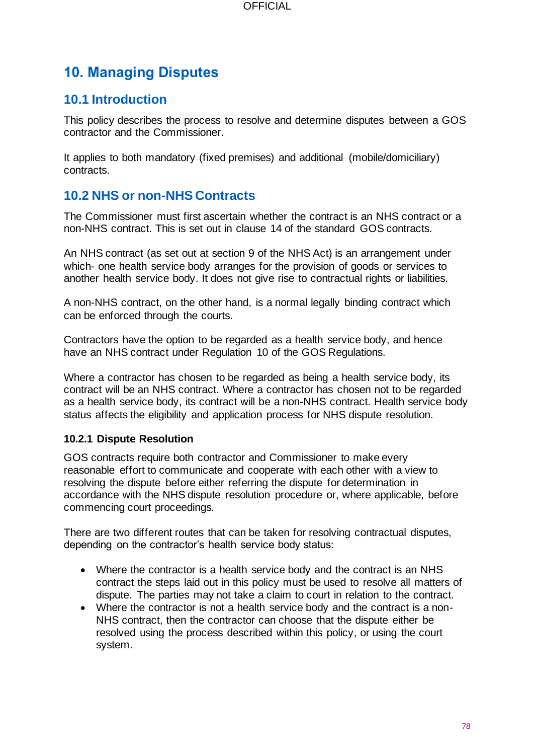# 10. Managing Disputes

## 10.1 Introduction

This policy describes the process to resolve and determine disputes between a GOS contractor and the Commissioner.

It applies to both mandatory (fixed premises) and additional (mobile/domiciliary) contracts.

## 10.2 NHS or non-NHS Contracts

The Commissioner must first ascertain whether the contract is an NHS contract or a non-NHS contract. This is set out in clause 14 of the standard GOS contracts.

An NHS contract (as set out at section 9 of the NHS Act) is an arrangement under which- one health service body arranges for the provision of goods or services to another health service body. It does not give rise to contractual rights or liabilities.

A non-NHS contract, on the other hand, is a normal legally binding contract which can be enforced through the courts.

Contractors have the option to be regarded as a health service body, and hence have an NHS contract under Regulation 10 of the GOS Regulations.

Where a contractor has chosen to be regarded as being a health service body, its contract will be an NHS contract. Where a contractor has chosen not to be regarded as a health service body, its contract will be a non-NHS contract. Health service body status affects the eligibility and application process for NHS dispute resolution.

### 10.2.1 Dispute Resolution

GOS contracts require both contractor and Commissioner to make every reasonable effort to communicate and cooperate with each other with a view to resolving the dispute before either referring the dispute for determination in accordance with the NHS dispute resolution procedure or, where applicable, before commencing court proceedings.

There are two different routes that can be taken for resolving contractual disputes, depending on the contractor's health service body status:

- Where the contractor is a health service body and the contract is an NHS contract the steps laid out in this policy must be used to resolve all matters of dispute. The parties may not take a claim to court in relation to the contract.
- Where the contractor is not a health service body and the contract is a non-NHS contract, then the contractor can choose that the dispute either be resolved using the process described within this policy, or using the court system.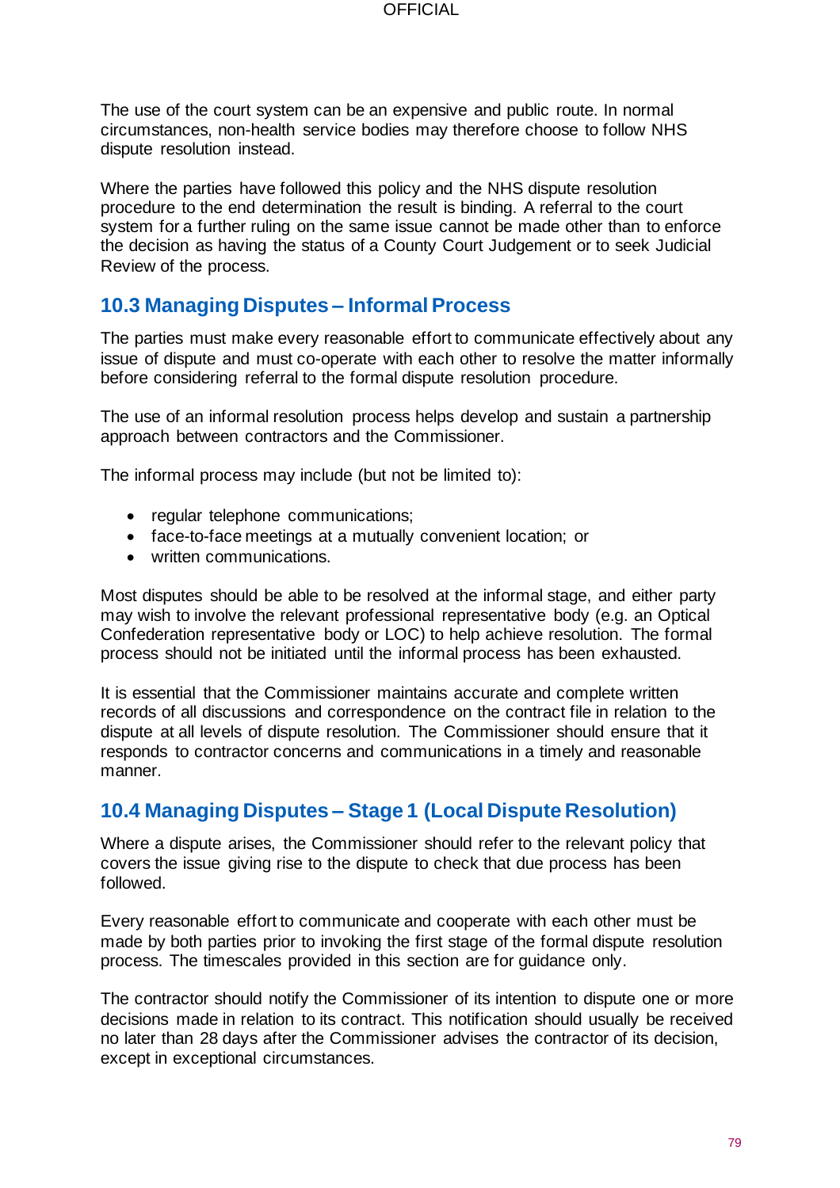The use of the court system can be an expensive and public route. In normal circumstances, non-health service bodies may therefore choose to follow NHS dispute resolution instead.

Where the parties have followed this policy and the NHS dispute resolution procedure to the end determination the result is binding. A referral to the court system for a further ruling on the same issue cannot be made other than to enforce the decision as having the status of a County Court Judgement or to seek Judicial Review of the process.

## 10.3 Managing Disputes – Informal Process

The parties must make every reasonable effort to communicate effectively about any issue of dispute and must co-operate with each other to resolve the matter informally before considering referral to the formal dispute resolution procedure.

The use of an informal resolution process helps develop and sustain a partnership approach between contractors and the Commissioner.

The informal process may include (but not be limited to):

- regular telephone communications;
- face-to-face meetings at a mutually convenient location; or
- written communications.

Most disputes should be able to be resolved at the informal stage, and either party may wish to involve the relevant professional representative body (e.g. an Optical Confederation representative body or LOC) to help achieve resolution. The formal process should not be initiated until the informal process has been exhausted.

It is essential that the Commissioner maintains accurate and complete written records of all discussions and correspondence on the contract file in relation to the dispute at all levels of dispute resolution. The Commissioner should ensure that it responds to contractor concerns and communications in a timely and reasonable manner.

## 10.4 Managing Disputes – Stage 1 (Local Dispute Resolution)

Where a dispute arises, the Commissioner should refer to the relevant policy that covers the issue giving rise to the dispute to check that due process has been followed.

Every reasonable effort to communicate and cooperate with each other must be made by both parties prior to invoking the first stage of the formal dispute resolution process. The timescales provided in this section are for guidance only.

The contractor should notify the Commissioner of its intention to dispute one or more decisions made in relation to its contract. This notification should usually be received no later than 28 days after the Commissioner advises the contractor of its decision, except in exceptional circumstances.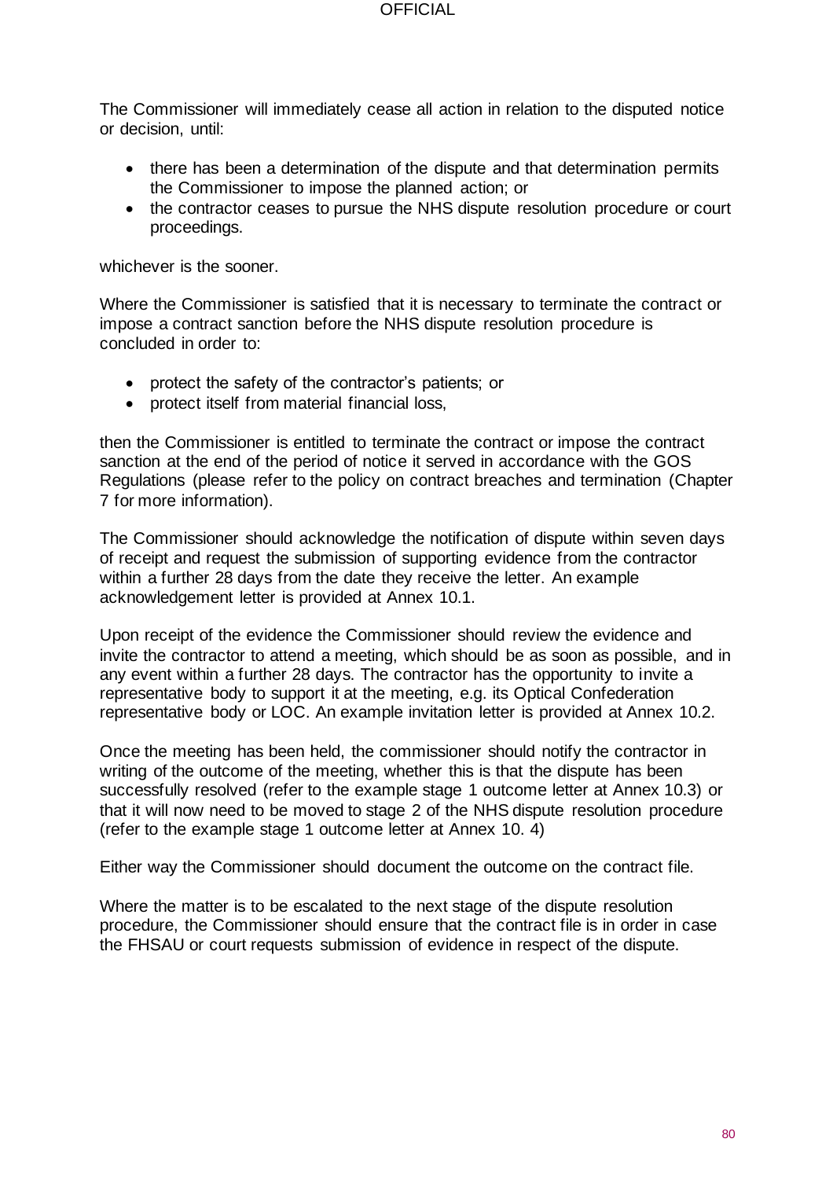The Commissioner will immediately cease all action in relation to the disputed notice or decision, until:

- there has been a determination of the dispute and that determination permits the Commissioner to impose the planned action; or
- the contractor ceases to pursue the NHS dispute resolution procedure or court proceedings.

whichever is the sooner.

Where the Commissioner is satisfied that it is necessary to terminate the contract or impose a contract sanction before the NHS dispute resolution procedure is concluded in order to:

- protect the safety of the contractor's patients; or
- protect itself from material financial loss,

then the Commissioner is entitled to terminate the contract or impose the contract sanction at the end of the period of notice it served in accordance with the GOS Regulations (please refer to the policy on contract breaches and termination (Chapter 7 for more information).

The Commissioner should acknowledge the notification of dispute within seven days of receipt and request the submission of supporting evidence from the contractor within a further 28 days from the date they receive the letter. An example acknowledgement letter is provided at Annex 10.1.

Upon receipt of the evidence the Commissioner should review the evidence and invite the contractor to attend a meeting, which should be as soon as possible, and in any event within a further 28 days. The contractor has the opportunity to invite a representative body to support it at the meeting, e.g. its Optical Confederation representative body or LOC. An example invitation letter is provided at Annex 10.2.

Once the meeting has been held, the commissioner should notify the contractor in writing of the outcome of the meeting, whether this is that the dispute has been successfully resolved (refer to the example stage 1 outcome letter at Annex 10.3) or that it will now need to be moved to stage 2 of the NHS dispute resolution procedure (refer to the example stage 1 outcome letter at Annex 10. 4)

Either way the Commissioner should document the outcome on the contract file.

Where the matter is to be escalated to the next stage of the dispute resolution procedure, the Commissioner should ensure that the contract file is in order in case the FHSAU or court requests submission of evidence in respect of the dispute.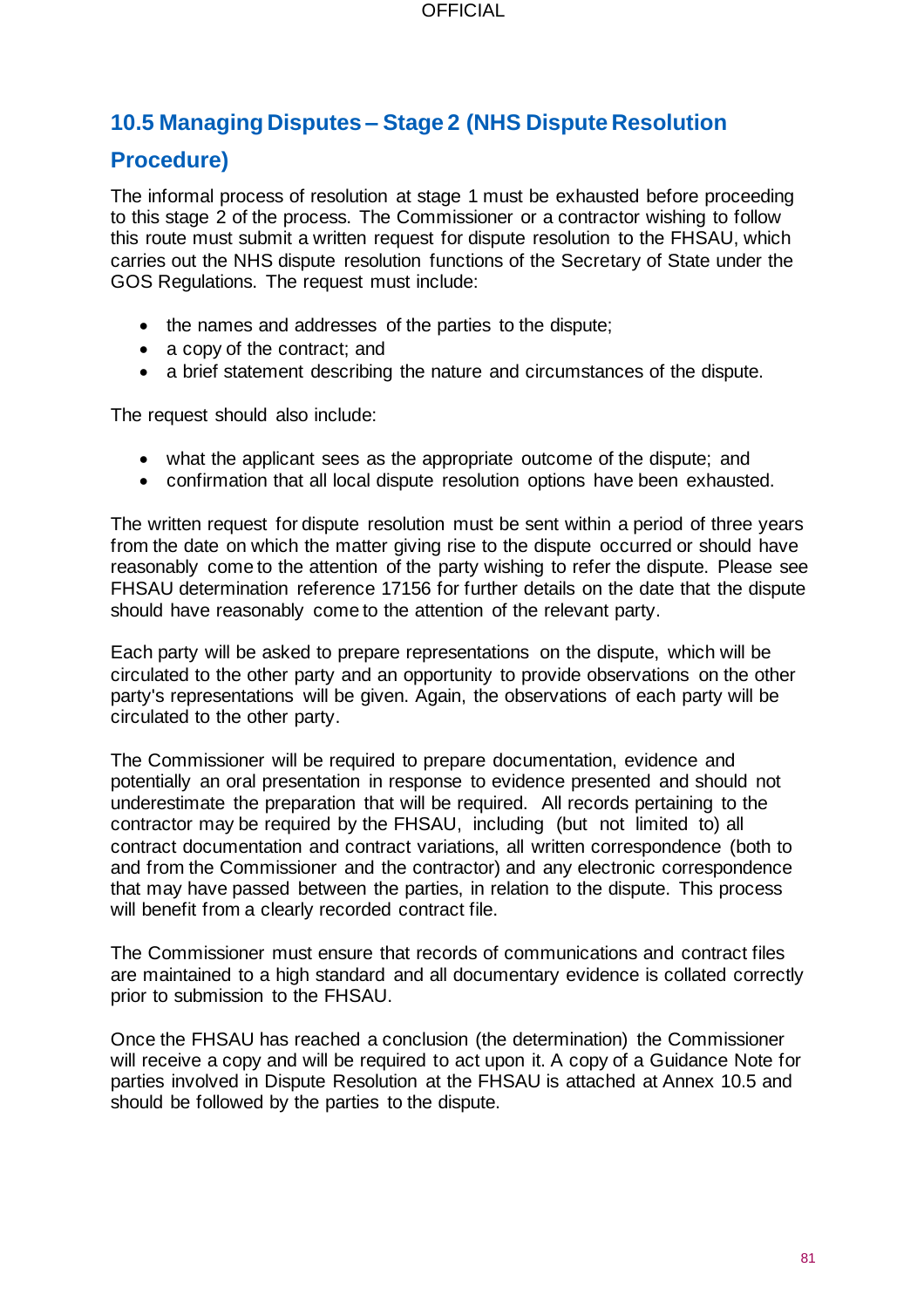## 10.5 Managing Disputes – Stage 2 (NHS Dispute Resolution Procedure)

The informal process of resolution at stage 1 must be exhausted before proceeding to this stage 2 of the process. The Commissioner or a contractor wishing to follow this route must submit a written request for dispute resolution to the FHSAU, which carries out the NHS dispute resolution functions of the Secretary of State under the GOS Regulations. The request must include:

- the names and addresses of the parties to the dispute;
- a copy of the contract; and
- a brief statement describing the nature and circumstances of the dispute.

The request should also include:

- what the applicant sees as the appropriate outcome of the dispute; and
- confirmation that all local dispute resolution options have been exhausted.

The written request for dispute resolution must be sent within a period of three years from the date on which the matter giving rise to the dispute occurred or should have reasonably come to the attention of the party wishing to refer the dispute. Please see FHSAU determination reference 17156 for further details on the date that the dispute should have reasonably come to the attention of the relevant party.

Each party will be asked to prepare representations on the dispute, which will be circulated to the other party and an opportunity to provide observations on the other party's representations will be given. Again, the observations of each party will be circulated to the other party.

The Commissioner will be required to prepare documentation, evidence and potentially an oral presentation in response to evidence presented and should not underestimate the preparation that will be required. All records pertaining to the contractor may be required by the FHSAU, including (but not limited to) all contract documentation and contract variations, all written correspondence (both to and from the Commissioner and the contractor) and any electronic correspondence that may have passed between the parties, in relation to the dispute. This process will benefit from a clearly recorded contract file.

The Commissioner must ensure that records of communications and contract files are maintained to a high standard and all documentary evidence is collated correctly prior to submission to the FHSAU.

Once the FHSAU has reached a conclusion (the determination) the Commissioner will receive a copy and will be required to act upon it. A copy of a Guidance Note for parties involved in Dispute Resolution at the FHSAU is attached at Annex 10.5 and should be followed by the parties to the dispute.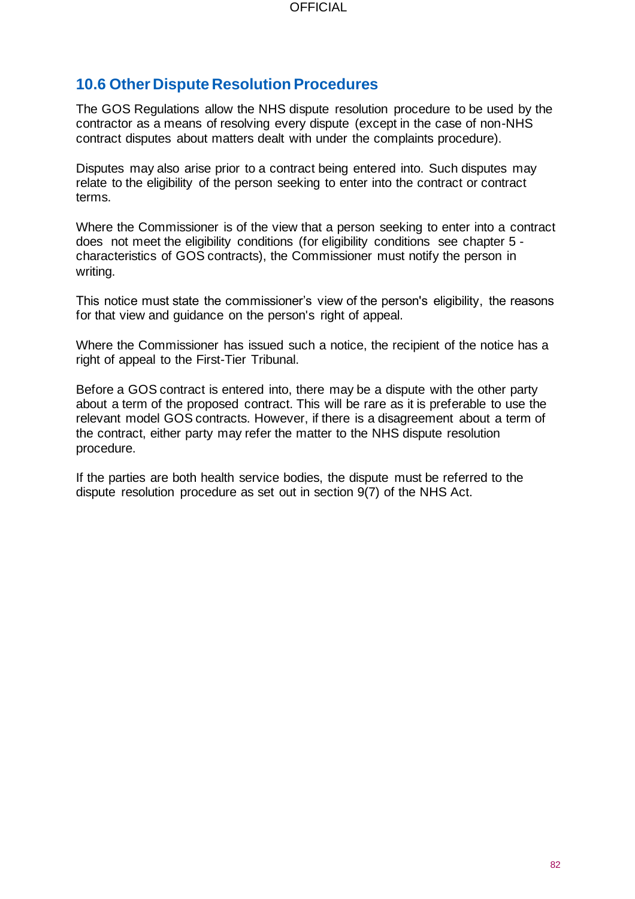## 10.6 Other Dispute Resolution Procedures

The GOS Regulations allow the NHS dispute resolution procedure to be used by the contractor as a means of resolving every dispute (except in the case of non-NHS contract disputes about matters dealt with under the complaints procedure).

Disputes may also arise prior to a contract being entered into. Such disputes may relate to the eligibility of the person seeking to enter into the contract or contract terms.

Where the Commissioner is of the view that a person seeking to enter into a contract does not meet the eligibility conditions (for eligibility conditions see chapter 5 - characteristics of GOS contracts), the Commissioner must notify the person in writing.

This notice must state the commissioner's view of the person's eligibility, the reasons for that view and guidance on the person's right of appeal.

Where the Commissioner has issued such a notice, the recipient of the notice has a right of appeal to the First-Tier Tribunal.

Before a GOS contract is entered into, there may be a dispute with the other party about a term of the proposed contract. This will be rare as it is preferable to use the relevant model GOS contracts. However, if there is a disagreement about a term of the contract, either party may refer the matter to the NHS dispute resolution procedure.

If the parties are both health service bodies, the dispute must be referred to the dispute resolution procedure as set out in section 9(7) of the NHS Act.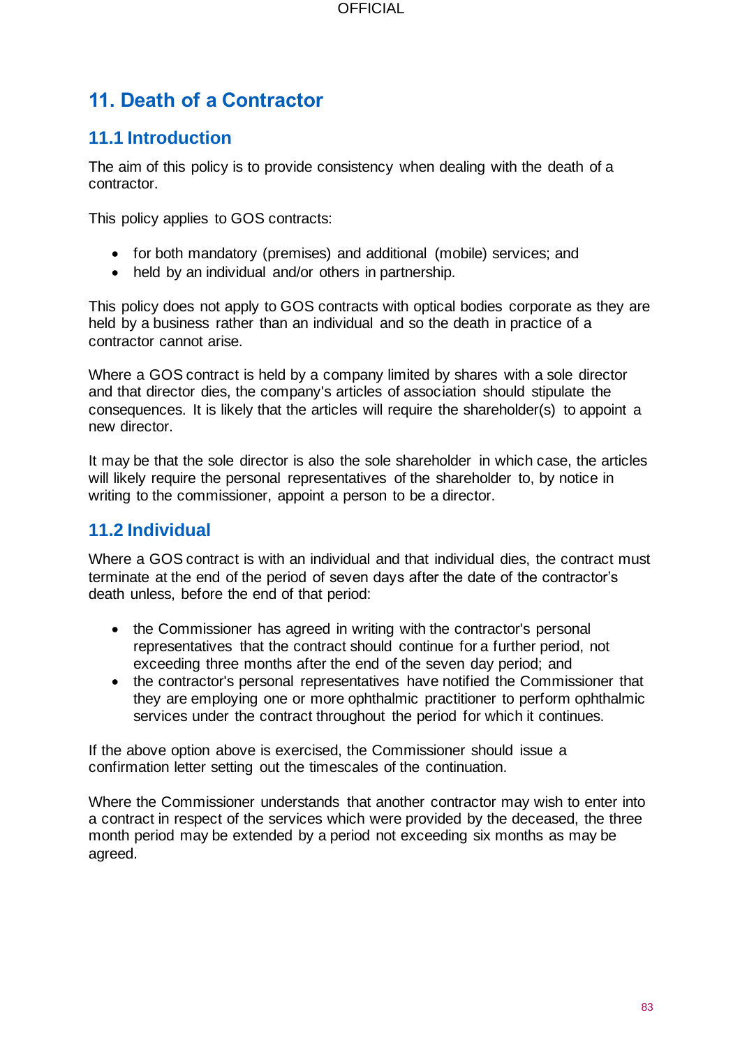## 11. Death of a Contractor

### 11.1 Introduction

The aim of this policy is to provide consistency when dealing with the death of a contractor.

This policy applies to GOS contracts:

- for both mandatory (premises) and additional (mobile) services; and
- held by an individual and/or others in partnership.

This policy does not apply to GOS contracts with optical bodies corporate as they are held by a business rather than an individual and so the death in practice of a contractor cannot arise.

Where a GOS contract is held by a company limited by shares with a sole director and that director dies, the company's articles of association should stipulate the consequences. It is likely that the articles will require the shareholder(s) to appoint a new director.

It may be that the sole director is also the sole shareholder in which case, the articles will likely require the personal representatives of the shareholder to, by notice in writing to the commissioner, appoint a person to be a director.

### 11.2 Individual

Where a GOS contract is with an individual and that individual dies, the contract must terminate at the end of the period of seven days after the date of the contractor's death unless, before the end of that period:

- the Commissioner has agreed in writing with the contractor's personal representatives that the contract should continue for a further period, not exceeding three months after the end of the seven day period; and
- the contractor's personal representatives have notified the Commissioner that they are employing one or more ophthalmic practitioner to perform ophthalmic services under the contract throughout the period for which it continues.

If the above option above is exercised, the Commissioner should issue a confirmation letter setting out the timescales of the continuation.

Where the Commissioner understands that another contractor may wish to enter into a contract in respect of the services which were provided by the deceased, the three month period may be extended by a period not exceeding six months as may be agreed.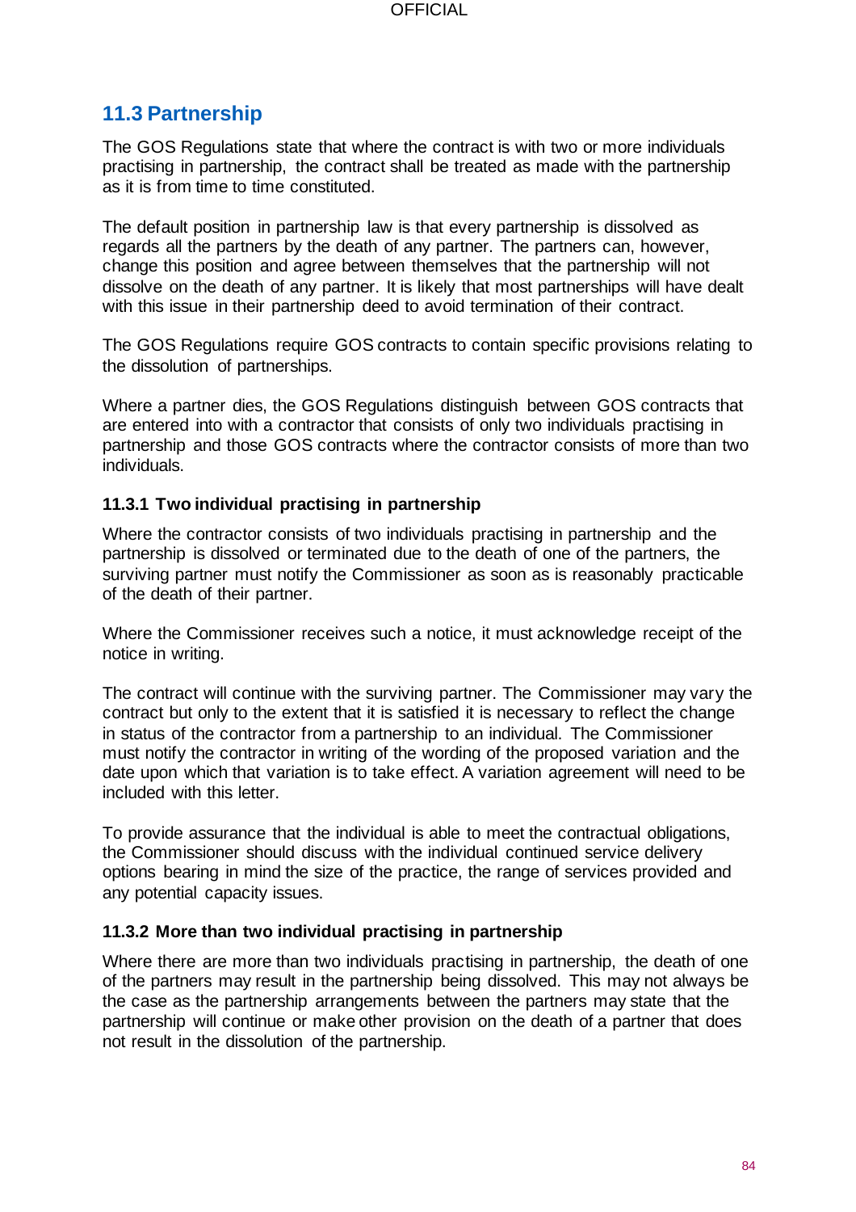## 11.3 Partnership

The GOS Regulations state that where the contract is with two or more individuals practising in partnership, the contract shall be treated as made with the partnership as it is from time to time constituted.

The default position in partnership law is that every partnership is dissolved as regards all the partners by the death of any partner. The partners can, however, change this position and agree between themselves that the partnership will not dissolve on the death of any partner. It is likely that most partnerships will have dealt with this issue in their partnership deed to avoid termination of their contract.

The GOS Regulations require GOS contracts to contain specific provisions relating to the dissolution of partnerships.

Where a partner dies, the GOS Regulations distinguish between GOS contracts that are entered into with a contractor that consists of only two individuals practising in partnership and those GOS contracts where the contractor consists of more than two individuals.

### 11.3.1 Two individual practising in partnership

Where the contractor consists of two individuals practising in partnership and the partnership is dissolved or terminated due to the death of one of the partners, the surviving partner must notify the Commissioner as soon as is reasonably practicable of the death of their partner.

Where the Commissioner receives such a notice, it must acknowledge receipt of the notice in writing.

The contract will continue with the surviving partner. The Commissioner may vary the contract but only to the extent that it is satisfied it is necessary to reflect the change in status of the contractor from a partnership to an individual. The Commissioner must notify the contractor in writing of the wording of the proposed variation and the date upon which that variation is to take effect. A variation agreement will need to be included with this letter.

To provide assurance that the individual is able to meet the contractual obligations, the Commissioner should discuss with the individual continued service delivery options bearing in mind the size of the practice, the range of services provided and any potential capacity issues.

### 11.3.2 More than two individual practising in partnership

Where there are more than two individuals practising in partnership, the death of one of the partners may result in the partnership being dissolved. This may not always be the case as the partnership arrangements between the partners may state that the partnership will continue or make other provision on the death of a partner that does not result in the dissolution of the partnership.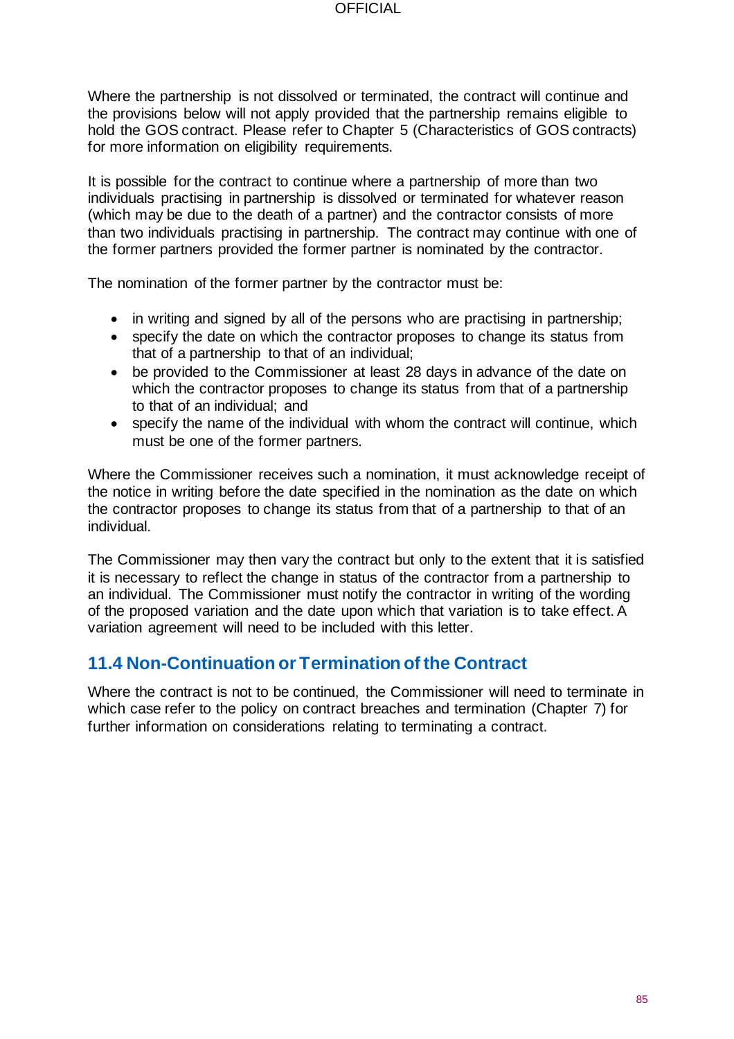Where the partnership is not dissolved or terminated, the contract will continue and the provisions below will not apply provided that the partnership remains eligible to hold the GOS contract. Please refer to Chapter 5 (Characteristics of GOS contracts) for more information on eligibility requirements.

It is possible for the contract to continue where a partnership of more than two individuals practising in partnership is dissolved or terminated for whatever reason (which may be due to the death of a partner) and the contractor consists of more than two individuals practising in partnership. The contract may continue with one of the former partners provided the former partner is nominated by the contractor.

The nomination of the former partner by the contractor must be:

- in writing and signed by all of the persons who are practising in partnership;
- specify the date on which the contractor proposes to change its status from that of a partnership to that of an individual;
- be provided to the Commissioner at least 28 days in advance of the date on which the contractor proposes to change its status from that of a partnership to that of an individual; and
- specify the name of the individual with whom the contract will continue, which must be one of the former partners.

Where the Commissioner receives such a nomination, it must acknowledge receipt of the notice in writing before the date specified in the nomination as the date on which the contractor proposes to change its status from that of a partnership to that of an individual.

The Commissioner may then vary the contract but only to the extent that it is satisfied it is necessary to reflect the change in status of the contractor from a partnership to an individual. The Commissioner must notify the contractor in writing of the wording of the proposed variation and the date upon which that variation is to take effect. A variation agreement will need to be included with this letter.

## 11.4 Non-Continuation or Termination of the Contract

Where the contract is not to be continued, the Commissioner will need to terminate in which case refer to the policy on contract breaches and termination (Chapter 7) for further information on considerations relating to terminating a contract.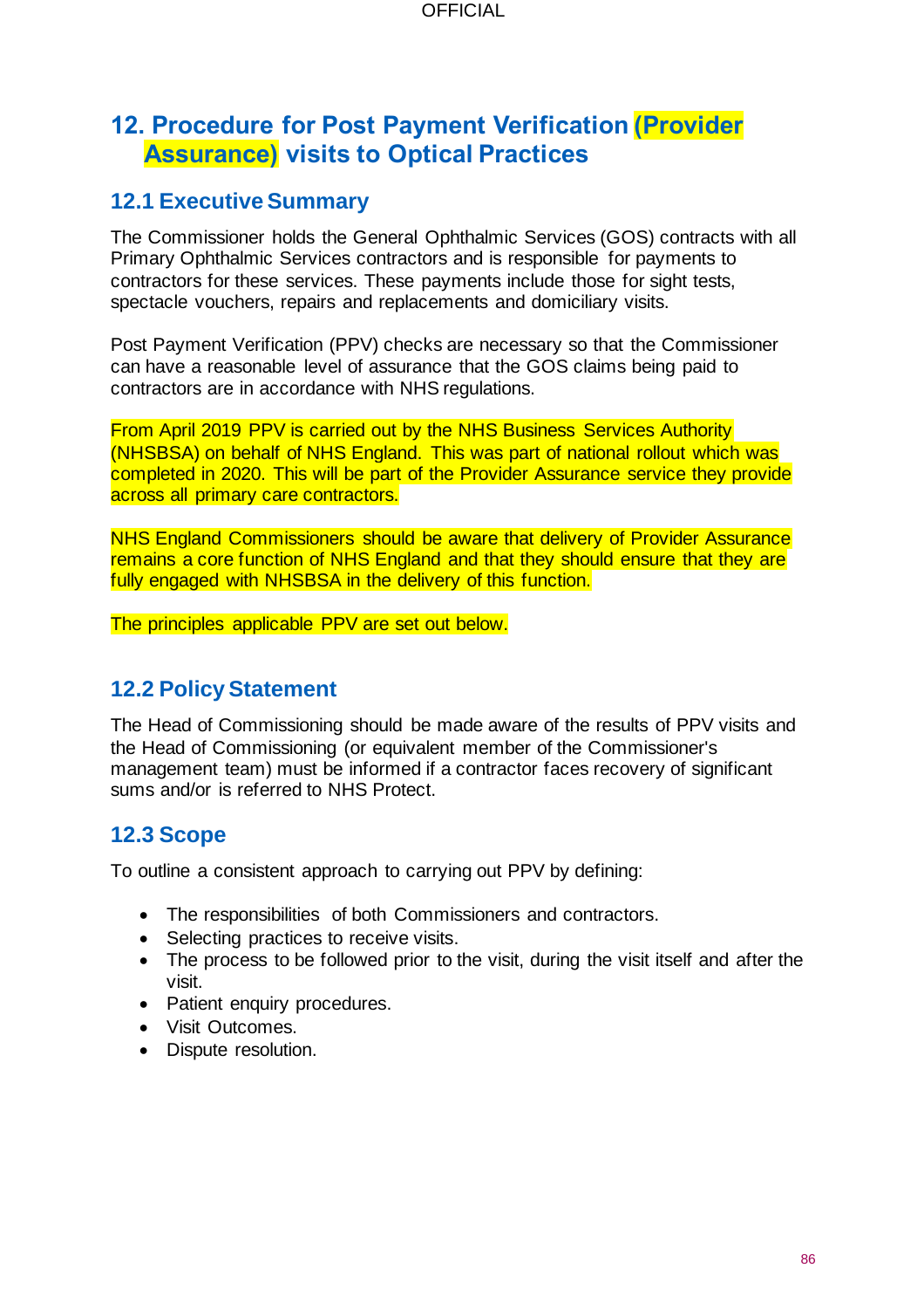# 12. Procedure for Post Payment Verification (Provider Assurance) visits to Optical Practices

## 12.1 Executive Summary

The Commissioner holds the General Ophthalmic Services (GOS) contracts with all Primary Ophthalmic Services contractors and is responsible for payments to contractors for these services. These payments include those for sight tests, spectacle vouchers, repairs and replacements and domiciliary visits.

Post Payment Verification (PPV) checks are necessary so that the Commissioner can have a reasonable level of assurance that the GOS claims being paid to contractors are in accordance with NHS regulations.

From April 2019 PPV is carried out by the NHS Business Services Authority (NHSBSA) on behalf of NHS England. This was part of national rollout which was completed in 2020. This will be part of the Provider Assurance service they provide across all primary care contractors.

NHS England Commissioners should be aware that delivery of Provider Assurance remains a core function of NHS England and that they should ensure that they are fully engaged with NHSBSA in the delivery of this function.

The principles applicable PPV are set out below.

## 12.2 Policy Statement

The Head of Commissioning should be made aware of the results of PPV visits and the Head of Commissioning (or equivalent member of the Commissioner's management team) must be informed if a contractor faces recovery of significant sums and/or is referred to NHS Protect.

## 12.3 Scope

To outline a consistent approach to carrying out PPV by defining:

- The responsibilities of both Commissioners and contractors.
- Selecting practices to receive visits.
- The process to be followed prior to the visit, during the visit itself and after the visit.
- Patient enquiry procedures.
- Visit Outcomes.
- Dispute resolution.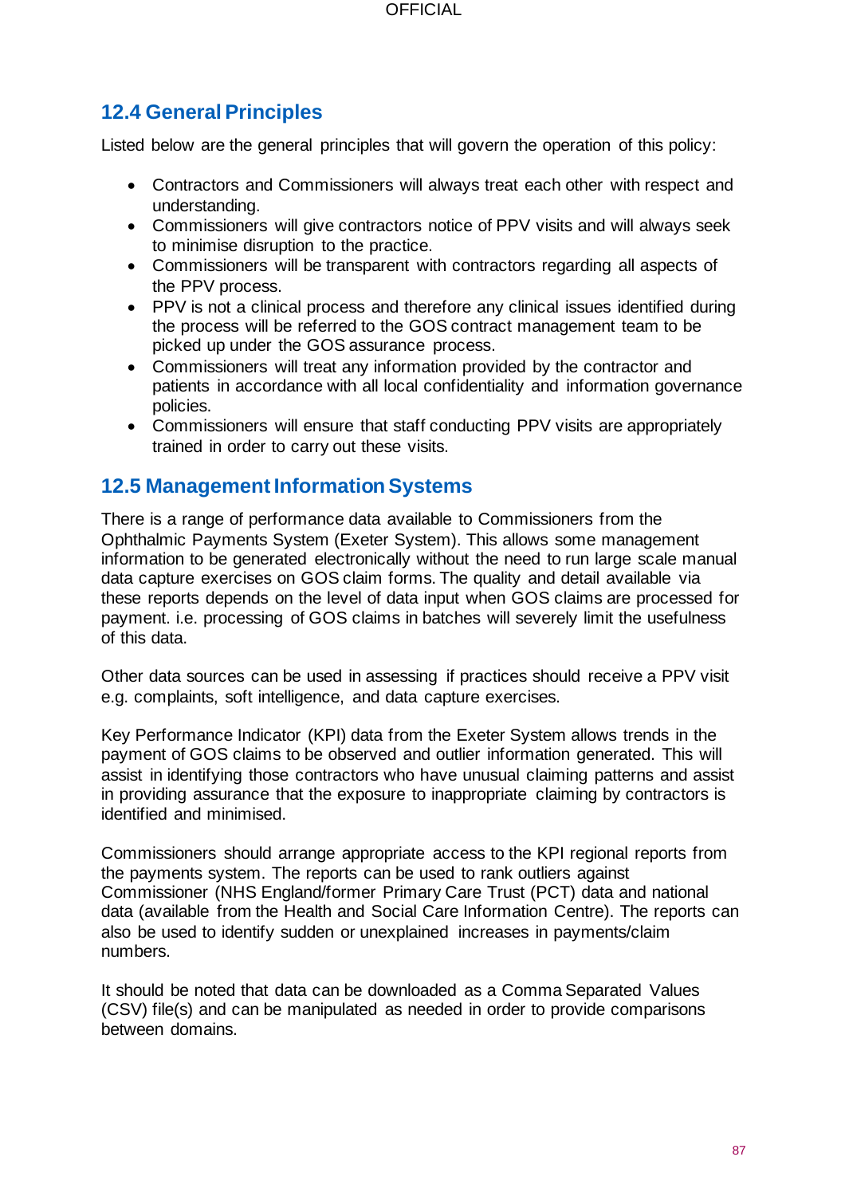## 12.4 General Principles

Listed below are the general principles that will govern the operation of this policy:

- Contractors and Commissioners will always treat each other with respect and understanding.
- Commissioners will give contractors notice of PPV visits and will always seek to minimise disruption to the practice.
- Commissioners will be transparent with contractors regarding all aspects of the PPV process.
- PPV is not a clinical process and therefore any clinical issues identified during the process will be referred to the GOS contract management team to be picked up under the GOS assurance process.
- Commissioners will treat any information provided by the contractor and patients in accordance with all local confidentiality and information governance policies.
- Commissioners will ensure that staff conducting PPV visits are appropriately trained in order to carry out these visits.

## 12.5 Management Information Systems

There is a range of performance data available to Commissioners from the Ophthalmic Payments System (Exeter System). This allows some management information to be generated electronically without the need to run large scale manual data capture exercises on GOS claim forms. The quality and detail available via these reports depends on the level of data input when GOS claims are processed for payment. i.e. processing of GOS claims in batches will severely limit the usefulness of this data.

Other data sources can be used in assessing if practices should receive a PPV visit e.g. complaints, soft intelligence, and data capture exercises.

Key Performance Indicator (KPI) data from the Exeter System allows trends in the payment of GOS claims to be observed and outlier information generated. This will assist in identifying those contractors who have unusual claiming patterns and assist in providing assurance that the exposure to inappropriate claiming by contractors is identified and minimised.

Commissioners should arrange appropriate access to the KPI regional reports from the payments system. The reports can be used to rank outliers against Commissioner (NHS England/former Primary Care Trust (PCT) data and national data (available from the Health and Social Care Information Centre). The reports can also be used to identify sudden or unexplained increases in payments/claim numbers.

It should be noted that data can be downloaded as a Comma Separated Values (CSV) file(s) and can be manipulated as needed in order to provide comparisons between domains.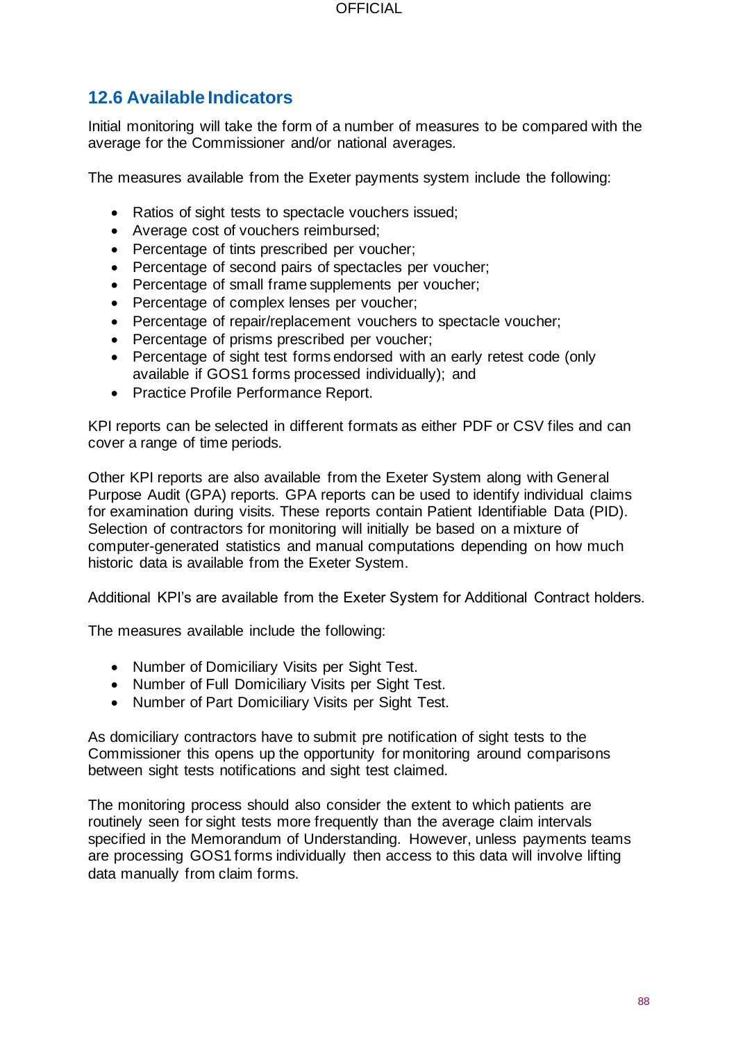## 12.6 Available Indicators

Initial monitoring will take the form of a number of measures to be compared with the average for the Commissioner and/or national averages.

The measures available from the Exeter payments system include the following:

- Ratios of sight tests to spectacle vouchers issued;
- Average cost of vouchers reimbursed;
- Percentage of tints prescribed per voucher;
- Percentage of second pairs of spectacles per voucher;
- Percentage of small frame supplements per voucher;
- Percentage of complex lenses per voucher;
- Percentage of repair/replacement vouchers to spectacle voucher;
- Percentage of prisms prescribed per voucher;
- Percentage of sight test forms endorsed with an early retest code (only available if GOS1 forms processed individually); and
- Practice Profile Performance Report.

KPI reports can be selected in different formats as either PDF or CSV files and can cover a range of time periods.

Other KPI reports are also available from the Exeter System along with General Purpose Audit (GPA) reports. GPA reports can be used to identify individual claims for examination during visits. These reports contain Patient Identifiable Data (PID). Selection of contractors for monitoring will initially be based on a mixture of computer-generated statistics and manual computations depending on how much historic data is available from the Exeter System.

Additional KPI's are available from the Exeter System for Additional Contract holders.

The measures available include the following:

- Number of Domiciliary Visits per Sight Test.
- Number of Full Domiciliary Visits per Sight Test.
- Number of Part Domiciliary Visits per Sight Test.

As domiciliary contractors have to submit pre notification of sight tests to the Commissioner this opens up the opportunity for monitoring around comparisons between sight tests notifications and sight test claimed.

The monitoring process should also consider the extent to which patients are routinely seen for sight tests more frequently than the average claim intervals specified in the Memorandum of Understanding. However, unless payments teams are processing GOS1 forms individually then access to this data will involve lifting data manually from claim forms.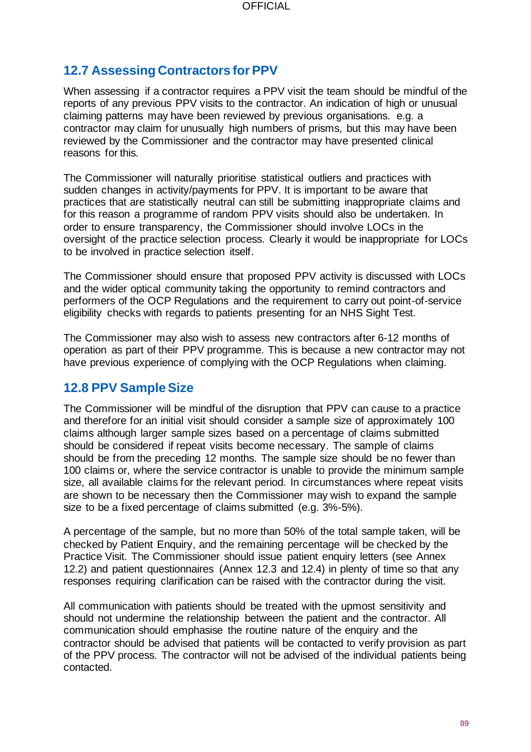## 12.7 Assessing Contractors for PPV

When assessing if a contractor requires a PPV visit the team should be mindful of the reports of any previous PPV visits to the contractor. An indication of high or unusual claiming patterns may have been reviewed by previous organisations. e.g. a contractor may claim for unusually high numbers of prisms, but this may have been reviewed by the Commissioner and the contractor may have presented clinical reasons for this.

The Commissioner will naturally prioritise statistical outliers and practices with sudden changes in activity/payments for PPV. It is important to be aware that practices that are statistically neutral can still be submitting inappropriate claims and for this reason a programme of random PPV visits should also be undertaken. In order to ensure transparency, the Commissioner should involve LOCs in the oversight of the practice selection process. Clearly it would be inappropriate for LOCs to be involved in practice selection itself.

The Commissioner should ensure that proposed PPV activity is discussed with LOCs and the wider optical community taking the opportunity to remind contractors and performers of the OCP Regulations and the requirement to carry out point-of-service eligibility checks with regards to patients presenting for an NHS Sight Test.

The Commissioner may also wish to assess new contractors after 6-12 months of operation as part of their PPV programme. This is because a new contractor may not have previous experience of complying with the OCP Regulations when claiming.

## 12.8 PPV Sample Size

The Commissioner will be mindful of the disruption that PPV can cause to a practice and therefore for an initial visit should consider a sample size of approximately 100 claims although larger sample sizes based on a percentage of claims submitted should be considered if repeat visits become necessary. The sample of claims should be from the preceding 12 months. The sample size should be no fewer than 100 claims or, where the service contractor is unable to provide the minimum sample size, all available claims for the relevant period. In circumstances where repeat visits are shown to be necessary then the Commissioner may wish to expand the sample size to be a fixed percentage of claims submitted (e.g. 3%-5%).

A percentage of the sample, but no more than 50% of the total sample taken, will be checked by Patient Enquiry, and the remaining percentage will be checked by the Practice Visit. The Commissioner should issue patient enquiry letters (see Annex 12.2) and patient questionnaires (Annex 12.3 and 12.4) in plenty of time so that any responses requiring clarification can be raised with the contractor during the visit.

All communication with patients should be treated with the upmost sensitivity and should not undermine the relationship between the patient and the contractor. All communication should emphasise the routine nature of the enquiry and the contractor should be advised that patients will be contacted to verify provision as part of the PPV process. The contractor will not be advised of the individual patients being contacted.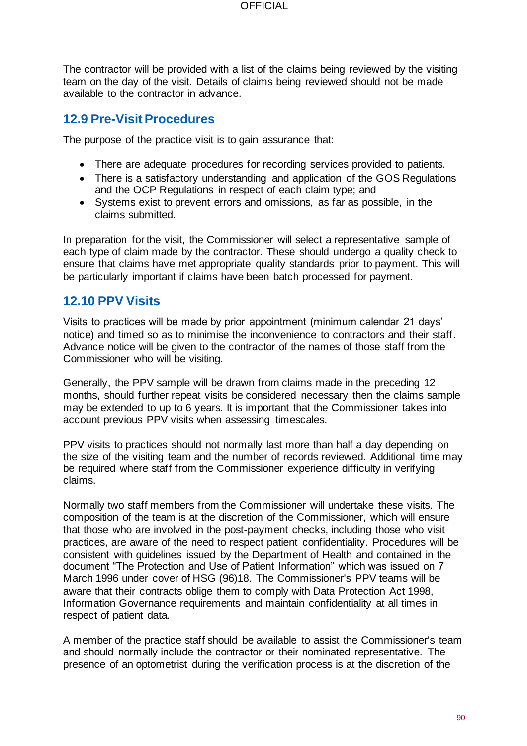The contractor will be provided with a list of the claims being reviewed by the visiting team on the day of the visit. Details of claims being reviewed should not be made available to the contractor in advance.

## 12.9 Pre-Visit Procedures

The purpose of the practice visit is to gain assurance that:

- There are adequate procedures for recording services provided to patients.
- There is a satisfactory understanding and application of the GOS Regulations and the OCP Regulations in respect of each claim type; and
- Systems exist to prevent errors and omissions, as far as possible, in the claims submitted.

In preparation for the visit, the Commissioner will select a representative sample of each type of claim made by the contractor. These should undergo a quality check to ensure that claims have met appropriate quality standards prior to payment. This will be particularly important if claims have been batch processed for payment.

## 12.10 PPV Visits

Visits to practices will be made by prior appointment (minimum calendar 21 days' notice) and timed so as to minimise the inconvenience to contractors and their staff. Advance notice will be given to the contractor of the names of those staff from the Commissioner who will be visiting.

Generally, the PPV sample will be drawn from claims made in the preceding 12 months, should further repeat visits be considered necessary then the claims sample may be extended to up to 6 years. It is important that the Commissioner takes into account previous PPV visits when assessing timescales.

PPV visits to practices should not normally last more than half a day depending on the size of the visiting team and the number of records reviewed. Additional time may be required where staff from the Commissioner experience difficulty in verifying claims.

Normally two staff members from the Commissioner will undertake these visits. The composition of the team is at the discretion of the Commissioner, which will ensure that those who are involved in the post-payment checks, including those who visit practices, are aware of the need to respect patient confidentiality. Procedures will be consistent with guidelines issued by the Department of Health and contained in the document "The Protection and Use of Patient Information" which was issued on 7 March 1996 under cover of HSG (96)18. The Commissioner's PPV teams will be aware that their contracts oblige them to comply with Data Protection Act 1998, Information Governance requirements and maintain confidentiality at all times in respect of patient data.

A member of the practice staff should be available to assist the Commissioner's team and should normally include the contractor or their nominated representative. The presence of an optometrist during the verification process is at the discretion of the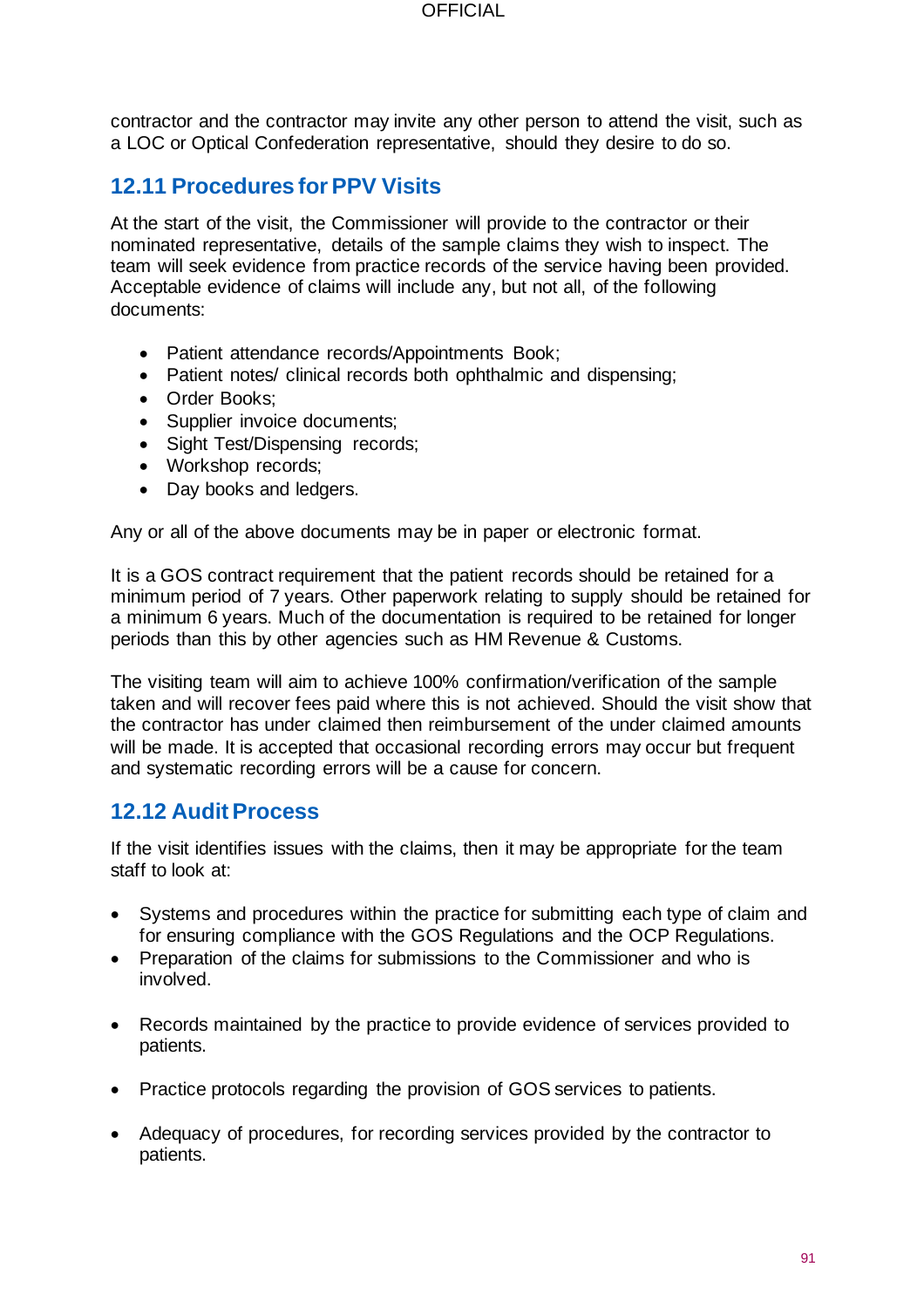contractor and the contractor may invite any other person to attend the visit, such as a LOC or Optical Confederation representative, should they desire to do so.

## 12.11 Procedures for PPV Visits

At the start of the visit, the Commissioner will provide to the contractor or their nominated representative, details of the sample claims they wish to inspect. The team will seek evidence from practice records of the service having been provided. Acceptable evidence of claims will include any, but not all, of the following documents:

- Patient attendance records/Appointments Book;
- Patient notes/ clinical records both ophthalmic and dispensing;
- Order Books;
- Supplier invoice documents;
- Sight Test/Dispensing records;
- Workshop records;
- Day books and ledgers.

Any or all of the above documents may be in paper or electronic format.

It is a GOS contract requirement that the patient records should be retained for a minimum period of 7 years. Other paperwork relating to supply should be retained for a minimum 6 years. Much of the documentation is required to be retained for longer periods than this by other agencies such as HM Revenue & Customs.

The visiting team will aim to achieve 100% confirmation/verification of the sample taken and will recover fees paid where this is not achieved. Should the visit show that the contractor has under claimed then reimbursement of the under claimed amounts will be made. It is accepted that occasional recording errors may occur but frequent and systematic recording errors will be a cause for concern.

## 12.12 Audit Process

If the visit identifies issues with the claims, then it may be appropriate for the team staff to look at:

- Systems and procedures within the practice for submitting each type of claim and for ensuring compliance with the GOS Regulations and the OCP Regulations.
- Preparation of the claims for submissions to the Commissioner and who is involved.
- Records maintained by the practice to provide evidence of services provided to patients.
- Practice protocols regarding the provision of GOS services to patients.
- Adequacy of procedures, for recording services provided by the contractor to patients.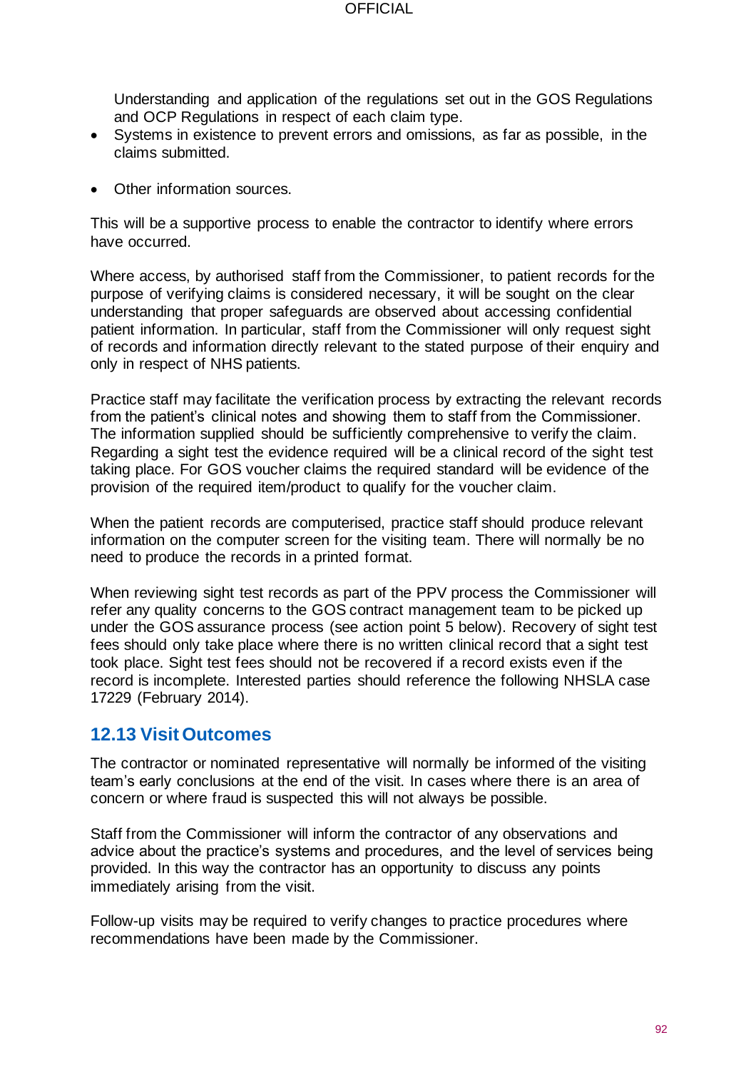Understanding and application of the regulations set out in the GOS Regulations and OCP Regulations in respect of each claim type.

- Systems in existence to prevent errors and omissions, as far as possible, in the claims submitted.
- Other information sources.

This will be a supportive process to enable the contractor to identify where errors have occurred.

Where access, by authorised staff from the Commissioner, to patient records for the purpose of verifying claims is considered necessary, it will be sought on the clear understanding that proper safeguards are observed about accessing confidential patient information. In particular, staff from the Commissioner will only request sight of records and information directly relevant to the stated purpose of their enquiry and only in respect of NHS patients.

Practice staff may facilitate the verification process by extracting the relevant records from the patient's clinical notes and showing them to staff from the Commissioner. The information supplied should be sufficiently comprehensive to verify the claim. Regarding a sight test the evidence required will be a clinical record of the sight test taking place. For GOS voucher claims the required standard will be evidence of the provision of the required item/product to qualify for the voucher claim.

When the patient records are computerised, practice staff should produce relevant information on the computer screen for the visiting team. There will normally be no need to produce the records in a printed format.

When reviewing sight test records as part of the PPV process the Commissioner will refer any quality concerns to the GOS contract management team to be picked up under the GOS assurance process (see action point 5 below). Recovery of sight test fees should only take place where there is no written clinical record that a sight test took place. Sight test fees should not be recovered if a record exists even if the record is incomplete. Interested parties should reference the following NHSLA case 17229 (February 2014).

## 12.13 Visit Outcomes

The contractor or nominated representative will normally be informed of the visiting team's early conclusions at the end of the visit. In cases where there is an area of concern or where fraud is suspected this will not always be possible.

Staff from the Commissioner will inform the contractor of any observations and advice about the practice's systems and procedures, and the level of services being provided. In this way the contractor has an opportunity to discuss any points immediately arising from the visit.

Follow-up visits may be required to verify changes to practice procedures where recommendations have been made by the Commissioner.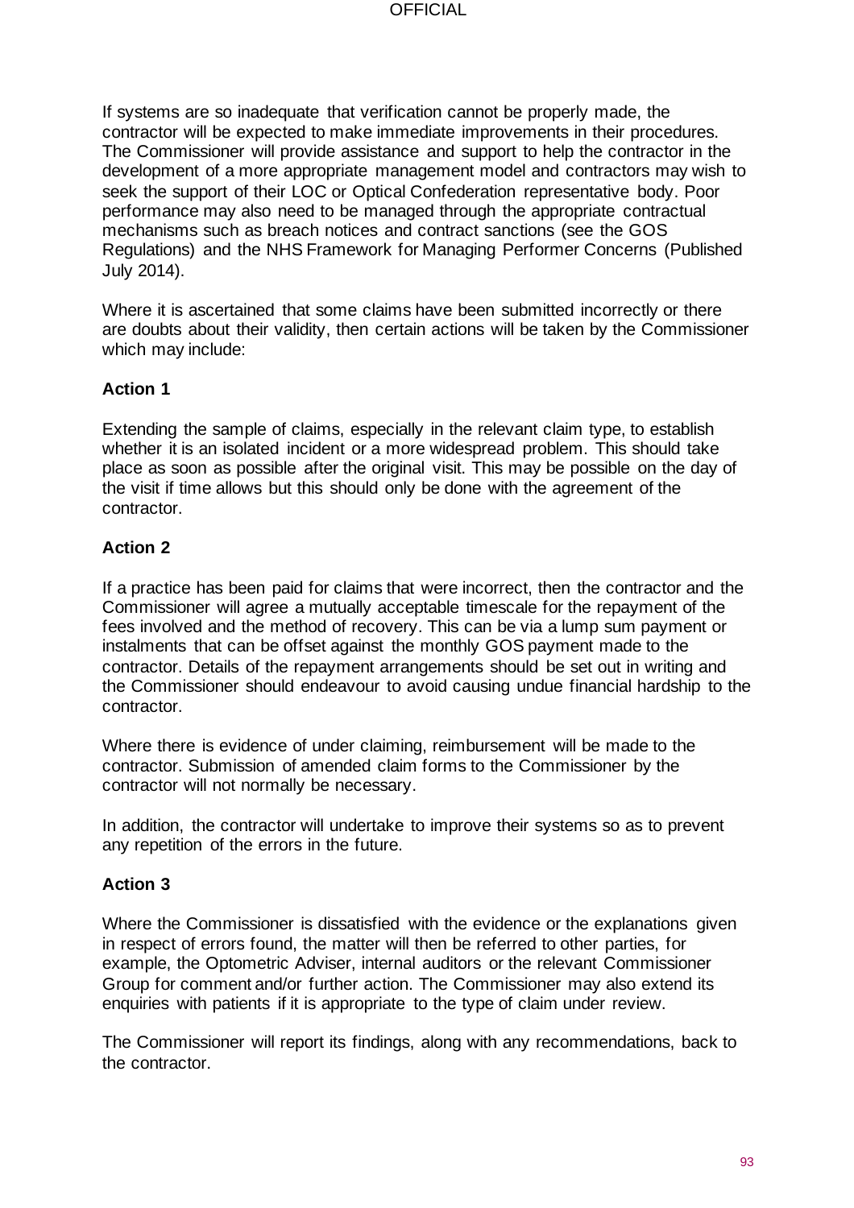If systems are so inadequate that verification cannot be properly made, the contractor will be expected to make immediate improvements in their procedures. The Commissioner will provide assistance and support to help the contractor in the development of a more appropriate management model and contractors may wish to seek the support of their LOC or Optical Confederation representative body. Poor performance may also need to be managed through the appropriate contractual mechanisms such as breach notices and contract sanctions (see the GOS Regulations) and the NHS Framework for Managing Performer Concerns (Published July 2014).

Where it is ascertained that some claims have been submitted incorrectly or there are doubts about their validity, then certain actions will be taken by the Commissioner which may include:

**Action 1**

Extending the sample of claims, especially in the relevant claim type, to establish whether it is an isolated incident or a more widespread problem. This should take place as soon as possible after the original visit. This may be possible on the day of the visit if time allows but this should only be done with the agreement of the contractor.

**Action 2**

If a practice has been paid for claims that were incorrect, then the contractor and the Commissioner will agree a mutually acceptable timescale for the repayment of the fees involved and the method of recovery. This can be via a lump sum payment or instalments that can be offset against the monthly GOS payment made to the contractor. Details of the repayment arrangements should be set out in writing and the Commissioner should endeavour to avoid causing undue financial hardship to the contractor.

Where there is evidence of under claiming, reimbursement will be made to the contractor. Submission of amended claim forms to the Commissioner by the contractor will not normally be necessary.

In addition, the contractor will undertake to improve their systems so as to prevent any repetition of the errors in the future.

**Action 3**

Where the Commissioner is dissatisfied with the evidence or the explanations given in respect of errors found, the matter will then be referred to other parties, for example, the Optometric Adviser, internal auditors or the relevant Commissioner Group for comment and/or further action. The Commissioner may also extend its enquiries with patients if it is appropriate to the type of claim under review.

The Commissioner will report its findings, along with any recommendations, back to the contractor.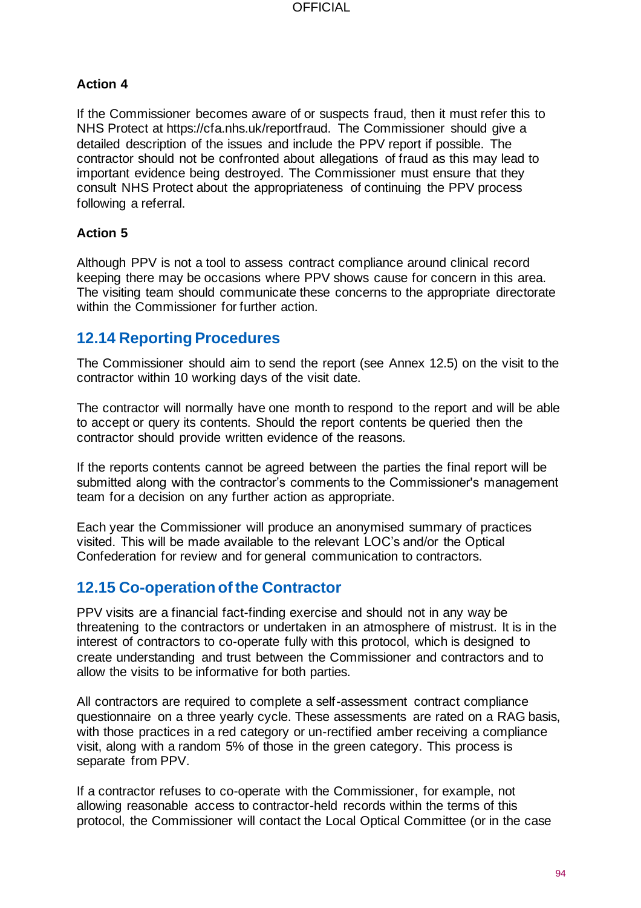**Action 4**

If the Commissioner becomes aware of or suspects fraud, then it must refer this to NHS Protect at https://cfa.nhs.uk/reportfraud. The Commissioner should give a detailed description of the issues and include the PPV report if possible. The contractor should not be confronted about allegations of fraud as this may lead to important evidence being destroyed. The Commissioner must ensure that they consult NHS Protect about the appropriateness of continuing the PPV process following a referral.

**Action 5**

Although PPV is not a tool to assess contract compliance around clinical record keeping there may be occasions where PPV shows cause for concern in this area. The visiting team should communicate these concerns to the appropriate directorate within the Commissioner for further action.

## 12.14 Reporting Procedures

The Commissioner should aim to send the report (see Annex 12.5) on the visit to the contractor within 10 working days of the visit date.

The contractor will normally have one month to respond to the report and will be able to accept or query its contents. Should the report contents be queried then the contractor should provide written evidence of the reasons.

If the reports contents cannot be agreed between the parties the final report will be submitted along with the contractor's comments to the Commissioner's management team for a decision on any further action as appropriate.

Each year the Commissioner will produce an anonymised summary of practices visited. This will be made available to the relevant LOC's and/or the Optical Confederation for review and for general communication to contractors.

## 12.15 Co-operation of the Contractor

PPV visits are a financial fact-finding exercise and should not in any way be threatening to the contractors or undertaken in an atmosphere of mistrust. It is in the interest of contractors to co-operate fully with this protocol, which is designed to create understanding and trust between the Commissioner and contractors and to allow the visits to be informative for both parties.

All contractors are required to complete a self-assessment contract compliance questionnaire on a three yearly cycle. These assessments are rated on a RAG basis, with those practices in a red category or un-rectified amber receiving a compliance visit, along with a random 5% of those in the green category. This process is separate from PPV.

If a contractor refuses to co-operate with the Commissioner, for example, not allowing reasonable access to contractor-held records within the terms of this protocol, the Commissioner will contact the Local Optical Committee (or in the case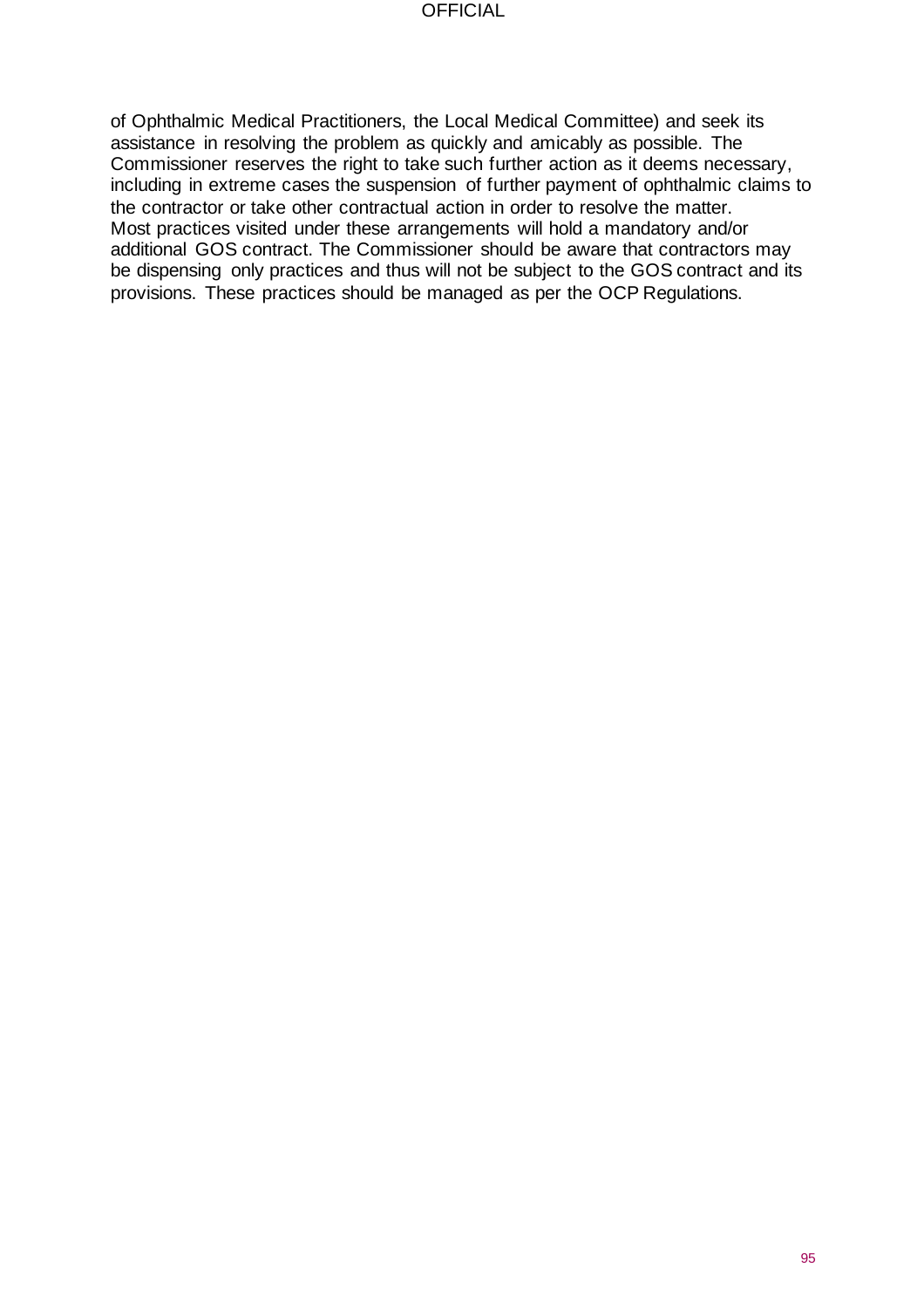of Ophthalmic Medical Practitioners, the Local Medical Committee) and seek its assistance in resolving the problem as quickly and amicably as possible. The Commissioner reserves the right to take such further action as it deems necessary, including in extreme cases the suspension of further payment of ophthalmic claims to the contractor or take other contractual action in order to resolve the matter.
Most practices visited under these arrangements will hold a mandatory and/or additional GOS contract. The Commissioner should be aware that contractors may be dispensing only practices and thus will not be subject to the GOS contract and its provisions. These practices should be managed as per the OCP Regulations.